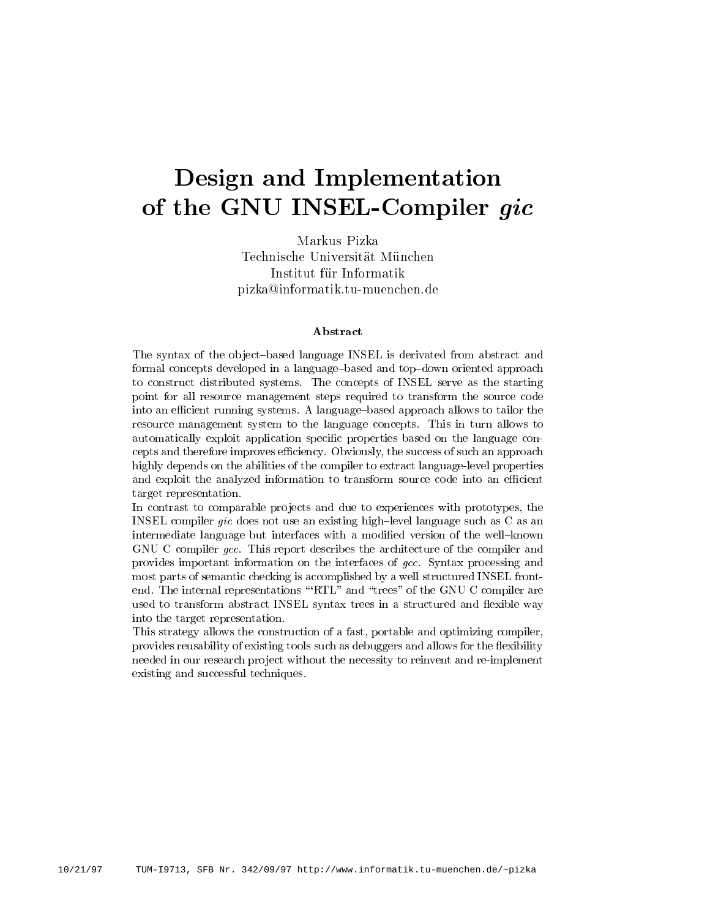# Design and Implementation of the GNU INSEL-Compiler *gic*

Markus Pizka
Technische Universität München
Institut für Informatik
pizka@informatik.tu-muenchen.de

### Abstract

The syntax of the object–based language INSEL is derivated from abstract and formal concepts developed in a language–based and top–down oriented approach to construct distributed systems. The concepts of INSEL serve as the starting point for all resource management steps required to transform the source code into an efficient running systems. A language–based approach allows to tailor the resource management system to the language concepts. This in turn allows to automatically exploit application specific properties based on the language concepts and therefore improves efficiency. Obviously, the success of such an approach highly depends on the abilities of the compiler to extract language-level properties and exploit the analyzed information to transform source code into an efficient target representation.

In contrast to comparable projects and due to experiences with prototypes, the INSEL compiler *gic* does not use an existing high–level language such as C as an intermediate language but interfaces with a modified version of the well–known GNU C compiler *gcc*. This report describes the architecture of the compiler and provides important information on the interfaces of *gcc*. Syntax processing and most parts of semantic checking is accomplished by a well structured INSEL front-end. The internal representations "'RTL" and "trees" of the GNU C compiler are used to transform abstract INSEL syntax trees in a structured and flexible way into the target representation.

This strategy allows the construction of a fast, portable and optimizing compiler, provides reusability of existing tools such as debuggers and allows for the flexibility needed in our research project without the necessity to reinvent and re-implement existing and successful techniques.

10/21/97 TUM-I9713, SFB Nr. 342/09/97 http://www.informatik.tu-muenchen.de/~pizka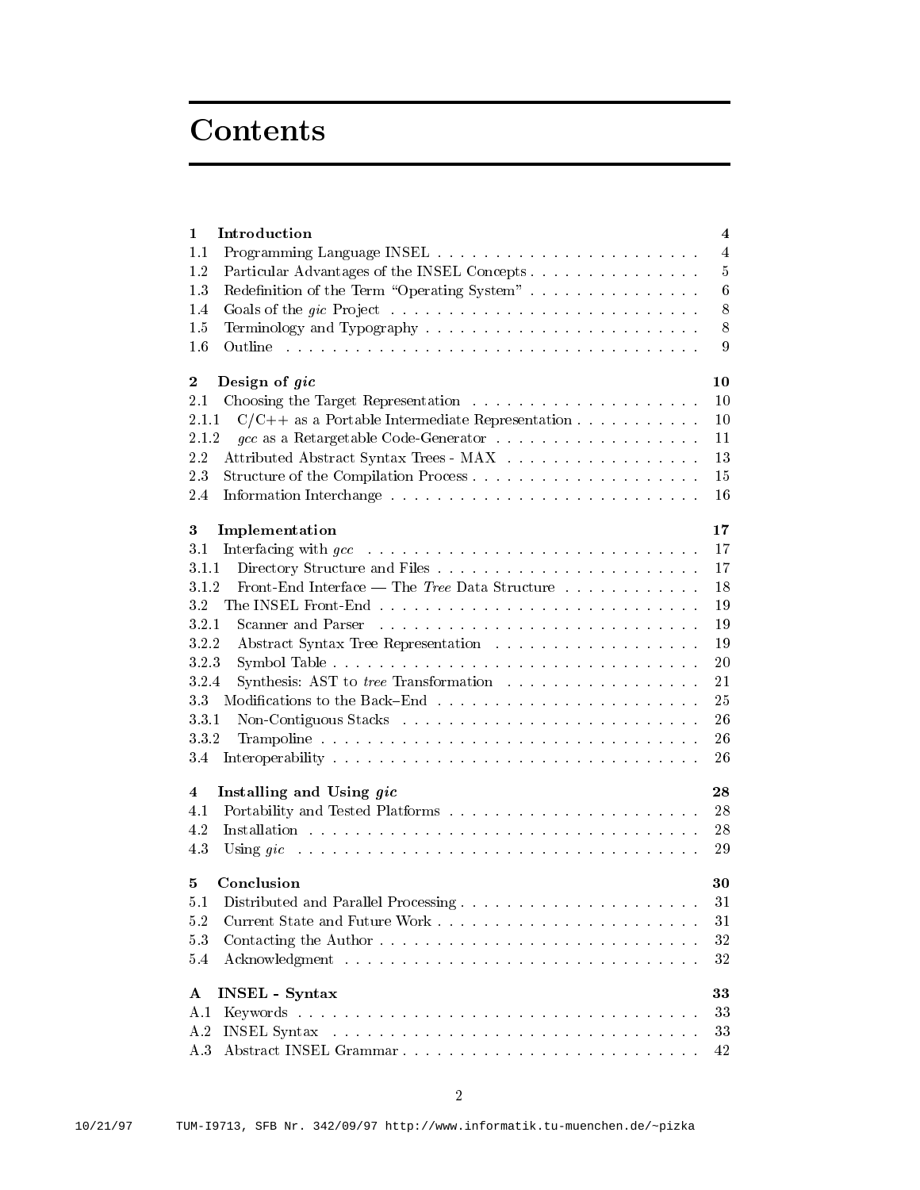# Contents

| | | |
|---|---|---|
| **1** | **Introduction** | **4** |
| 1.1 | Programming Language INSEL | 4 |
| 1.2 | Particular Advantages of the INSEL Concepts | 5 |
| 1.3 | Redefinition of the Term "Operating System" | 6 |
| 1.4 | Goals of the *gic* Project | 8 |
| 1.5 | Terminology and Typography | 8 |
| 1.6 | Outline | 9 |
| **2** | **Design of *gic*** | **10** |
| 2.1 | Choosing the Target Representation | 10 |
| 2.1.1 | C/C++ as a Portable Intermediate Representation | 10 |
| 2.1.2 | *gcc* as a Retargetable Code-Generator | 11 |
| 2.2 | Attributed Abstract Syntax Trees - MAX | 13 |
| 2.3 | Structure of the Compilation Process | 15 |
| 2.4 | Information Interchange | 16 |
| **3** | **Implementation** | **17** |
| 3.1 | Interfacing with *gcc* | 17 |
| 3.1.1 | Directory Structure and Files | 17 |
| 3.1.2 | Front-End Interface — The *Tree* Data Structure | 18 |
| 3.2 | The INSEL Front-End | 19 |
| 3.2.1 | Scanner and Parser | 19 |
| 3.2.2 | Abstract Syntax Tree Representation | 19 |
| 3.2.3 | Symbol Table | 20 |
| 3.2.4 | Synthesis: AST to *tree* Transformation | 21 |
| 3.3 | Modifications to the Back–End | 25 |
| 3.3.1 | Non-Contiguous Stacks | 26 |
| 3.3.2 | Trampoline | 26 |
| 3.4 | Interoperability | 26 |
| **4** | **Installing and Using *gic*** | **28** |
| 4.1 | Portability and Tested Platforms | 28 |
| 4.2 | Installation | 28 |
| 4.3 | Using *gic* | 29 |
| **5** | **Conclusion** | **30** |
| 5.1 | Distributed and Parallel Processing | 31 |
| 5.2 | Current State and Future Work | 31 |
| 5.3 | Contacting the Author | 32 |
| 5.4 | Acknowledgment | 32 |
| **A** | **INSEL - Syntax** | **33** |
| A.1 | Keywords | 33 |
| A.2 | INSEL Syntax | 33 |
| A.3 | Abstract INSEL Grammar | 42 |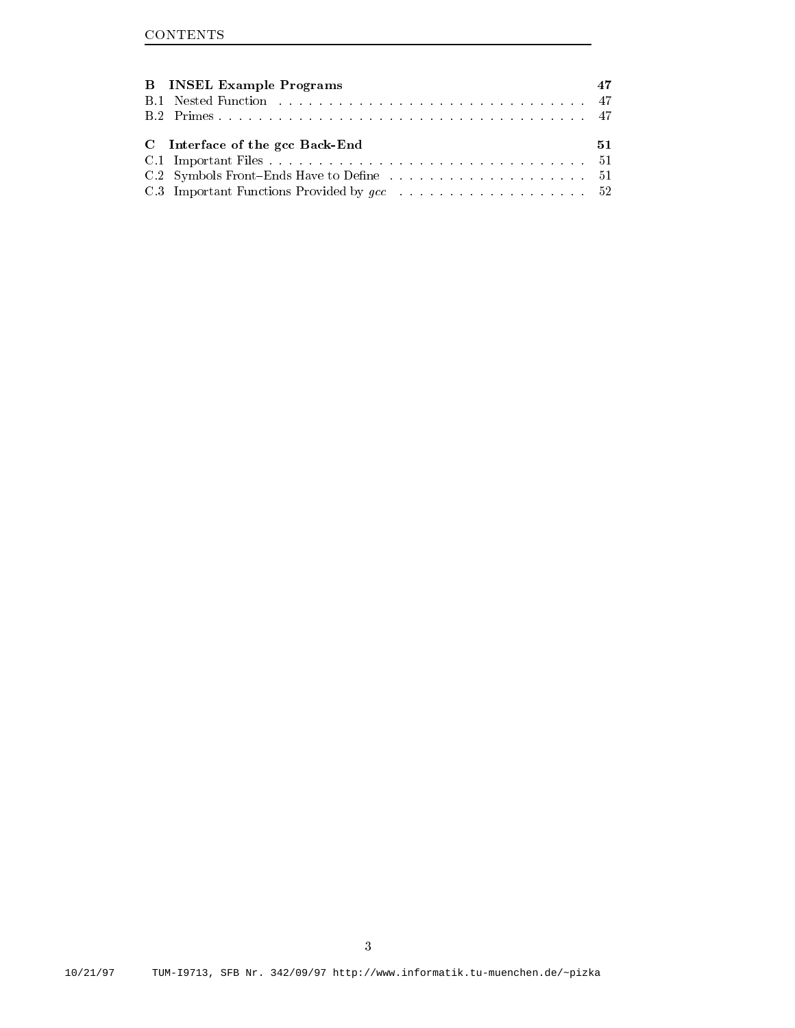**B INSEL Example Programs** **47**

B.1 Nested Function . . . . . . . . . . . . . . . . . . . . . . . . . . . . . . . 47

B.2 Primes . . . . . . . . . . . . . . . . . . . . . . . . . . . . . . . . . . . . 47

**C Interface of the gcc Back-End** **51**

C.1 Important Files . . . . . . . . . . . . . . . . . . . . . . . . . . . . . . . 51

C.2 Symbols Front–Ends Have to Define . . . . . . . . . . . . . . . . . . . 51

C.3 Important Functions Provided by *gcc* . . . . . . . . . . . . . . . . . . 52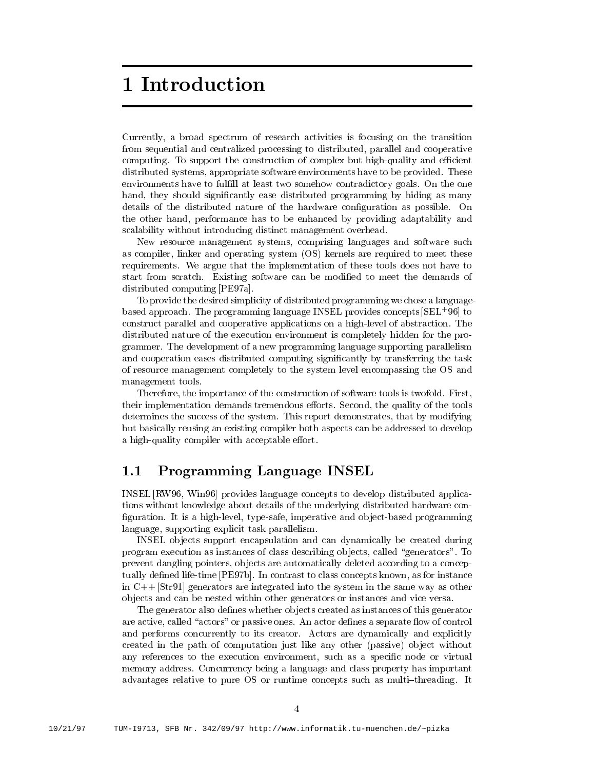# 1 Introduction

Currently, a broad spectrum of research activities is focusing on the transition from sequential and centralized processing to distributed, parallel and cooperative computing. To support the construction of complex but high-quality and efficient distributed systems, appropriate software environments have to be provided. These environments have to fulfill at least two somehow contradictory goals. On the one hand, they should significantly ease distributed programming by hiding as many details of the distributed nature of the hardware configuration as possible. On the other hand, performance has to be enhanced by providing adaptability and scalability without introducing distinct management overhead.

New resource management systems, comprising languages and software such as compiler, linker and operating system (OS) kernels are required to meet these requirements. We argue that the implementation of these tools does not have to start from scratch. Existing software can be modified to meet the demands of distributed computing [PE97a].

To provide the desired simplicity of distributed programming we chose a language-based approach. The programming language INSEL provides concepts [SEL+96] to construct parallel and cooperative applications on a high-level of abstraction. The distributed nature of the execution environment is completely hidden for the programmer. The development of a new programming language supporting parallelism and cooperation eases distributed computing significantly by transferring the task of resource management completely to the system level encompassing the OS and management tools.

Therefore, the importance of the construction of software tools is twofold. First, their implementation demands tremendous efforts. Second, the quality of the tools determines the success of the system. This report demonstrates, that by modifying but basically reusing an existing compiler both aspects can be addressed to develop a high-quality compiler with acceptable effort.

## 1.1 Programming Language INSEL

INSEL [RW96, Win96] provides language concepts to develop distributed applications without knowledge about details of the underlying distributed hardware configuration. It is a high-level, type-safe, imperative and object-based programming language, supporting explicit task parallelism.

INSEL objects support encapsulation and can dynamically be created during program execution as instances of class describing objects, called "generators". To prevent dangling pointers, objects are automatically deleted according to a conceptually defined life-time [PE97b]. In contrast to class concepts known, as for instance in C++ [Str91] generators are integrated into the system in the same way as other objects and can be nested within other generators or instances and vice versa.

The generator also defines whether objects created as instances of this generator are active, called "actors" or passive ones. An actor defines a separate flow of control and performs concurrently to its creator. Actors are dynamically and explicitly created in the path of computation just like any other (passive) object without any references to the execution environment, such as a specific node or virtual memory address. Concurrency being a language and class property has important advantages relative to pure OS or runtime concepts such as multi–threading. It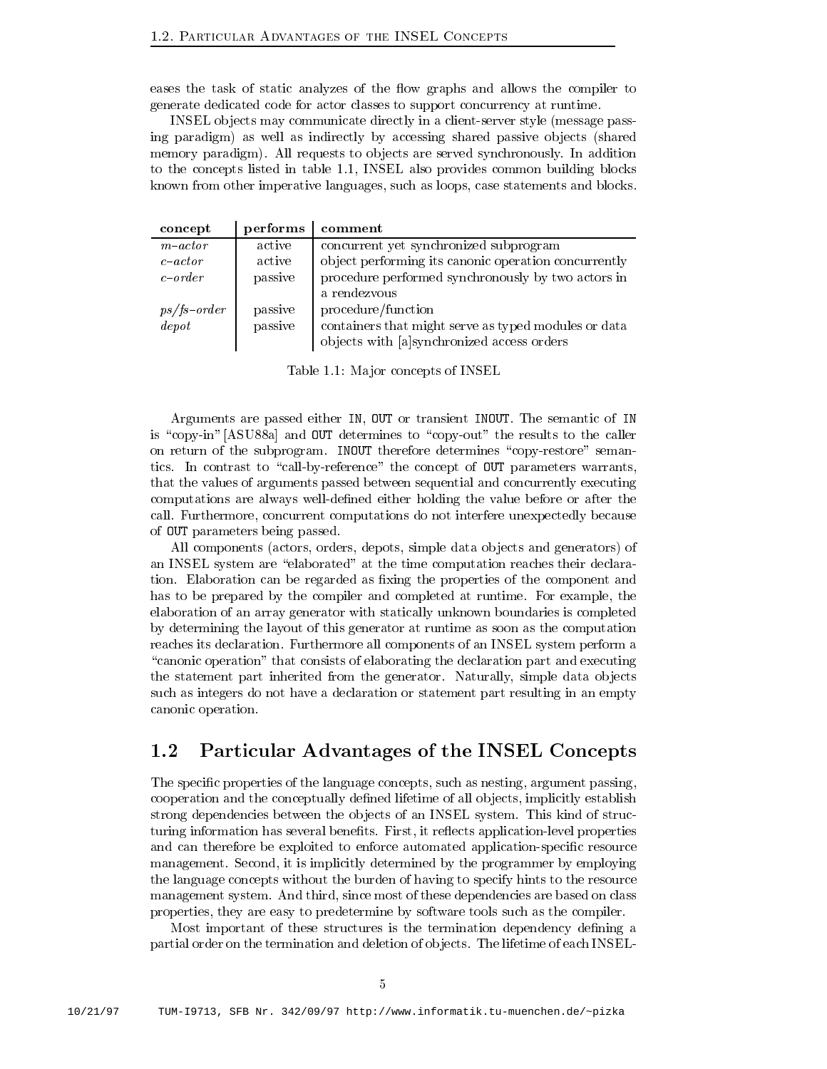eases the task of static analyzes of the flow graphs and allows the compiler to generate dedicated code for actor classes to support concurrency at runtime.

INSEL objects may communicate directly in a client-server style (message passing paradigm) as well as indirectly by accessing shared passive objects (shared memory paradigm). All requests to objects are served synchronously. In addition to the concepts listed in table 1.1, INSEL also provides common building blocks known from other imperative languages, such as loops, case statements and blocks.

| **concept** | **performs** | **comment** |
|---|---|---|
| *m–actor* | active | concurrent yet synchronized subprogram |
| *c–actor* | active | object performing its canonic operation concurrently |
| *c–order* | passive | procedure performed synchronously by two actors in a rendezvous |
| *ps/fs–order* | passive | procedure/function |
| *depot* | passive | containers that might serve as typed modules or data objects with [a]synchronized access orders |

Table 1.1: Major concepts of INSEL

Arguments are passed either `IN`, `OUT` or transient `INOUT`. The semantic of `IN` is "copy-in" [ASU88a] and `OUT` determines to "copy-out" the results to the caller on return of the subprogram. `INOUT` therefore determines "copy-restore" semantics. In contrast to "call-by-reference" the concept of `OUT` parameters warrants, that the values of arguments passed between sequential and concurrently executing computations are always well-defined either holding the value before or after the call. Furthermore, concurrent computations do not interfere unexpectedly because of `OUT` parameters being passed.

All components (actors, orders, depots, simple data objects and generators) of an INSEL system are "elaborated" at the time computation reaches their declaration. Elaboration can be regarded as fixing the properties of the component and has to be prepared by the compiler and completed at runtime. For example, the elaboration of an array generator with statically unknown boundaries is completed by determining the layout of this generator at runtime as soon as the computation reaches its declaration. Furthermore all components of an INSEL system perform a "canonic operation" that consists of elaborating the declaration part and executing the statement part inherited from the generator. Naturally, simple data objects such as integers do not have a declaration or statement part resulting in an empty canonic operation.

## 1.2 Particular Advantages of the INSEL Concepts

The specific properties of the language concepts, such as nesting, argument passing, cooperation and the conceptually defined lifetime of all objects, implicitly establish strong dependencies between the objects of an INSEL system. This kind of structuring information has several benefits. First, it reflects application-level properties and can therefore be exploited to enforce automated application-specific resource management. Second, it is implicitly determined by the programmer by employing the language concepts without the burden of having to specify hints to the resource management system. And third, since most of these dependencies are based on class properties, they are easy to predetermine by software tools such as the compiler.

Most important of these structures is the termination dependency defining a partial order on the termination and deletion of objects. The lifetime of each INSEL-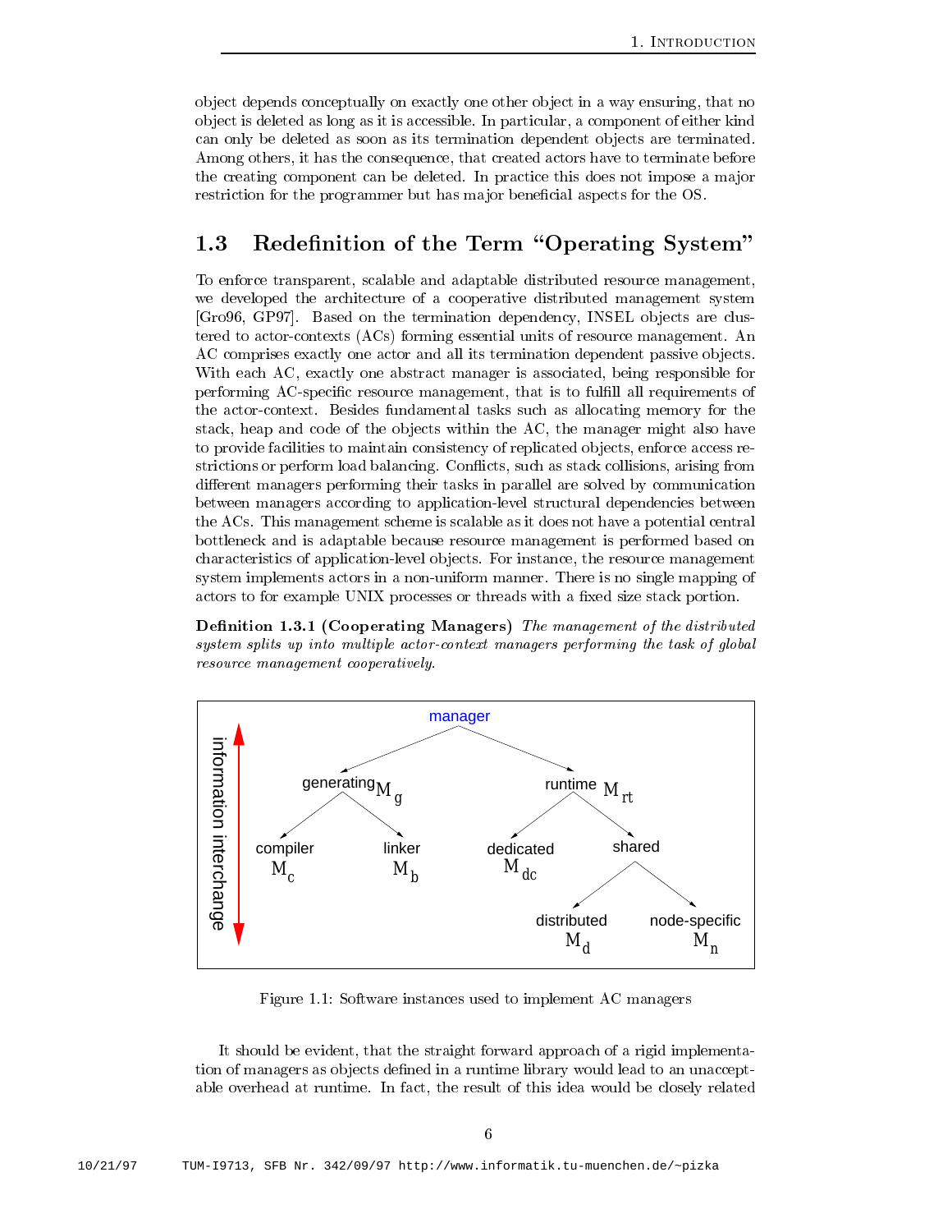object depends conceptually on exactly one other object in a way ensuring, that no object is deleted as long as it is accessible. In particular, a component of either kind can only be deleted as soon as its termination dependent objects are terminated. Among others, it has the consequence, that created actors have to terminate before the creating component can be deleted. In practice this does not impose a major restriction for the programmer but has major beneficial aspects for the OS.

## 1.3 Redefinition of the Term "Operating System"

To enforce transparent, scalable and adaptable distributed resource management, we developed the architecture of a cooperative distributed management system [Gro96, GP97]. Based on the termination dependency, INSEL objects are clustered to actor-contexts (ACs) forming essential units of resource management. An AC comprises exactly one actor and all its termination dependent passive objects. With each AC, exactly one abstract manager is associated, being responsible for performing AC-specific resource management, that is to fulfill all requirements of the actor-context. Besides fundamental tasks such as allocating memory for the stack, heap and code of the objects within the AC, the manager might also have to provide facilities to maintain consistency of replicated objects, enforce access restrictions or perform load balancing. Conflicts, such as stack collisions, arising from different managers performing their tasks in parallel are solved by communication between managers according to application-level structural dependencies between the ACs. This management scheme is scalable as it does not have a potential central bottleneck and is adaptable because resource management is performed based on characteristics of application-level objects. For instance, the resource management system implements actors in a non-uniform manner. There is no single mapping of actors to for example UNIX processes or threads with a fixed size stack portion.

**Definition 1.3.1 (Cooperating Managers)** *The management of the distributed system splits up into multiple actor-context managers performing the task of global resource management cooperatively.*

Figure 1.1: Software instances used to implement AC managers

It should be evident, that the straight forward approach of a rigid implementation of managers as objects defined in a runtime library would lead to an unacceptable overhead at runtime. In fact, the result of this idea would be closely related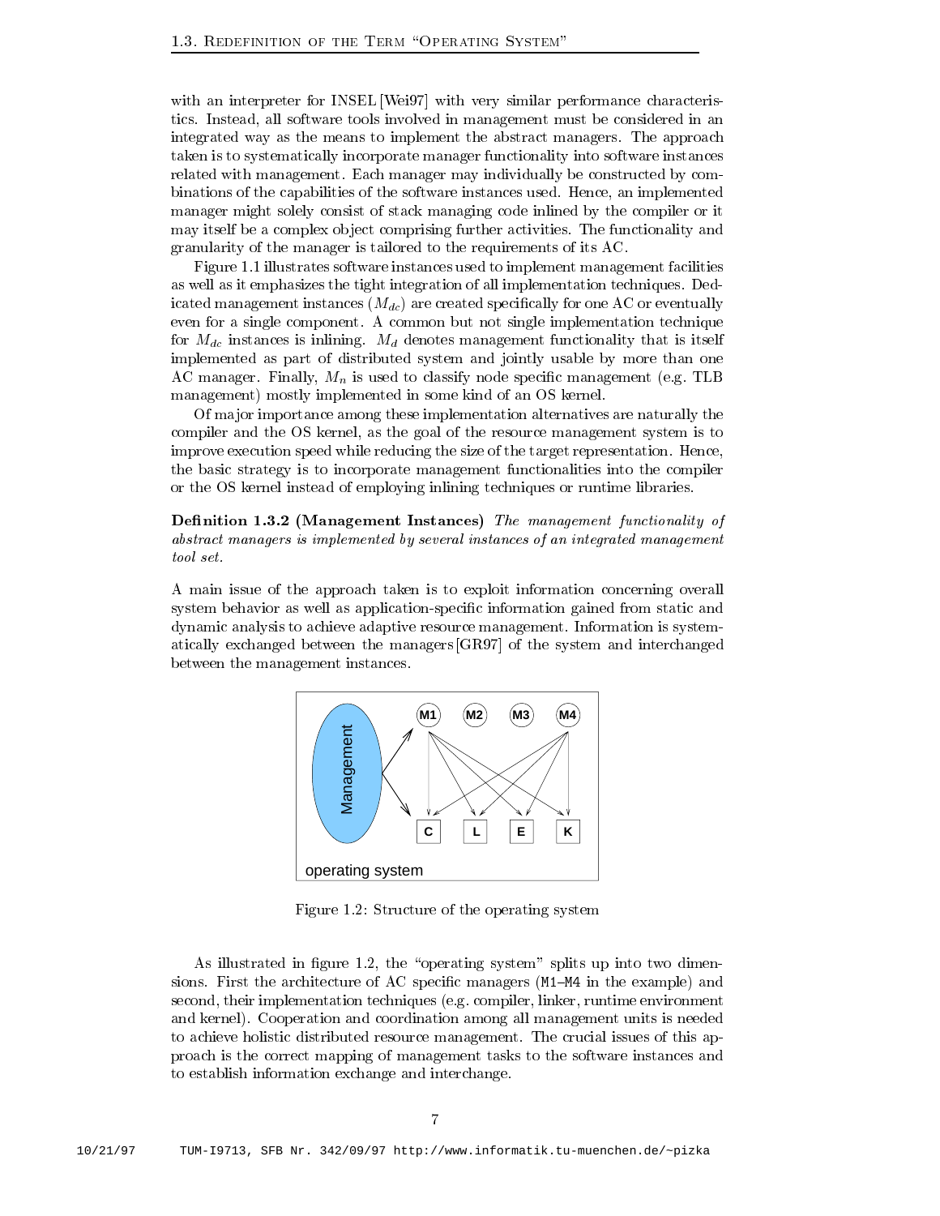with an interpreter for INSEL [Wei97] with very similar performance characteristics. Instead, all software tools involved in management must be considered in an integrated way as the means to implement the abstract managers. The approach taken is to systematically incorporate manager functionality into software instances related with management. Each manager may individually be constructed by combinations of the capabilities of the software instances used. Hence, an implemented manager might solely consist of stack managing code inlined by the compiler or it may itself be a complex object comprising further activities. The functionality and granularity of the manager is tailored to the requirements of its AC.

Figure 1.1 illustrates software instances used to implement management facilities as well as it emphasizes the tight integration of all implementation techniques. Dedicated management instances ($M_{dc}$) are created specifically for one AC or eventually even for a single component. A common but not single implementation technique for $M_{dc}$ instances is inlining. $M_d$ denotes management functionality that is itself implemented as part of distributed system and jointly usable by more than one AC manager. Finally, $M_n$ is used to classify node specific management (e.g. TLB management) mostly implemented in some kind of an OS kernel.

Of major importance among these implementation alternatives are naturally the compiler and the OS kernel, as the goal of the resource management system is to improve execution speed while reducing the size of the target representation. Hence, the basic strategy is to incorporate management functionalities into the compiler or the OS kernel instead of employing inlining techniques or runtime libraries.

**Definition 1.3.2 (Management Instances)** *The management functionality of abstract managers is implemented by several instances of an integrated management tool set.*

A main issue of the approach taken is to exploit information concerning overall system behavior as well as application-specific information gained from static and dynamic analysis to achieve adaptive resource management. Information is systematically exchanged between the managers [GR97] of the system and interchanged between the management instances.

Figure 1.2: Structure of the operating system

As illustrated in figure 1.2, the "operating system" splits up into two dimensions. First the architecture of AC specific managers (`M1–M4` in the example) and second, their implementation techniques (e.g. compiler, linker, runtime environment and kernel). Cooperation and coordination among all management units is needed to achieve holistic distributed resource management. The crucial issues of this approach is the correct mapping of management tasks to the software instances and to establish information exchange and interchange.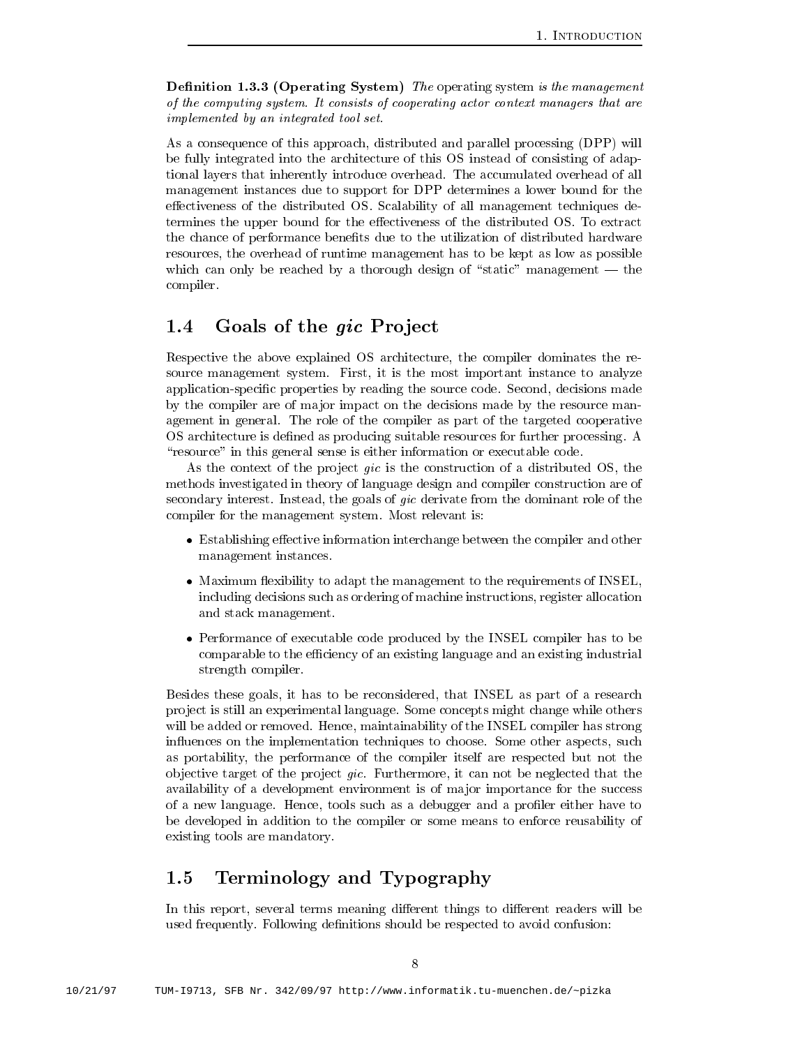**Definition 1.3.3 (Operating System)** *The* operating system *is the management of the computing system. It consists of cooperating actor context managers that are implemented by an integrated tool set.*

As a consequence of this approach, distributed and parallel processing (DPP) will be fully integrated into the architecture of this OS instead of consisting of adaptional layers that inherently introduce overhead. The accumulated overhead of all management instances due to support for DPP determines a lower bound for the effectiveness of the distributed OS. Scalability of all management techniques determines the upper bound for the effectiveness of the distributed OS. To extract the chance of performance benefits due to the utilization of distributed hardware resources, the overhead of runtime management has to be kept as low as possible which can only be reached by a thorough design of "static" management — the compiler.

## 1.4 Goals of the *gic* Project

Respective the above explained OS architecture, the compiler dominates the resource management system. First, it is the most important instance to analyze application-specific properties by reading the source code. Second, decisions made by the compiler are of major impact on the decisions made by the resource management in general. The role of the compiler as part of the targeted cooperative OS architecture is defined as producing suitable resources for further processing. A "resource" in this general sense is either information or executable code.

As the context of the project *gic* is the construction of a distributed OS, the methods investigated in theory of language design and compiler construction are of secondary interest. Instead, the goals of *gic* derivate from the dominant role of the compiler for the management system. Most relevant is:

- Establishing effective information interchange between the compiler and other management instances.
- Maximum flexibility to adapt the management to the requirements of INSEL, including decisions such as ordering of machine instructions, register allocation and stack management.
- Performance of executable code produced by the INSEL compiler has to be comparable to the efficiency of an existing language and an existing industrial strength compiler.

Besides these goals, it has to be reconsidered, that INSEL as part of a research project is still an experimental language. Some concepts might change while others will be added or removed. Hence, maintainability of the INSEL compiler has strong influences on the implementation techniques to choose. Some other aspects, such as portability, the performance of the compiler itself are respected but not the objective target of the project *gic*. Furthermore, it can not be neglected that the availability of a development environment is of major importance for the success of a new language. Hence, tools such as a debugger and a profiler either have to be developed in addition to the compiler or some means to enforce reusability of existing tools are mandatory.

## 1.5 Terminology and Typography

In this report, several terms meaning different things to different readers will be used frequently. Following definitions should be respected to avoid confusion: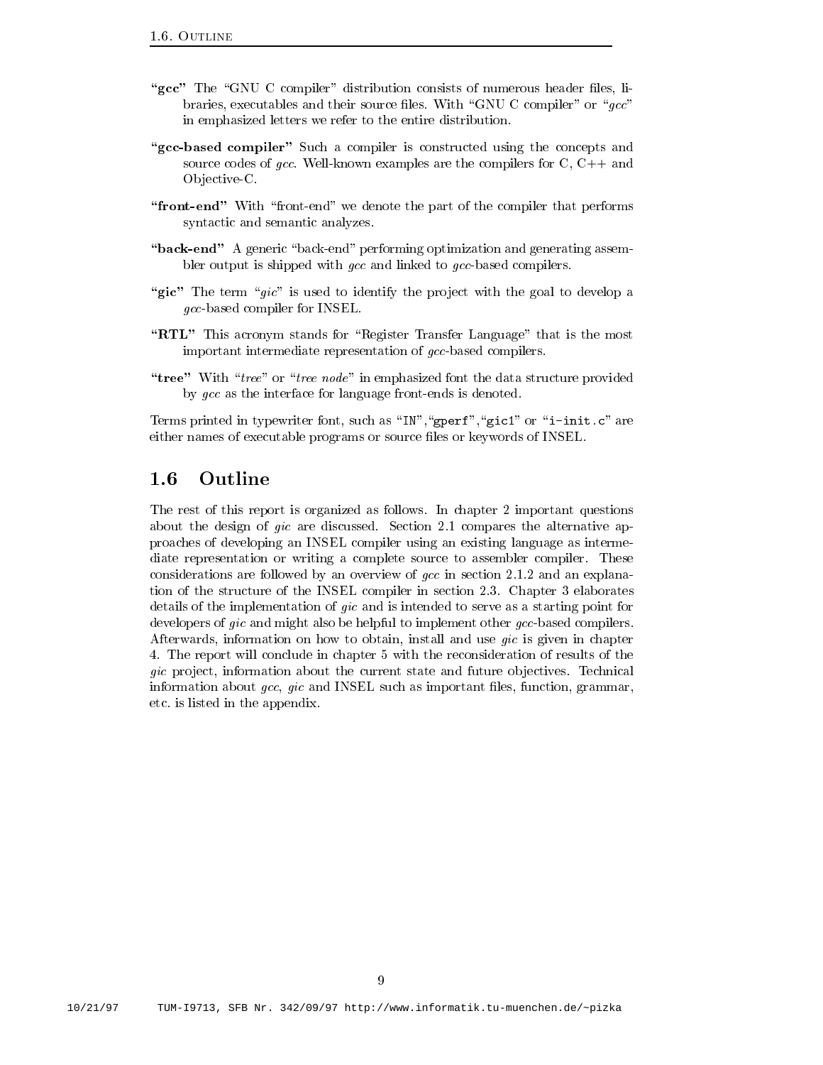**"gcc"** The "GNU C compiler" distribution consists of numerous header files, libraries, executables and their source files. With "GNU C compiler" or "*gcc*" in emphasized letters we refer to the entire distribution.

**"gcc-based compiler"** Such a compiler is constructed using the concepts and source codes of *gcc*. Well-known examples are the compilers for C, C++ and Objective-C.

**"front-end"** With "front-end" we denote the part of the compiler that performs syntactic and semantic analyzes.

**"back-end"** A generic "back-end" performing optimization and generating assembler output is shipped with *gcc* and linked to *gcc*-based compilers.

**"gic"** The term "*gic*" is used to identify the project with the goal to develop a *gcc*-based compiler for INSEL.

**"RTL"** This acronym stands for "Register Transfer Language" that is the most important intermediate representation of *gcc*-based compilers.

**"tree"** With "*tree*" or "*tree node*" in emphasized font the data structure provided by *gcc* as the interface for language front-ends is denoted.

Terms printed in typewriter font, such as "`IN`","`gperf`","`gic1`" or "`i-init.c`" are either names of executable programs or source files or keywords of INSEL.

## 1.6 Outline

The rest of this report is organized as follows. In chapter 2 important questions about the design of *gic* are discussed. Section 2.1 compares the alternative approaches of developing an INSEL compiler using an existing language as intermediate representation or writing a complete source to assembler compiler. These considerations are followed by an overview of *gcc* in section 2.1.2 and an explanation of the structure of the INSEL compiler in section 2.3. Chapter 3 elaborates details of the implementation of *gic* and is intended to serve as a starting point for developers of *gic* and might also be helpful to implement other *gcc*-based compilers. Afterwards, information on how to obtain, install and use *gic* is given in chapter 4. The report will conclude in chapter 5 with the reconsideration of results of the *gic* project, information about the current state and future objectives. Technical information about *gcc*, *gic* and INSEL such as important files, function, grammar, etc. is listed in the appendix.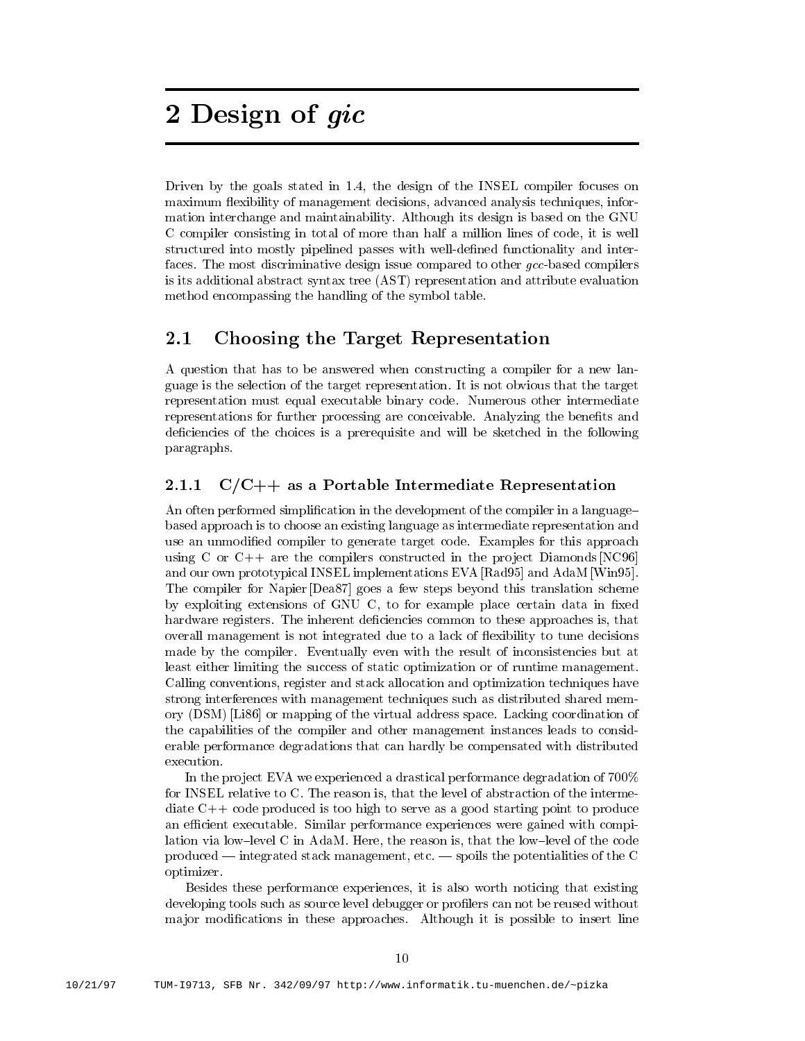# 2 Design of *gic*

Driven by the goals stated in 1.4, the design of the INSEL compiler focuses on maximum flexibility of management decisions, advanced analysis techniques, information interchange and maintainability. Although its design is based on the GNU C compiler consisting in total of more than half a million lines of code, it is well structured into mostly pipelined passes with well-defined functionality and interfaces. The most discriminative design issue compared to other *gcc*-based compilers is its additional abstract syntax tree (AST) representation and attribute evaluation method encompassing the handling of the symbol table.

## 2.1 Choosing the Target Representation

A question that has to be answered when constructing a compiler for a new language is the selection of the target representation. It is not obvious that the target representation must equal executable binary code. Numerous other intermediate representations for further processing are conceivable. Analyzing the benefits and deficiencies of the choices is a prerequisite and will be sketched in the following paragraphs.

### 2.1.1 C/C++ as a Portable Intermediate Representation

An often performed simplification in the development of the compiler in a language–based approach is to choose an existing language as intermediate representation and use an unmodified compiler to generate target code. Examples for this approach using C or C++ are the compilers constructed in the project Diamonds [NC96] and our own prototypical INSEL implementations EVA [Rad95] and AdaM [Win95]. The compiler for Napier [Dea87] goes a few steps beyond this translation scheme by exploiting extensions of GNU C, to for example place certain data in fixed hardware registers. The inherent deficiencies common to these approaches is, that overall management is not integrated due to a lack of flexibility to tune decisions made by the compiler. Eventually even with the result of inconsistencies but at least either limiting the success of static optimization or of runtime management. Calling conventions, register and stack allocation and optimization techniques have strong interferences with management techniques such as distributed shared memory (DSM) [Li86] or mapping of the virtual address space. Lacking coordination of the capabilities of the compiler and other management instances leads to considerable performance degradations that can hardly be compensated with distributed execution.

In the project EVA we experienced a drastical performance degradation of 700% for INSEL relative to C. The reason is, that the level of abstraction of the intermediate C++ code produced is too high to serve as a good starting point to produce an efficient executable. Similar performance experiences were gained with compilation via low–level C in AdaM. Here, the reason is, that the low–level of the code produced — integrated stack management, etc. — spoils the potentialities of the C optimizer.

Besides these performance experiences, it is also worth noticing that existing developing tools such as source level debugger or profilers can not be reused without major modifications in these approaches. Although it is possible to insert line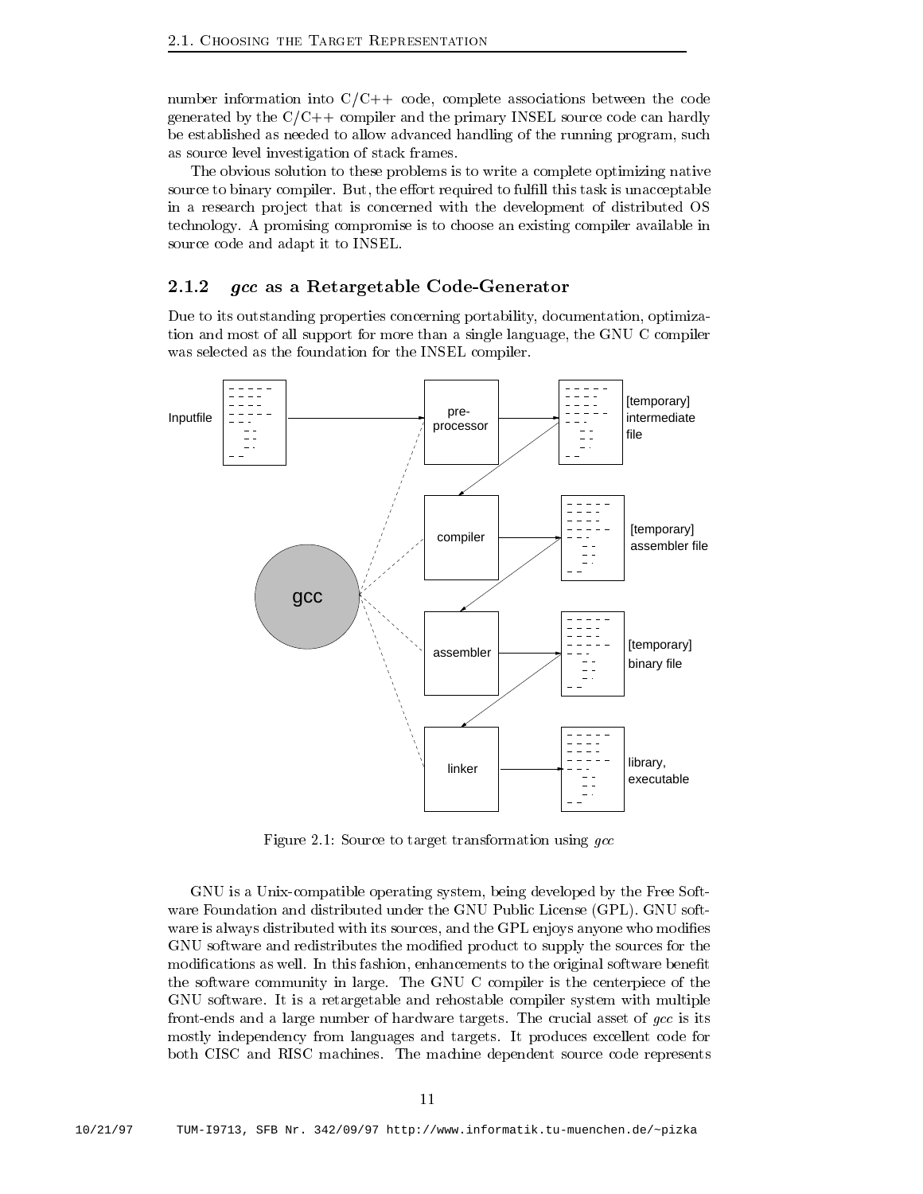number information into C/C++ code, complete associations between the code generated by the C/C++ compiler and the primary INSEL source code can hardly be established as needed to allow advanced handling of the running program, such as source level investigation of stack frames.

The obvious solution to these problems is to write a complete optimizing native source to binary compiler. But, the effort required to fulfill this task is unacceptable in a research project that is concerned with the development of distributed OS technology. A promising compromise is to choose an existing compiler available in source code and adapt it to INSEL.

### 2.1.2 *gcc* as a Retargetable Code-Generator

Due to its outstanding properties concerning portability, documentation, optimization and most of all support for more than a single language, the GNU C compiler was selected as the foundation for the INSEL compiler.

Figure 2.1: Source to target transformation using *gcc*

GNU is a Unix-compatible operating system, being developed by the Free Software Foundation and distributed under the GNU Public License (GPL). GNU software is always distributed with its sources, and the GPL enjoys anyone who modifies GNU software and redistributes the modified product to supply the sources for the modifications as well. In this fashion, enhancements to the original software benefit the software community in large. The GNU C compiler is the centerpiece of the GNU software. It is a retargetable and rehostable compiler system with multiple front-ends and a large number of hardware targets. The crucial asset of *gcc* is its mostly independency from languages and targets. It produces excellent code for both CISC and RISC machines. The machine dependent source code represents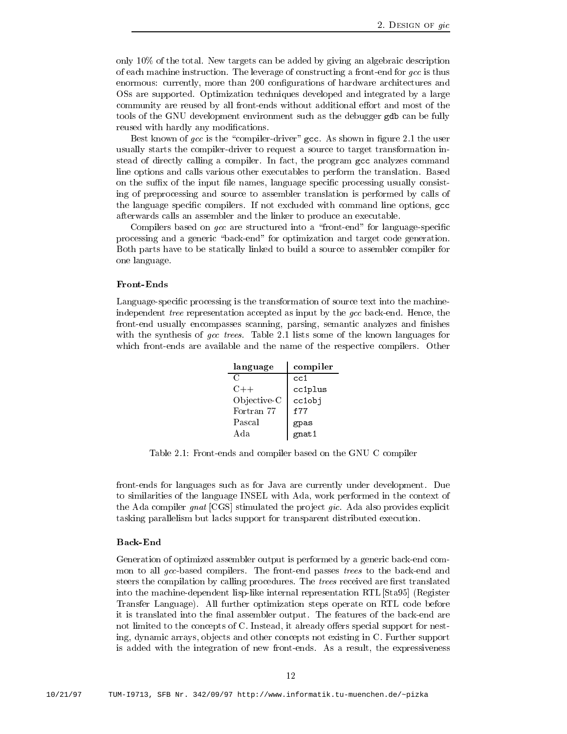only 10% of the total. New targets can be added by giving an algebraic description of each machine instruction. The leverage of constructing a front-end for *gcc* is thus enormous: currently, more than 200 configurations of hardware architectures and OSs are supported. Optimization techniques developed and integrated by a large community are reused by all front-ends without additional effort and most of the tools of the GNU development environment such as the debugger `gdb` can be fully reused with hardly any modifications.

Best known of *gcc* is the "compiler-driver" `gcc`. As shown in figure 2.1 the user usually starts the compiler-driver to request a source to target transformation instead of directly calling a compiler. In fact, the program `gcc` analyzes command line options and calls various other executables to perform the translation. Based on the suffix of the input file names, language specific processing usually consisting of preprocessing and source to assembler translation is performed by calls of the language specific compilers. If not excluded with command line options, `gcc` afterwards calls an assembler and the linker to produce an executable.

Compilers based on *gcc* are structured into a "front-end" for language-specific processing and a generic "back-end" for optimization and target code generation. Both parts have to be statically linked to build a source to assembler compiler for one language.

### Front-Ends

Language-specific processing is the transformation of source text into the machine-independent *tree* representation accepted as input by the *gcc* back-end. Hence, the front-end usually encompasses scanning, parsing, semantic analyzes and finishes with the synthesis of *gcc trees*. Table 2.1 lists some of the known languages for which front-ends are available and the name of the respective compilers. Other

| language | compiler |
|---|---|
| C | `cc1` |
| C++ | `cc1plus` |
| Objective-C | `cc1obj` |
| Fortran 77 | `f77` |
| Pascal | `gpas` |
| Ada | `gnat1` |

Table 2.1: Front-ends and compiler based on the GNU C compiler

front-ends for languages such as for Java are currently under development. Due to similarities of the language INSEL with Ada, work performed in the context of the Ada compiler *gnat* [CGS] stimulated the project *gic*. Ada also provides explicit tasking parallelism but lacks support for transparent distributed execution.

### Back-End

Generation of optimized assembler output is performed by a generic back-end common to all *gcc*-based compilers. The front-end passes *trees* to the back-end and steers the compilation by calling procedures. The *trees* received are first translated into the machine-dependent lisp-like internal representation RTL [Sta95] (Register Transfer Language). All further optimization steps operate on RTL code before it is translated into the final assembler output. The features of the back-end are not limited to the concepts of C. Instead, it already offers special support for nesting, dynamic arrays, objects and other concepts not existing in C. Further support is added with the integration of new front-ends. As a result, the expressiveness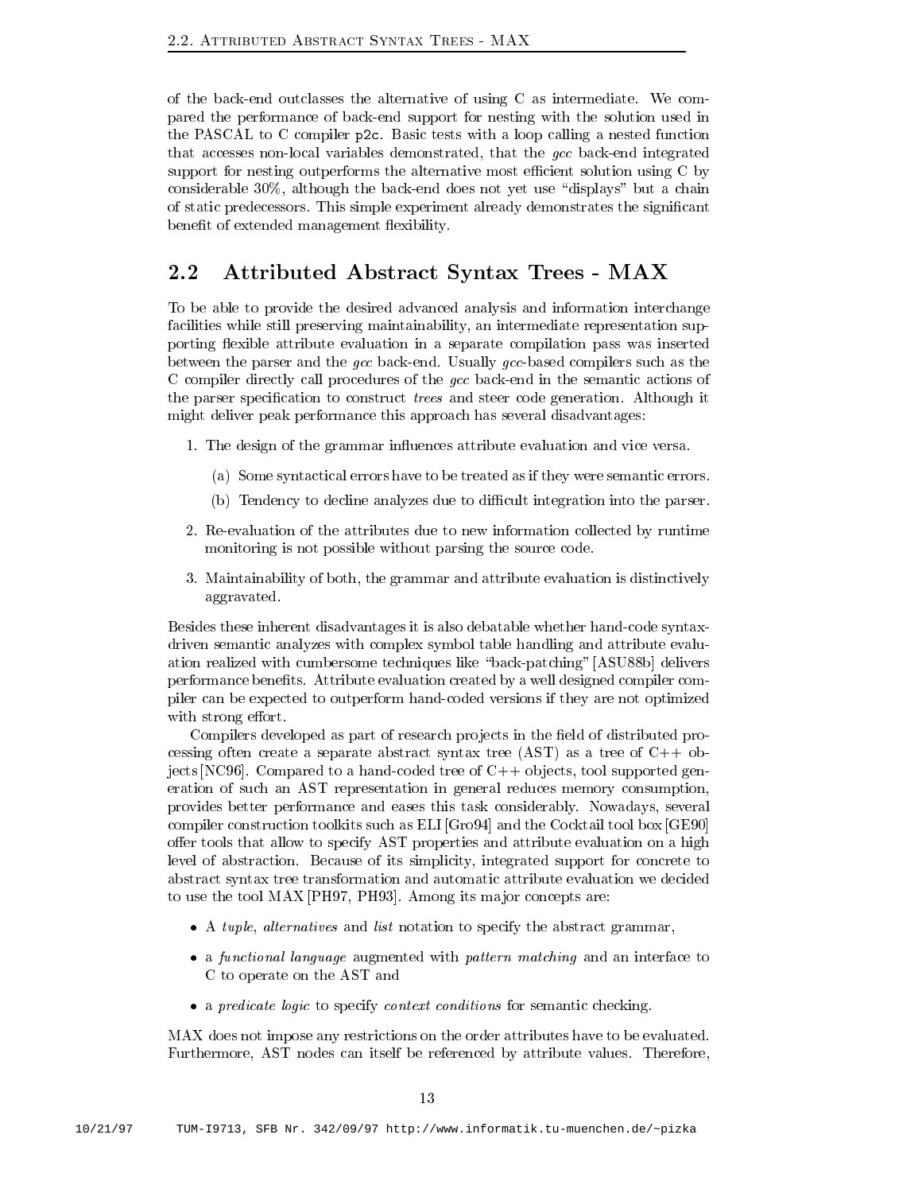of the back-end outclasses the alternative of using C as intermediate. We compared the performance of back-end support for nesting with the solution used in the PASCAL to C compiler `p2c`. Basic tests with a loop calling a nested function that accesses non-local variables demonstrated, that the *gcc* back-end integrated support for nesting outperforms the alternative most efficient solution using C by considerable 30%, although the back-end does not yet use "displays" but a chain of static predecessors. This simple experiment already demonstrates the significant benefit of extended management flexibility.

## 2.2 Attributed Abstract Syntax Trees - MAX

To be able to provide the desired advanced analysis and information interchange facilities while still preserving maintainability, an intermediate representation supporting flexible attribute evaluation in a separate compilation pass was inserted between the parser and the *gcc* back-end. Usually *gcc*-based compilers such as the C compiler directly call procedures of the *gcc* back-end in the semantic actions of the parser specification to construct *trees* and steer code generation. Although it might deliver peak performance this approach has several disadvantages:

1. The design of the grammar influences attribute evaluation and vice versa.
   - (a) Some syntactical errors have to be treated as if they were semantic errors.
   - (b) Tendency to decline analyzes due to difficult integration into the parser.
2. Re-evaluation of the attributes due to new information collected by runtime monitoring is not possible without parsing the source code.
3. Maintainability of both, the grammar and attribute evaluation is distinctively aggravated.

Besides these inherent disadvantages it is also debatable whether hand-code syntax-driven semantic analyzes with complex symbol table handling and attribute evaluation realized with cumbersome techniques like "back-patching" [ASU88b] delivers performance benefits. Attribute evaluation created by a well designed compiler compiler can be expected to outperform hand-coded versions if they are not optimized with strong effort.

Compilers developed as part of research projects in the field of distributed processing often create a separate abstract syntax tree (AST) as a tree of C++ objects [NC96]. Compared to a hand-coded tree of C++ objects, tool supported generation of such an AST representation in general reduces memory consumption, provides better performance and eases this task considerably. Nowadays, several compiler construction toolkits such as ELI [Gro94] and the Cocktail tool box [GE90] offer tools that allow to specify AST properties and attribute evaluation on a high level of abstraction. Because of its simplicity, integrated support for concrete to abstract syntax tree transformation and automatic attribute evaluation we decided to use the tool MAX [PH97, PH93]. Among its major concepts are:

- A *tuple*, *alternatives* and *list* notation to specify the abstract grammar,
- a *functional language* augmented with *pattern matching* and an interface to C to operate on the AST and
- a *predicate logic* to specify *context conditions* for semantic checking.

MAX does not impose any restrictions on the order attributes have to be evaluated. Furthermore, AST nodes can itself be referenced by attribute values. Therefore,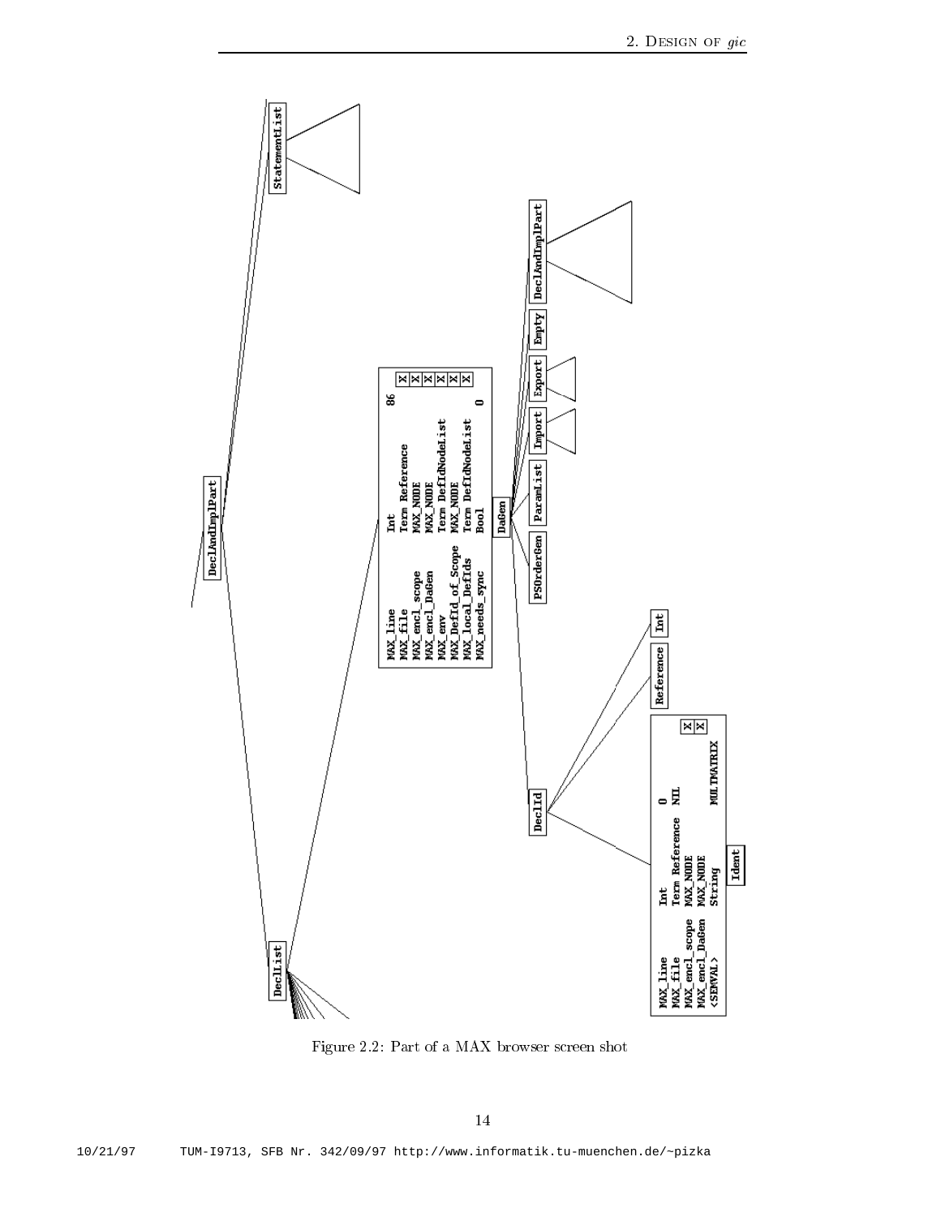Figure 2.2: Part of a MAX browser screen shot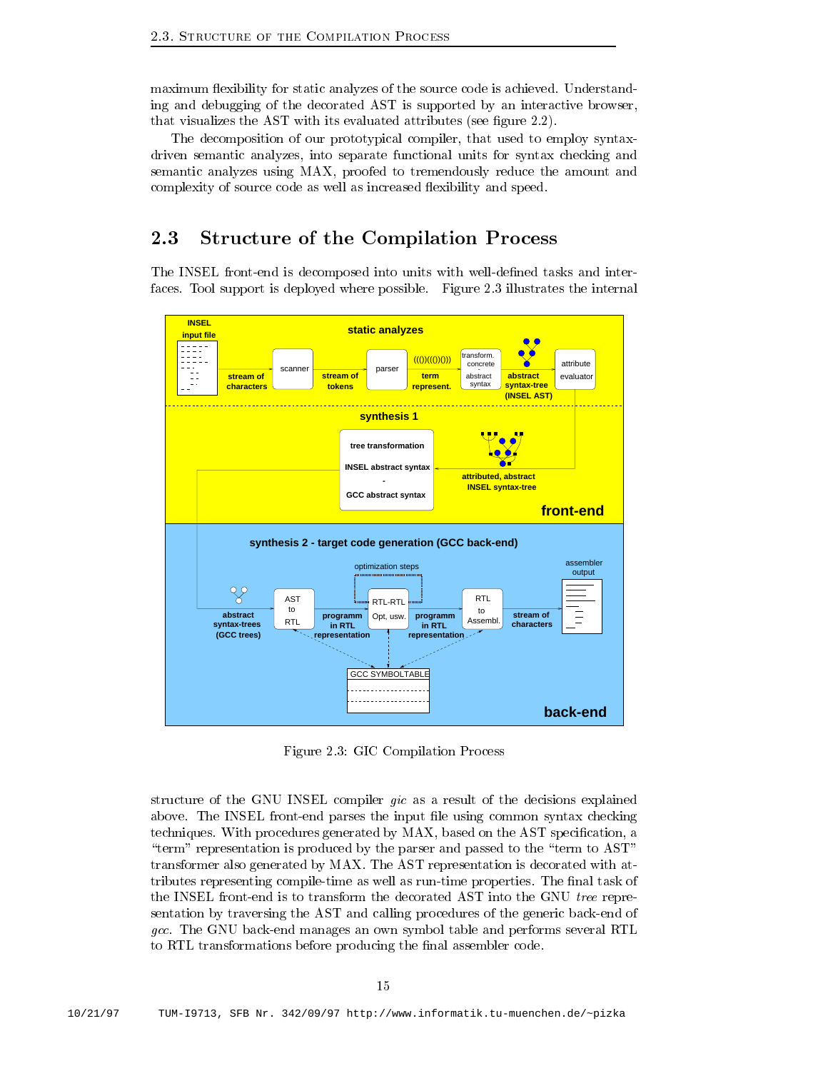maximum flexibility for static analyzes of the source code is achieved. Understanding and debugging of the decorated AST is supported by an interactive browser, that visualizes the AST with its evaluated attributes (see figure 2.2).

The decomposition of our prototypical compiler, that used to employ syntax-driven semantic analyzes, into separate functional units for syntax checking and semantic analyzes using MAX, proofed to tremendously reduce the amount and complexity of source code as well as increased flexibility and speed.

## 2.3 Structure of the Compilation Process

The INSEL front-end is decomposed into units with well-defined tasks and interfaces. Tool support is deployed where possible. Figure 2.3 illustrates the internal

Figure 2.3: GIC Compilation Process

structure of the GNU INSEL compiler *gic* as a result of the decisions explained above. The INSEL front-end parses the input file using common syntax checking techniques. With procedures generated by MAX, based on the AST specification, a "term" representation is produced by the parser and passed to the "term to AST" transformer also generated by MAX. The AST representation is decorated with attributes representing compile-time as well as run-time properties. The final task of the INSEL front-end is to transform the decorated AST into the GNU *tree* representation by traversing the AST and calling procedures of the generic back-end of *gcc*. The GNU back-end manages an own symbol table and performs several RTL to RTL transformations before producing the final assembler code.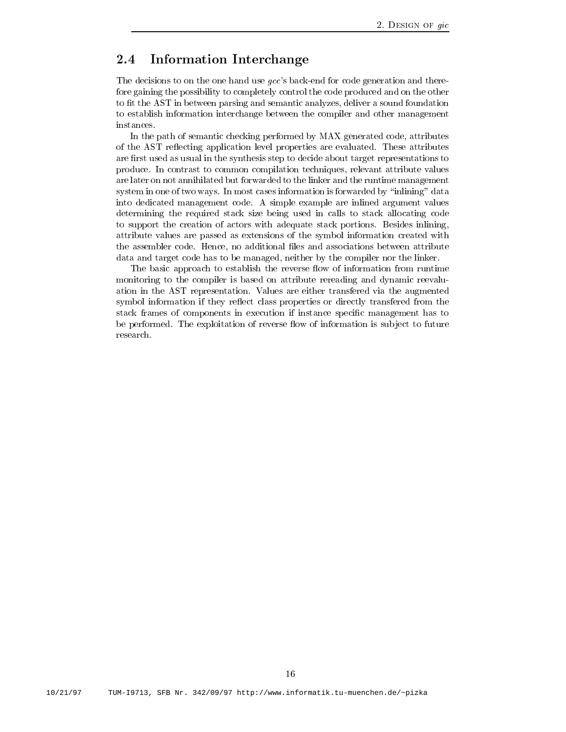## 2.4 Information Interchange

The decisions to on the one hand use *gcc*'s back-end for code generation and therefore gaining the possibility to completely control the code produced and on the other to fit the AST in between parsing and semantic analyzes, deliver a sound foundation to establish information interchange between the compiler and other management instances.

In the path of semantic checking performed by MAX generated code, attributes of the AST reflecting application level properties are evaluated. These attributes are first used as usual in the synthesis step to decide about target representations to produce. In contrast to common compilation techniques, relevant attribute values are later on not annihilated but forwarded to the linker and the runtime management system in one of two ways. In most cases information is forwarded by "inlining" data into dedicated management code. A simple example are inlined argument values determining the required stack size being used in calls to stack allocating code to support the creation of actors with adequate stack portions. Besides inlining, attribute values are passed as extensions of the symbol information created with the assembler code. Hence, no additional files and associations between attribute data and target code has to be managed, neither by the compiler nor the linker.

The basic approach to establish the reverse flow of information from runtime monitoring to the compiler is based on attribute rereading and dynamic reevaluation in the AST representation. Values are either transfered via the augmented symbol information if they reflect class properties or directly transfered from the stack frames of components in execution if instance specific management has to be performed. The exploitation of reverse flow of information is subject to future research.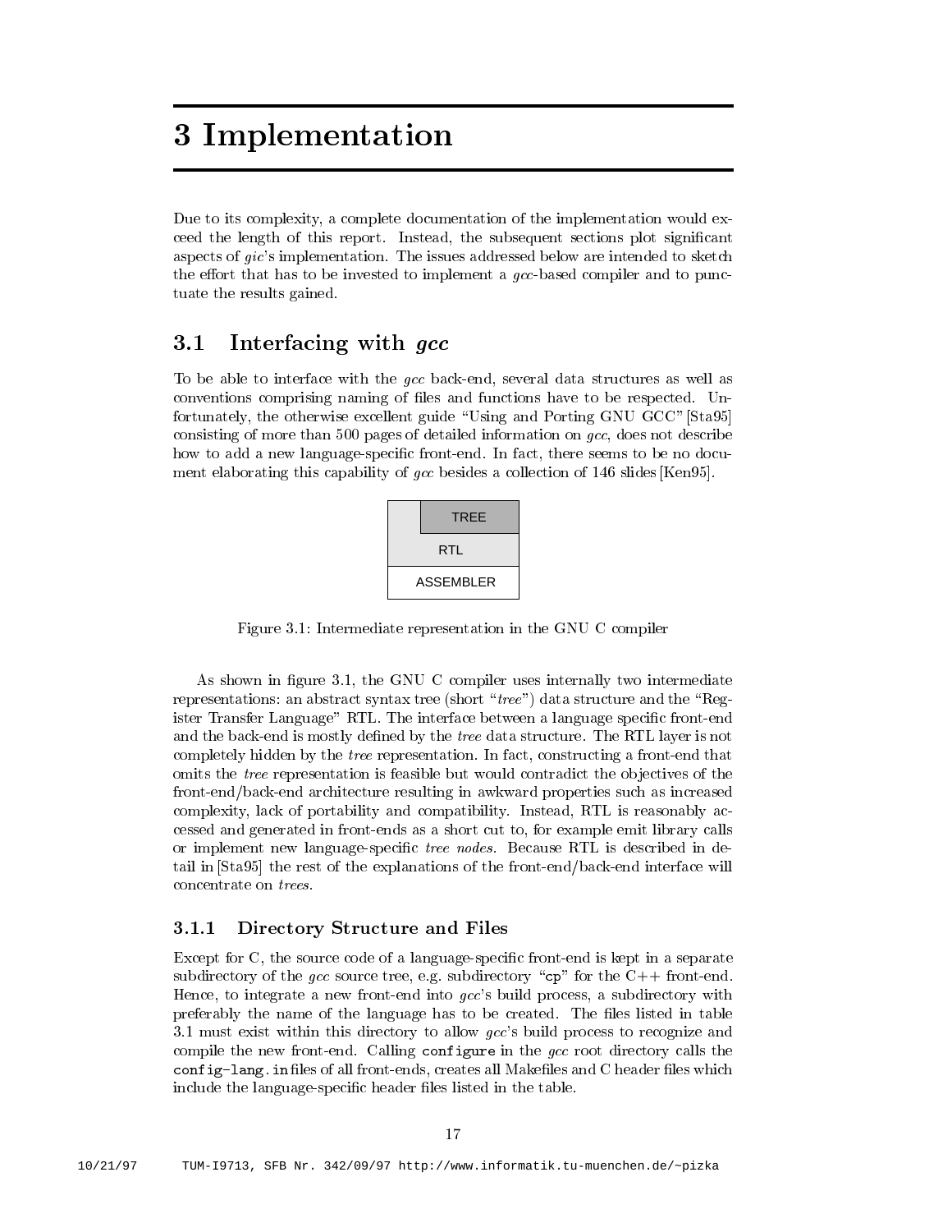# 3 Implementation

Due to its complexity, a complete documentation of the implementation would exceed the length of this report. Instead, the subsequent sections plot significant aspects of *gic*'s implementation. The issues addressed below are intended to sketch the effort that has to be invested to implement a *gcc*-based compiler and to punctuate the results gained.

## 3.1 Interfacing with *gcc*

To be able to interface with the *gcc* back-end, several data structures as well as conventions comprising naming of files and functions have to be respected. Unfortunately, the otherwise excellent guide "Using and Porting GNU GCC" [Sta95] consisting of more than 500 pages of detailed information on *gcc*, does not describe how to add a new language-specific front-end. In fact, there seems to be no document elaborating this capability of *gcc* besides a collection of 146 slides [Ken95].

| TREE |
|---|
| RTL |
| ASSEMBLER |

Figure 3.1: Intermediate representation in the GNU C compiler

As shown in figure 3.1, the GNU C compiler uses internally two intermediate representations: an abstract syntax tree (short "*tree*") data structure and the "Register Transfer Language" RTL. The interface between a language specific front-end and the back-end is mostly defined by the *tree* data structure. The RTL layer is not completely hidden by the *tree* representation. In fact, constructing a front-end that omits the *tree* representation is feasible but would contradict the objectives of the front-end/back-end architecture resulting in awkward properties such as increased complexity, lack of portability and compatibility. Instead, RTL is reasonably accessed and generated in front-ends as a short cut to, for example emit library calls or implement new language-specific *tree nodes*. Because RTL is described in detail in [Sta95] the rest of the explanations of the front-end/back-end interface will concentrate on *trees*.

### 3.1.1 Directory Structure and Files

Except for C, the source code of a language-specific front-end is kept in a separate subdirectory of the *gcc* source tree, e.g. subdirectory "`cp`" for the C++ front-end. Hence, to integrate a new front-end into *gcc*'s build process, a subdirectory with preferably the name of the language has to be created. The files listed in table 3.1 must exist within this directory to allow *gcc*'s build process to recognize and compile the new front-end. Calling `configure` in the *gcc* root directory calls the `config-lang.in` files of all front-ends, creates all Makefiles and C header files which include the language-specific header files listed in the table.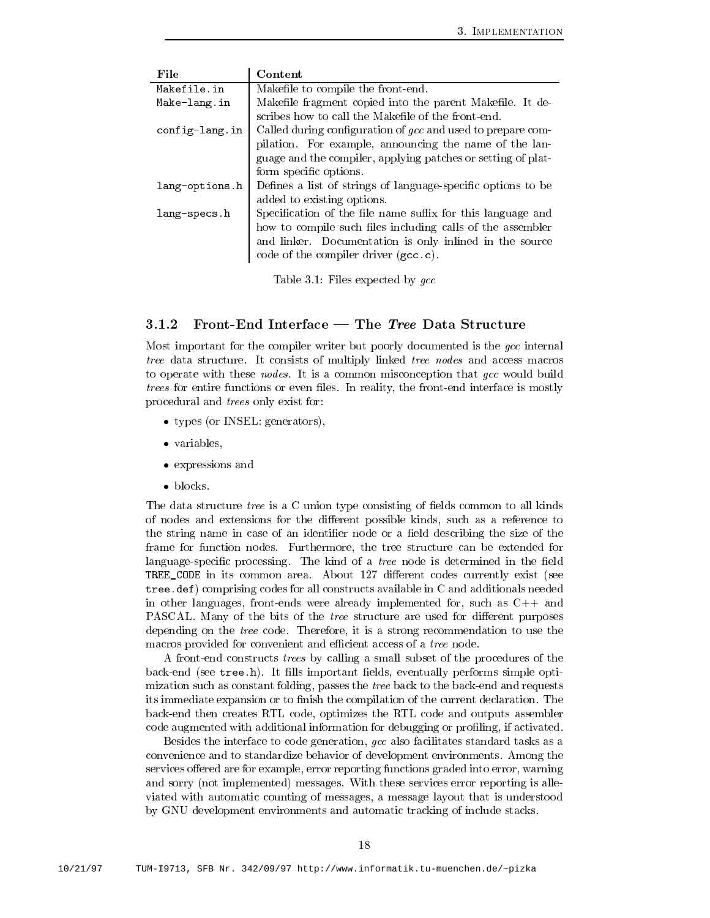| File | Content |
| --- | --- |
| `Makefile.in` | Makefile to compile the front-end. |
| `Make-lang.in` | Makefile fragment copied into the parent Makefile. It describes how to call the Makefile of the front-end. |
| `config-lang.in` | Called during configuration of *gcc* and used to prepare compilation. For example, announcing the name of the language and the compiler, applying patches or setting of platform specific options. |
| `lang-options.h` | Defines a list of strings of language-specific options to be added to existing options. |
| `lang-specs.h` | Specification of the file name suffix for this language and how to compile such files including calls of the assembler and linker. Documentation is only inlined in the source code of the compiler driver (`gcc.c`). |

Table 3.1: Files expected by *gcc*

### 3.1.2 Front-End Interface — The *Tree* Data Structure

Most important for the compiler writer but poorly documented is the *gcc* internal *tree* data structure. It consists of multiply linked *tree nodes* and access macros to operate with these *nodes*. It is a common misconception that *gcc* would build *trees* for entire functions or even files. In reality, the front-end interface is mostly procedural and *trees* only exist for:

- types (or INSEL: generators),
- variables,
- expressions and
- blocks.

The data structure *tree* is a C union type consisting of fields common to all kinds of nodes and extensions for the different possible kinds, such as a reference to the string name in case of an identifier node or a field describing the size of the frame for function nodes. Furthermore, the tree structure can be extended for language-specific processing. The kind of a *tree* node is determined in the field `TREE_CODE` in its common area. About 127 different codes currently exist (see `tree.def`) comprising codes for all constructs available in C and additionals needed in other languages, front-ends were already implemented for, such as C++ and PASCAL. Many of the bits of the *tree* structure are used for different purposes depending on the *tree* code. Therefore, it is a strong recommendation to use the macros provided for convenient and efficient access of a *tree* node.

A front-end constructs *trees* by calling a small subset of the procedures of the back-end (see `tree.h`). It fills important fields, eventually performs simple optimization such as constant folding, passes the *tree* back to the back-end and requests its immediate expansion or to finish the compilation of the current declaration. The back-end then creates RTL code, optimizes the RTL code and outputs assembler code augmented with additional information for debugging or profiling, if activated.

Besides the interface to code generation, *gcc* also facilitates standard tasks as a convenience and to standardize behavior of development environments. Among the services offered are for example, error reporting functions graded into error, warning and sorry (not implemented) messages. With these services error reporting is alleviated with automatic counting of messages, a message layout that is understood by GNU development environments and automatic tracking of include stacks.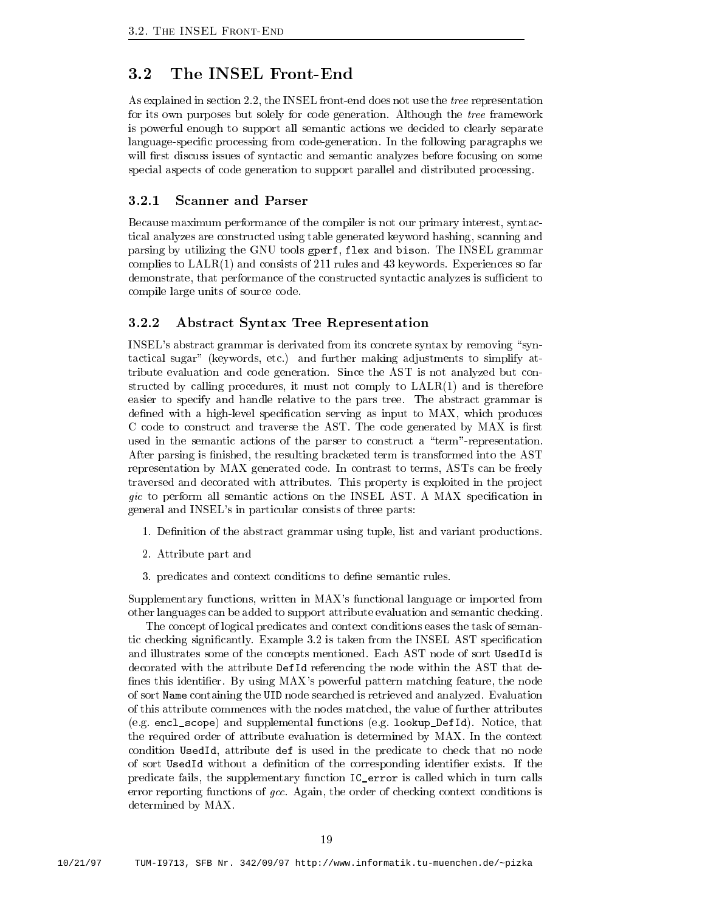## 3.2 The INSEL Front-End

As explained in section 2.2, the INSEL front-end does not use the *tree* representation for its own purposes but solely for code generation. Although the *tree* framework is powerful enough to support all semantic actions we decided to clearly separate language-specific processing from code-generation. In the following paragraphs we will first discuss issues of syntactic and semantic analyzes before focusing on some special aspects of code generation to support parallel and distributed processing.

### 3.2.1 Scanner and Parser

Because maximum performance of the compiler is not our primary interest, syntactical analyzes are constructed using table generated keyword hashing, scanning and parsing by utilizing the GNU tools `gperf`, `flex` and `bison`. The INSEL grammar complies to LALR(1) and consists of 211 rules and 43 keywords. Experiences so far demonstrate, that performance of the constructed syntactic analyzes is sufficient to compile large units of source code.

### 3.2.2 Abstract Syntax Tree Representation

INSEL's abstract grammar is derivated from its concrete syntax by removing "syntactical sugar" (keywords, etc.) and further making adjustments to simplify attribute evaluation and code generation. Since the AST is not analyzed but constructed by calling procedures, it must not comply to LALR(1) and is therefore easier to specify and handle relative to the pars tree. The abstract grammar is defined with a high-level specification serving as input to MAX, which produces C code to construct and traverse the AST. The code generated by MAX is first used in the semantic actions of the parser to construct a "term"-representation. After parsing is finished, the resulting bracketed term is transformed into the AST representation by MAX generated code. In contrast to terms, ASTs can be freely traversed and decorated with attributes. This property is exploited in the project *gic* to perform all semantic actions on the INSEL AST. A MAX specification in general and INSEL's in particular consists of three parts:

1. Definition of the abstract grammar using tuple, list and variant productions.
2. Attribute part and
3. predicates and context conditions to define semantic rules.

Supplementary functions, written in MAX's functional language or imported from other languages can be added to support attribute evaluation and semantic checking.

The concept of logical predicates and context conditions eases the task of semantic checking significantly. Example 3.2 is taken from the INSEL AST specification and illustrates some of the concepts mentioned. Each AST node of sort `UsedId` is decorated with the attribute `DefId` referencing the node within the AST that defines this identifier. By using MAX's powerful pattern matching feature, the node of sort `Name` containing the `UID` node searched is retrieved and analyzed. Evaluation of this attribute commences with the nodes matched, the value of further attributes (e.g. `encl_scope`) and supplemental functions (e.g. `lookup_DefId`). Notice, that the required order of attribute evaluation is determined by MAX. In the context condition `UsedId`, attribute `def` is used in the predicate to check that no node of sort `UsedId` without a definition of the corresponding identifier exists. If the predicate fails, the supplementary function `IC_error` is called which in turn calls error reporting functions of *gcc*. Again, the order of checking context conditions is determined by MAX.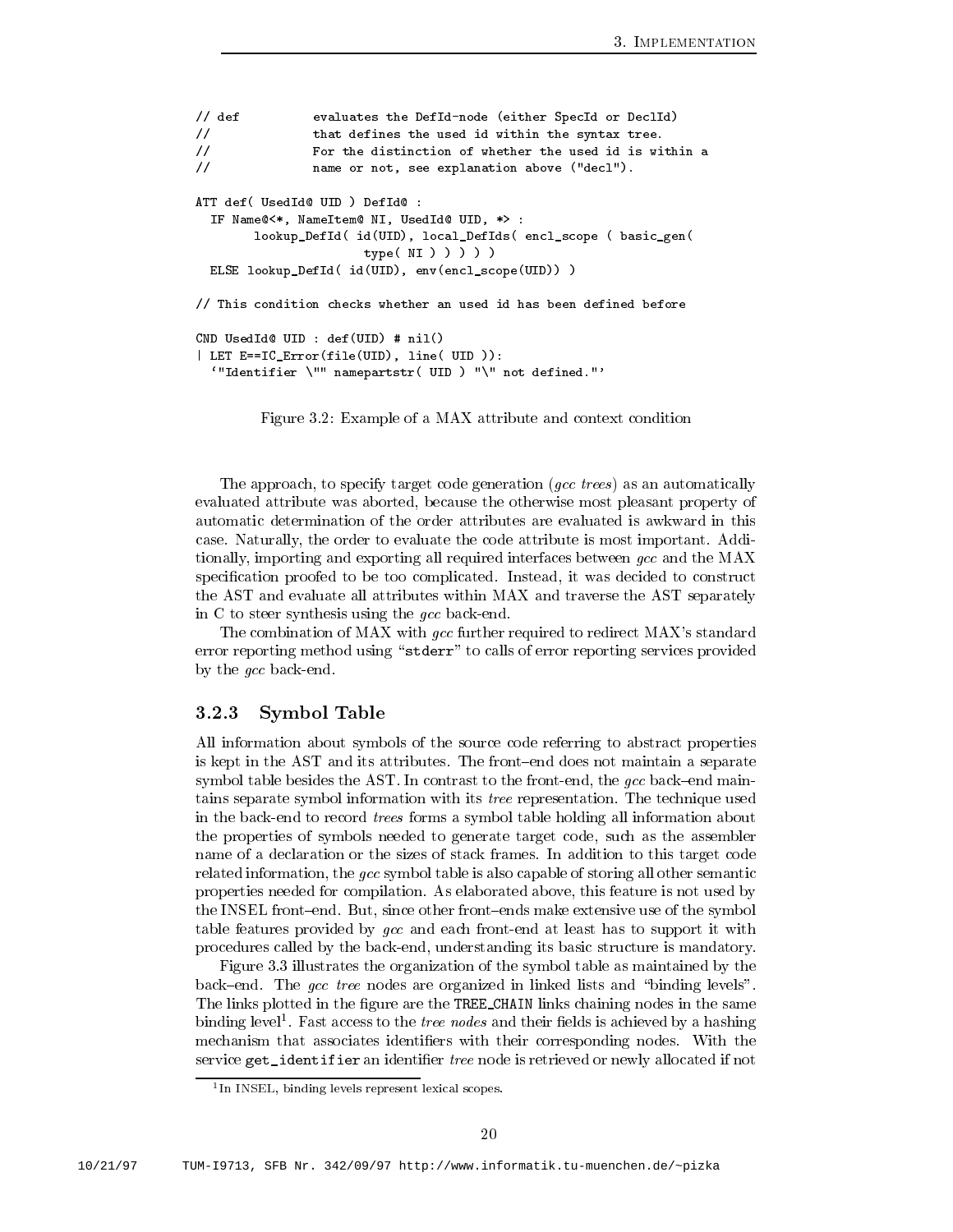```
// def          evaluates the DefId-node (either SpecId or DeclId)
//              that defines the used id within the syntax tree.
//              For the distinction of whether the used id is within a
//              name or not, see explanation above ("decl").

ATT def( UsedId@ UID ) DefId@ :
  IF Name@<*, NameItem@ NI, UsedId@ UID, *> :
        lookup_DefId( id(UID), local_DefIds( encl_scope ( basic_gen(
                      type( NI ) ) ) ) )
  ELSE lookup_DefId( id(UID), env(encl_scope(UID)) )

// This condition checks whether an used id has been defined before

CND UsedId@ UID : def(UID) # nil()
| LET E==IC_Error(file(UID), line( UID )):
  '"Identifier \"" namepartstr( UID ) "\" not defined."'
```

Figure 3.2: Example of a MAX attribute and context condition

The approach, to specify target code generation (*gcc trees*) as an automatically evaluated attribute was aborted, because the otherwise most pleasant property of automatic determination of the order attributes are evaluated is awkward in this case. Naturally, the order to evaluate the code attribute is most important. Additionally, importing and exporting all required interfaces between *gcc* and the MAX specification proofed to be too complicated. Instead, it was decided to construct the AST and evaluate all attributes within MAX and traverse the AST separately in C to steer synthesis using the *gcc* back-end.

The combination of MAX with *gcc* further required to redirect MAX's standard error reporting method using "`stderr`" to calls of error reporting services provided by the *gcc* back-end.

### 3.2.3 Symbol Table

All information about symbols of the source code referring to abstract properties is kept in the AST and its attributes. The front–end does not maintain a separate symbol table besides the AST. In contrast to the front-end, the *gcc* back–end maintains separate symbol information with its *tree* representation. The technique used in the back-end to record *trees* forms a symbol table holding all information about the properties of symbols needed to generate target code, such as the assembler name of a declaration or the sizes of stack frames. In addition to this target code related information, the *gcc* symbol table is also capable of storing all other semantic properties needed for compilation. As elaborated above, this feature is not used by the INSEL front–end. But, since other front–ends make extensive use of the symbol table features provided by *gcc* and each front-end at least has to support it with procedures called by the back-end, understanding its basic structure is mandatory.

Figure 3.3 illustrates the organization of the symbol table as maintained by the back–end. The *gcc tree* nodes are organized in linked lists and "binding levels". The links plotted in the figure are the `TREE_CHAIN` links chaining nodes in the same binding level[1]. Fast access to the *tree nodes* and their fields is achieved by a hashing mechanism that associates identifiers with their corresponding nodes. With the service `get_identifier` an identifier *tree* node is retrieved or newly allocated if not

[1] In INSEL, binding levels represent lexical scopes.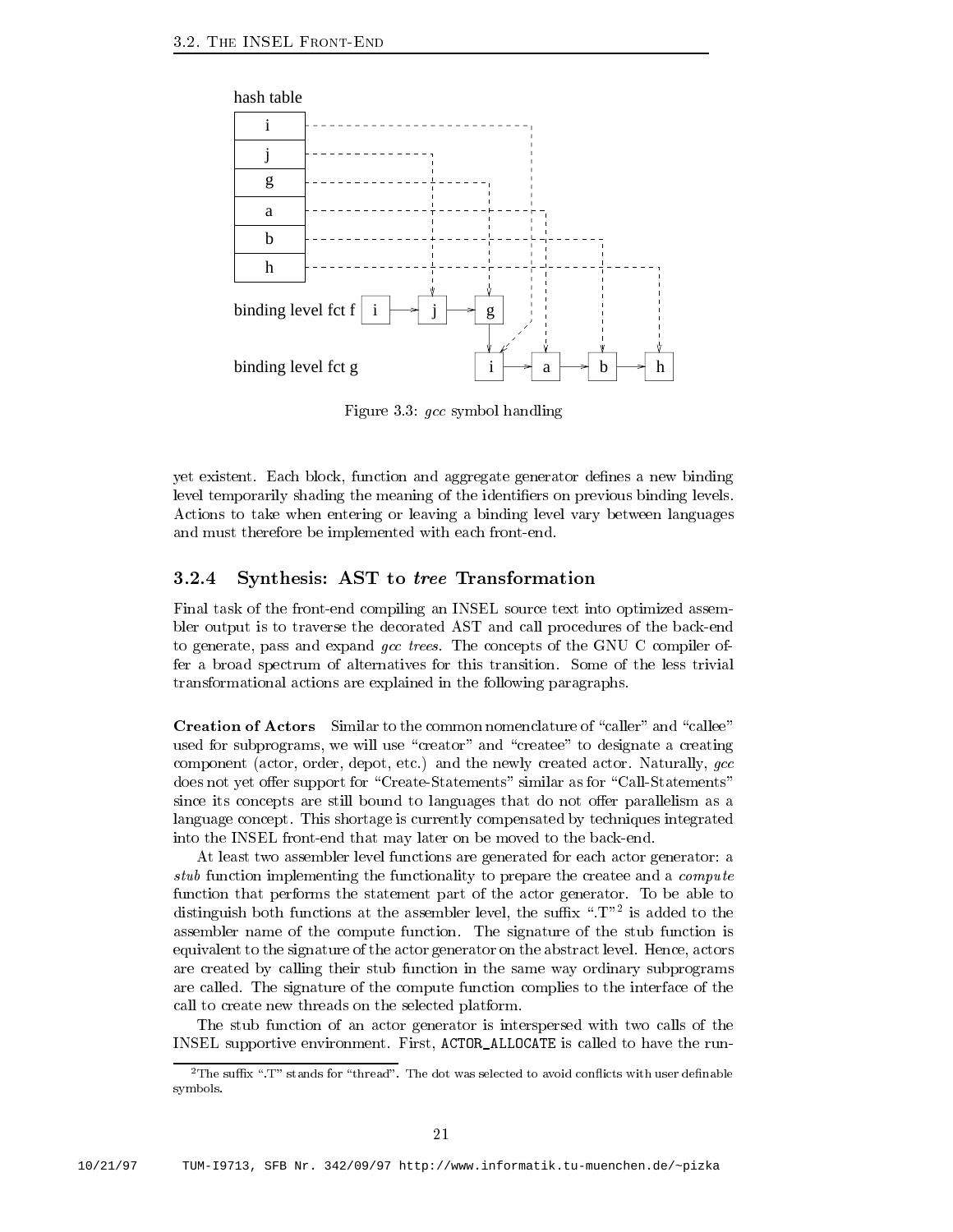Figure 3.3: *gcc* symbol handling

yet existent. Each block, function and aggregate generator defines a new binding level temporarily shading the meaning of the identifiers on previous binding levels. Actions to take when entering or leaving a binding level vary between languages and must therefore be implemented with each front-end.

### 3.2.4 Synthesis: AST to *tree* Transformation

Final task of the front-end compiling an INSEL source text into optimized assembler output is to traverse the decorated AST and call procedures of the back-end to generate, pass and expand *gcc trees*. The concepts of the GNU C compiler offer a broad spectrum of alternatives for this transition. Some of the less trivial transformational actions are explained in the following paragraphs.

**Creation of Actors** Similar to the common nomenclature of "caller" and "callee" used for subprograms, we will use "creator" and "createe" to designate a creating component (actor, order, depot, etc.) and the newly created actor. Naturally, *gcc* does not yet offer support for "Create-Statements" similar as for "Call-Statements" since its concepts are still bound to languages that do not offer parallelism as a language concept. This shortage is currently compensated by techniques integrated into the INSEL front-end that may later on be moved to the back-end.

At least two assembler level functions are generated for each actor generator: a *stub* function implementing the functionality to prepare the createe and a *compute* function that performs the statement part of the actor generator. To be able to distinguish both functions at the assembler level, the suffix ".T"[2] is added to the assembler name of the compute function. The signature of the stub function is equivalent to the signature of the actor generator on the abstract level. Hence, actors are created by calling their stub function in the same way ordinary subprograms are called. The signature of the compute function complies to the interface of the call to create new threads on the selected platform.

The stub function of an actor generator is interspersed with two calls of the INSEL supportive environment. First, `ACTOR_ALLOCATE` is called to have the run-

[2] The suffix ".T" stands for "thread". The dot was selected to avoid conflicts with user definable symbols.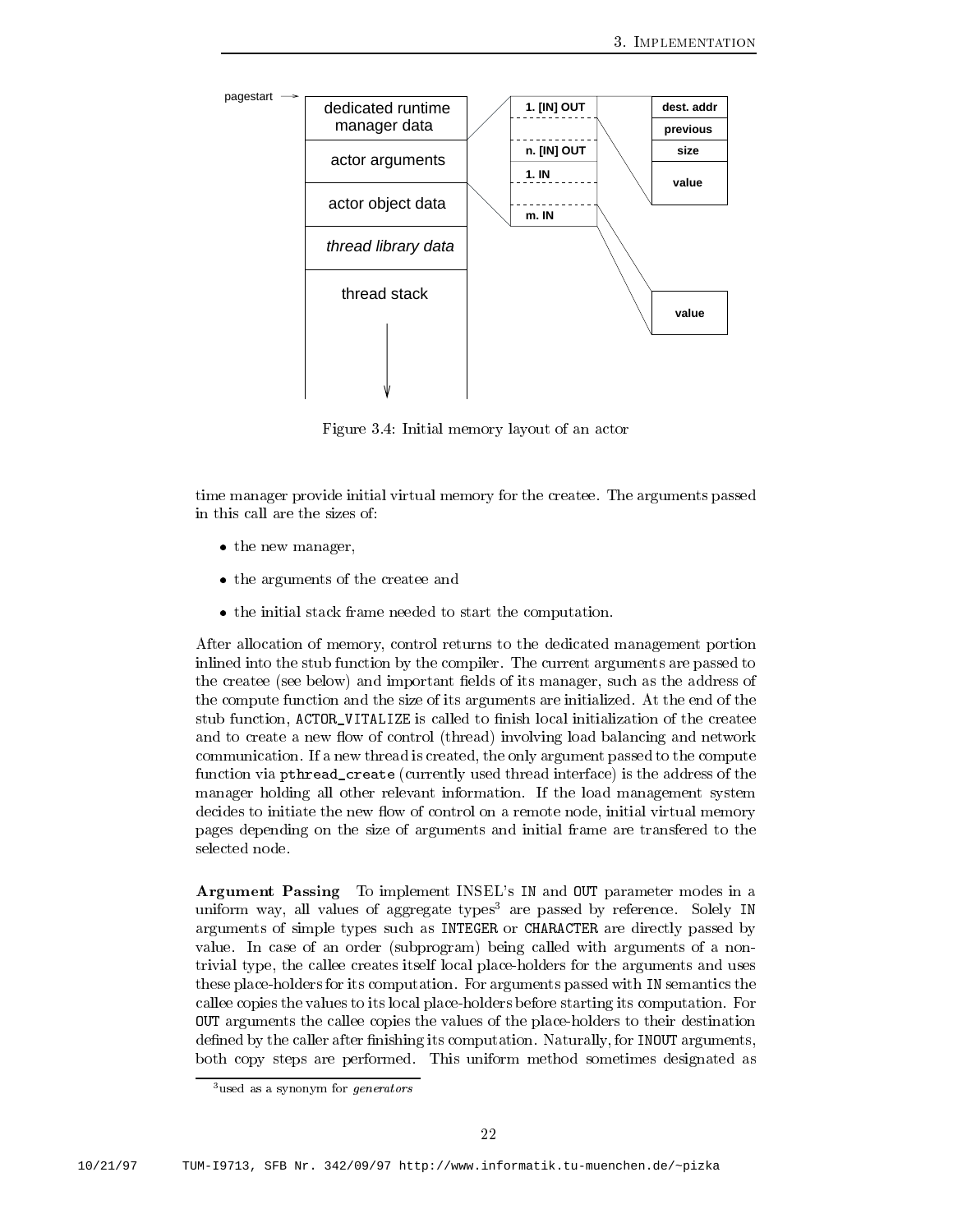Figure 3.4: Initial memory layout of an actor

time manager provide initial virtual memory for the createe. The arguments passed in this call are the sizes of:

- the new manager,
- the arguments of the createe and
- the initial stack frame needed to start the computation.

After allocation of memory, control returns to the dedicated management portion inlined into the stub function by the compiler. The current arguments are passed to the createe (see below) and important fields of its manager, such as the address of the compute function and the size of its arguments are initialized. At the end of the stub function, `ACTOR_VITALIZE` is called to finish local initialization of the createe and to create a new flow of control (thread) involving load balancing and network communication. If a new thread is created, the only argument passed to the compute function via `pthread_create` (currently used thread interface) is the address of the manager holding all other relevant information. If the load management system decides to initiate the new flow of control on a remote node, initial virtual memory pages depending on the size of arguments and initial frame are transfered to the selected node.

**Argument Passing** To implement INSEL's `IN` and `OUT` parameter modes in a uniform way, all values of aggregate types[3] are passed by reference. Solely `IN` arguments of simple types such as `INTEGER` or `CHARACTER` are directly passed by value. In case of an order (subprogram) being called with arguments of a non-trivial type, the callee creates itself local place-holders for the arguments and uses these place-holders for its computation. For arguments passed with `IN` semantics the callee copies the values to its local place-holders before starting its computation. For `OUT` arguments the callee copies the values of the place-holders to their destination defined by the caller after finishing its computation. Naturally, for `INOUT` arguments, both copy steps are performed. This uniform method sometimes designated as

[3] used as a synonym for *generators*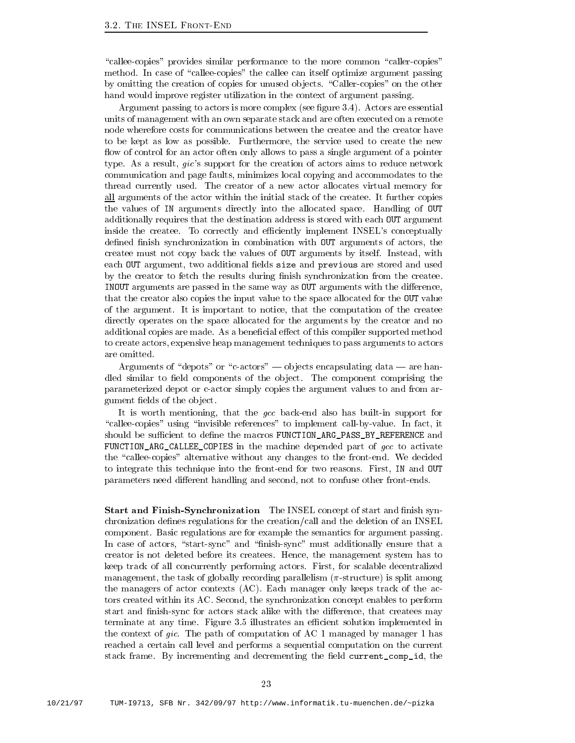"callee-copies" provides similar performance to the more common "caller-copies" method. In case of "callee-copies" the callee can itself optimize argument passing by omitting the creation of copies for unused objects. "Caller-copies" on the other hand would improve register utilization in the context of argument passing.

Argument passing to actors is more complex (see figure 3.4). Actors are essential units of management with an own separate stack and are often executed on a remote node wherefore costs for communications between the createe and the creator have to be kept as low as possible. Furthermore, the service used to create the new flow of control for an actor often only allows to pass a single argument of a pointer type. As a result, *gic*'s support for the creation of actors aims to reduce network communication and page faults, minimizes local copying and accommodates to the thread currently used. The creator of a new actor allocates virtual memory for <u>all</u> arguments of the actor within the initial stack of the createe. It further copies the values of `IN` arguments directly into the allocated space. Handling of `OUT` additionally requires that the destination address is stored with each `OUT` argument inside the createe. To correctly and efficiently implement INSEL's conceptually defined finish synchronization in combination with `OUT` arguments of actors, the createe must not copy back the values of `OUT` arguments by itself. Instead, with each `OUT` argument, two additional fields `size` and `previous` are stored and used by the creator to fetch the results during finish synchronization from the createe. `INOUT` arguments are passed in the same way as `OUT` arguments with the difference, that the creator also copies the input value to the space allocated for the `OUT` value of the argument. It is important to notice, that the computation of the createe directly operates on the space allocated for the arguments by the creator and no additional copies are made. As a beneficial effect of this compiler supported method to create actors, expensive heap management techniques to pass arguments to actors are omitted.

Arguments of "depots" or "c-actors" — objects encapsulating data — are handled similar to field components of the object. The component comprising the parameterized depot or c-actor simply copies the argument values to and from argument fields of the object.

It is worth mentioning, that the *gcc* back-end also has built-in support for "callee-copies" using "invisible references" to implement call-by-value. In fact, it should be sufficient to define the macros `FUNCTION_ARG_PASS_BY_REFERENCE` and `FUNCTION_ARG_CALLEE_COPIES` in the machine depended part of *gcc* to activate the "callee-copies" alternative without any changes to the front-end. We decided to integrate this technique into the front-end for two reasons. First, `IN` and `OUT` parameters need different handling and second, not to confuse other front-ends.

**Start and Finish-Synchronization** The INSEL concept of start and finish synchronization defines regulations for the creation/call and the deletion of an INSEL component. Basic regulations are for example the semantics for argument passing. In case of actors, "start-sync" and "finish-sync" must additionally ensure that a creator is not deleted before its createes. Hence, the management system has to keep track of all concurrently performing actors. First, for scalable decentralized management, the task of globally recording parallelism ($\pi$-structure) is split among the managers of actor contexts (AC). Each manager only keeps track of the actors created within its AC. Second, the synchronization concept enables to perform start and finish-sync for actors stack alike with the difference, that createes may terminate at any time. Figure 3.5 illustrates an efficient solution implemented in the context of *gic*. The path of computation of AC 1 managed by manager 1 has reached a certain call level and performs a sequential computation on the current stack frame. By incrementing and decrementing the field `current_comp_id`, the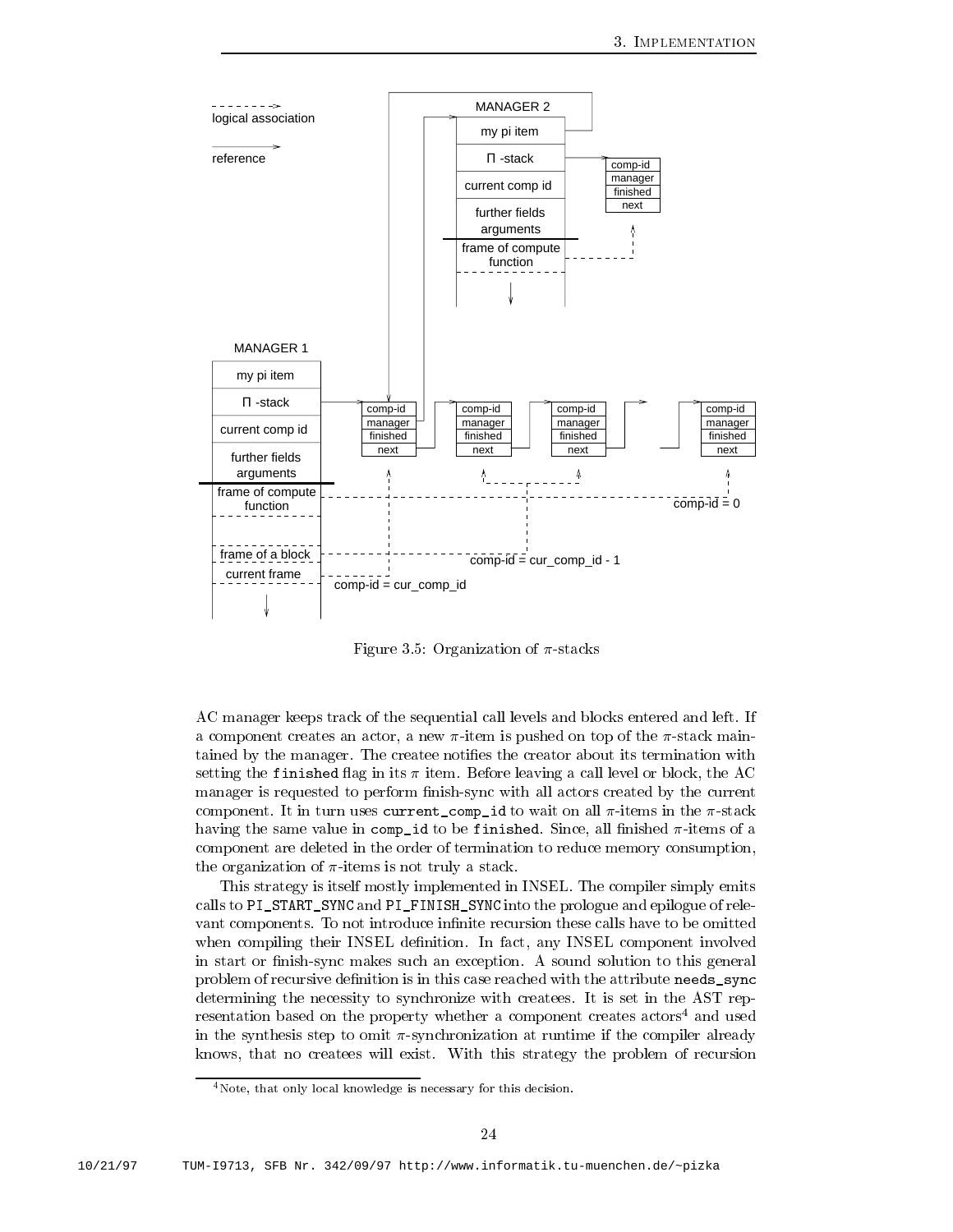Figure 3.5: Organization of $\pi$-stacks

AC manager keeps track of the sequential call levels and blocks entered and left. If a component creates an actor, a new $\pi$-item is pushed on top of the $\pi$-stack maintained by the manager. The createe notifies the creator about its termination with setting the `finished` flag in its $\pi$ item. Before leaving a call level or block, the AC manager is requested to perform finish-sync with all actors created by the current component. It in turn uses `current_comp_id` to wait on all $\pi$-items in the $\pi$-stack having the same value in `comp_id` to be `finished`. Since, all finished $\pi$-items of a component are deleted in the order of termination to reduce memory consumption, the organization of $\pi$-items is not truly a stack.

This strategy is itself mostly implemented in INSEL. The compiler simply emits calls to `PI_START_SYNC` and `PI_FINISH_SYNC` into the prologue and epilogue of relevant components. To not introduce infinite recursion these calls have to be omitted when compiling their INSEL definition. In fact, any INSEL component involved in start or finish-sync makes such an exception. A sound solution to this general problem of recursive definition is in this case reached with the attribute `needs_sync` determining the necessity to synchronize with createes. It is set in the AST representation based on the property whether a component creates actors[4] and used in the synthesis step to omit $\pi$-synchronization at runtime if the compiler already knows, that no createes will exist. With this strategy the problem of recursion

[4] Note, that only local knowledge is necessary for this decision.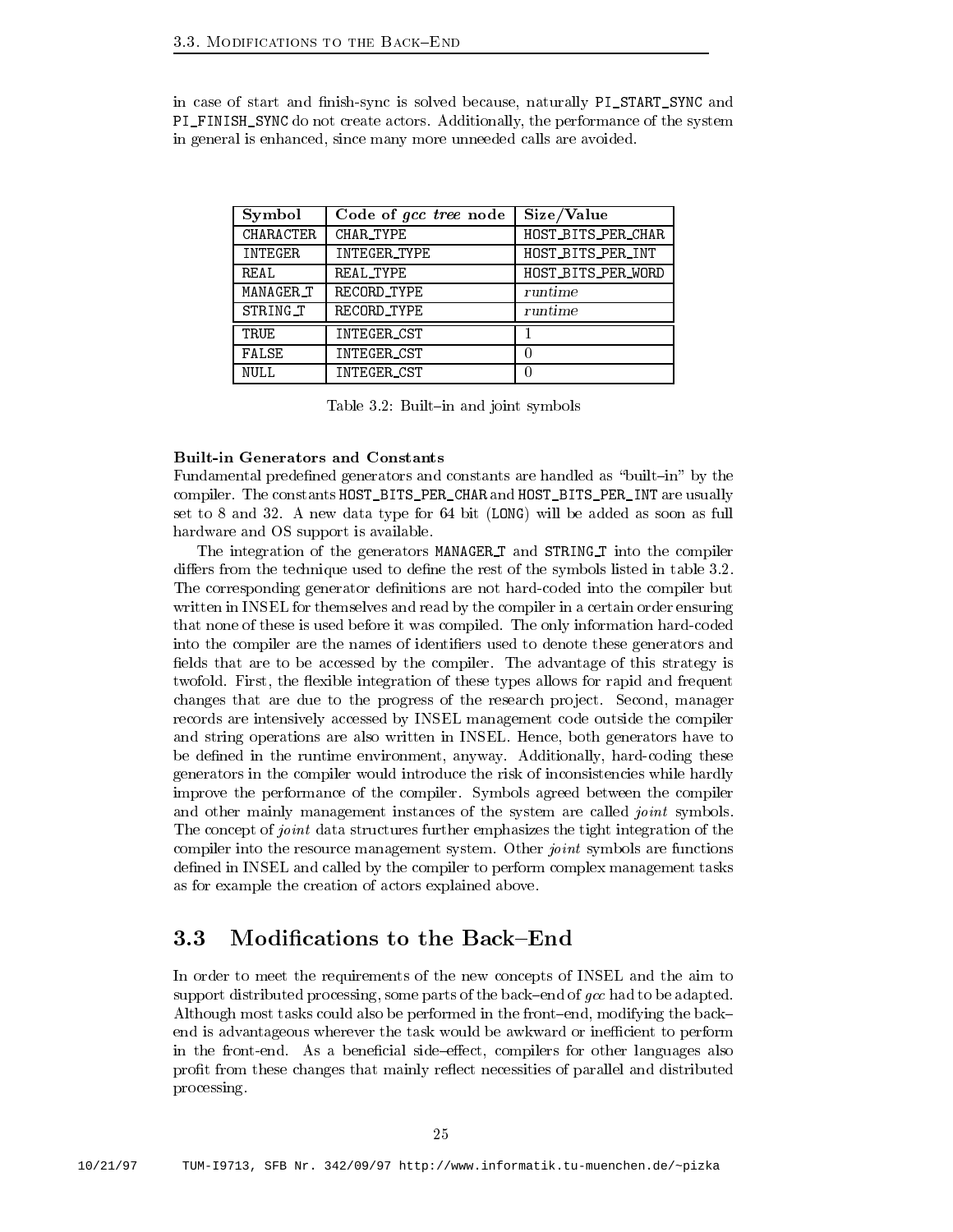in case of start and finish-sync is solved because, naturally PI_START_SYNC and PI_FINISH_SYNC do not create actors. Additionally, the performance of the system in general is enhanced, since many more unneeded calls are avoided.

| Symbol | Code of *gcc tree* node | Size/Value |
|---|---|---|
| CHARACTER | CHAR_TYPE | HOST_BITS_PER_CHAR |
| INTEGER | INTEGER_TYPE | HOST_BITS_PER_INT |
| REAL | REAL_TYPE | HOST_BITS_PER_WORD |
| MANAGER_T | RECORD_TYPE | *runtime* |
| STRING_T | RECORD_TYPE | *runtime* |
| TRUE | INTEGER_CST | 1 |
| FALSE | INTEGER_CST | 0 |
| NULL | INTEGER_CST | 0 |

Table 3.2: Built–in and joint symbols

**Built-in Generators and Constants**

Fundamental predefined generators and constants are handled as "built–in" by the compiler. The constants HOST_BITS_PER_CHAR and HOST_BITS_PER_INT are usually set to 8 and 32. A new data type for 64 bit (LONG) will be added as soon as full hardware and OS support is available.

The integration of the generators MANAGER_T and STRING_T into the compiler differs from the technique used to define the rest of the symbols listed in table 3.2. The corresponding generator definitions are not hard-coded into the compiler but written in INSEL for themselves and read by the compiler in a certain order ensuring that none of these is used before it was compiled. The only information hard-coded into the compiler are the names of identifiers used to denote these generators and fields that are to be accessed by the compiler. The advantage of this strategy is twofold. First, the flexible integration of these types allows for rapid and frequent changes that are due to the progress of the research project. Second, manager records are intensively accessed by INSEL management code outside the compiler and string operations are also written in INSEL. Hence, both generators have to be defined in the runtime environment, anyway. Additionally, hard-coding these generators in the compiler would introduce the risk of inconsistencies while hardly improve the performance of the compiler. Symbols agreed between the compiler and other mainly management instances of the system are called *joint* symbols. The concept of *joint* data structures further emphasizes the tight integration of the compiler into the resource management system. Other *joint* symbols are functions defined in INSEL and called by the compiler to perform complex management tasks as for example the creation of actors explained above.

## 3.3 Modifications to the Back–End

In order to meet the requirements of the new concepts of INSEL and the aim to support distributed processing, some parts of the back–end of *gcc* had to be adapted. Although most tasks could also be performed in the front–end, modifying the back–end is advantageous wherever the task would be awkward or inefficient to perform in the front-end. As a beneficial side–effect, compilers for other languages also profit from these changes that mainly reflect necessities of parallel and distributed processing.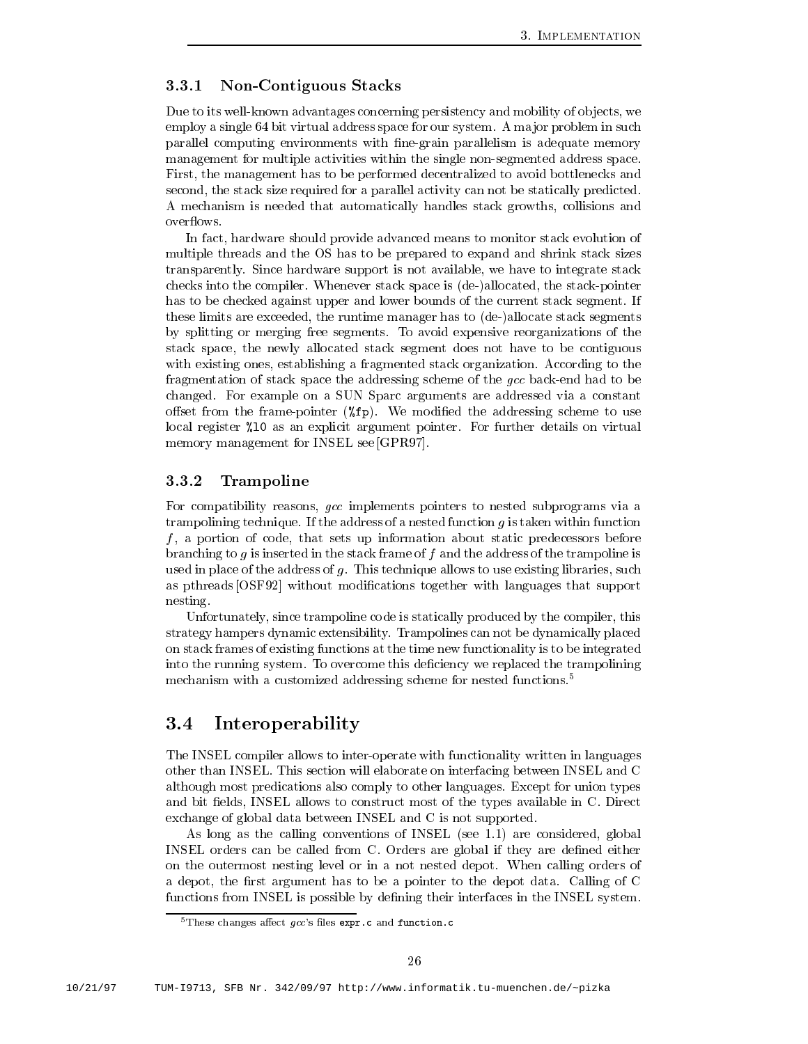### 3.3.1 Non-Contiguous Stacks

Due to its well-known advantages concerning persistency and mobility of objects, we employ a single 64 bit virtual address space for our system. A major problem in such parallel computing environments with fine-grain parallelism is adequate memory management for multiple activities within the single non-segmented address space. First, the management has to be performed decentralized to avoid bottlenecks and second, the stack size required for a parallel activity can not be statically predicted. A mechanism is needed that automatically handles stack growths, collisions and overflows.

In fact, hardware should provide advanced means to monitor stack evolution of multiple threads and the OS has to be prepared to expand and shrink stack sizes transparently. Since hardware support is not available, we have to integrate stack checks into the compiler. Whenever stack space is (de-)allocated, the stack-pointer has to be checked against upper and lower bounds of the current stack segment. If these limits are exceeded, the runtime manager has to (de-)allocate stack segments by splitting or merging free segments. To avoid expensive reorganizations of the stack space, the newly allocated stack segment does not have to be contiguous with existing ones, establishing a fragmented stack organization. According to the fragmentation of stack space the addressing scheme of the *gcc* back-end had to be changed. For example on a SUN Sparc arguments are addressed via a constant offset from the frame-pointer (`%fp`). We modified the addressing scheme to use local register `%l0` as an explicit argument pointer. For further details on virtual memory management for INSEL see [GPR97].

### 3.3.2 Trampoline

For compatibility reasons, *gcc* implements pointers to nested subprograms via a trampolining technique. If the address of a nested function $g$ is taken within function $f$, a portion of code, that sets up information about static predecessors before branching to $g$ is inserted in the stack frame of $f$ and the address of the trampoline is used in place of the address of $g$. This technique allows to use existing libraries, such as pthreads [OSF92] without modifications together with languages that support nesting.

Unfortunately, since trampoline code is statically produced by the compiler, this strategy hampers dynamic extensibility. Trampolines can not be dynamically placed on stack frames of existing functions at the time new functionality is to be integrated into the running system. To overcome this deficiency we replaced the trampolining mechanism with a customized addressing scheme for nested functions.[5]

## 3.4 Interoperability

The INSEL compiler allows to inter-operate with functionality written in languages other than INSEL. This section will elaborate on interfacing between INSEL and C although most predications also comply to other languages. Except for union types and bit fields, INSEL allows to construct most of the types available in C. Direct exchange of global data between INSEL and C is not supported.

As long as the calling conventions of INSEL (see 1.1) are considered, global INSEL orders can be called from C. Orders are global if they are defined either on the outermost nesting level or in a not nested depot. When calling orders of a depot, the first argument has to be a pointer to the depot data. Calling of C functions from INSEL is possible by defining their interfaces in the INSEL system.

[5] These changes affect *gcc*'s files `expr.c` and `function.c`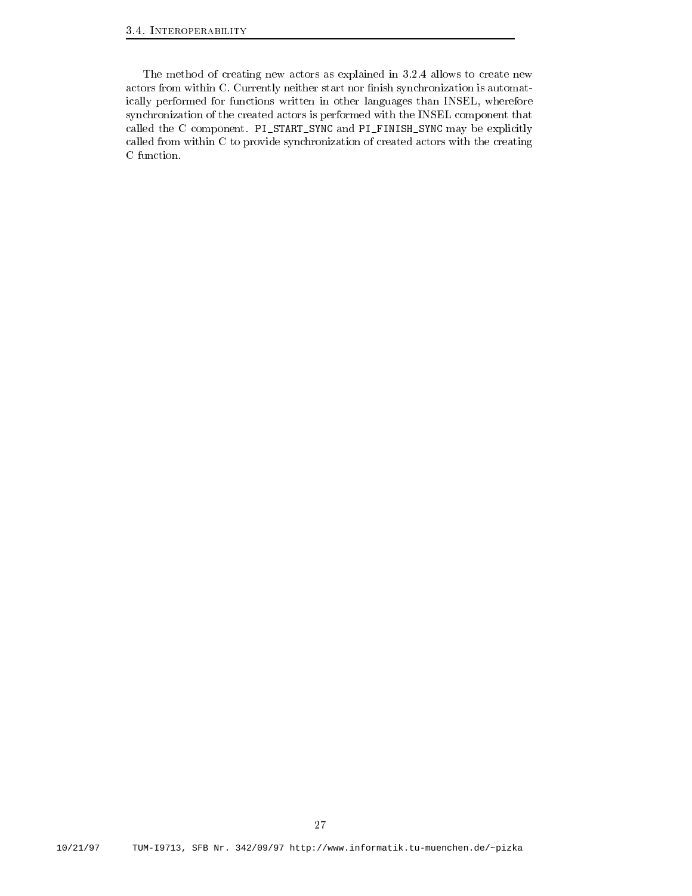The method of creating new actors as explained in 3.2.4 allows to create new actors from within C. Currently neither start nor finish synchronization is automatically performed for functions written in other languages than INSEL, wherefore synchronization of the created actors is performed with the INSEL component that called the C component. `PI_START_SYNC` and `PI_FINISH_SYNC` may be explicitly called from within C to provide synchronization of created actors with the creating C function.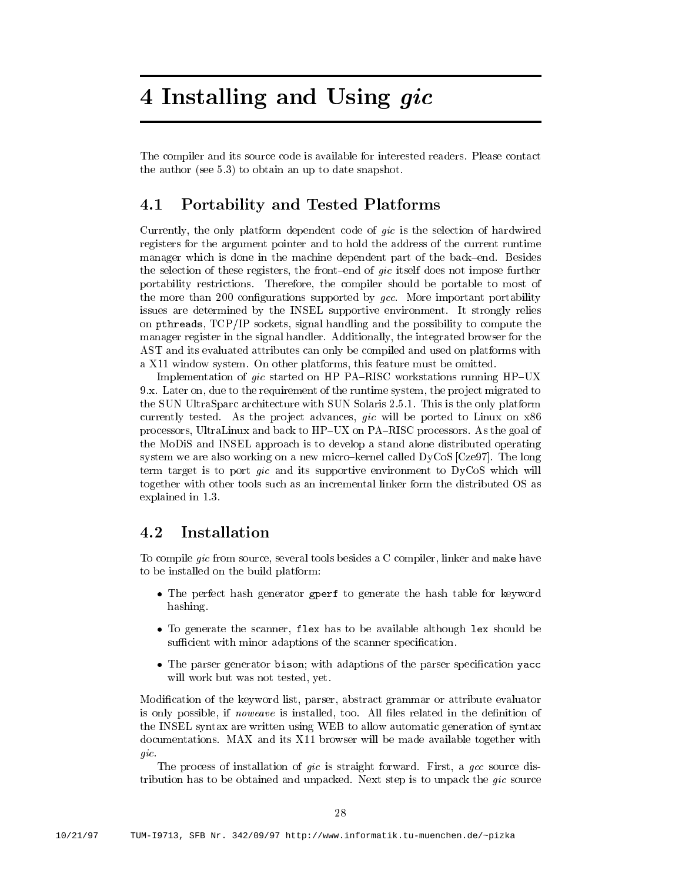# 4 Installing and Using *gic*

The compiler and its source code is available for interested readers. Please contact the author (see 5.3) to obtain an up to date snapshot.

## 4.1 Portability and Tested Platforms

Currently, the only platform dependent code of *gic* is the selection of hardwired registers for the argument pointer and to hold the address of the current runtime manager which is done in the machine dependent part of the back–end. Besides the selection of these registers, the front–end of *gic* itself does not impose further portability restrictions. Therefore, the compiler should be portable to most of the more than 200 configurations supported by *gcc*. More important portability issues are determined by the INSEL supportive environment. It strongly relies on `pthreads`, TCP/IP sockets, signal handling and the possibility to compute the manager register in the signal handler. Additionally, the integrated browser for the AST and its evaluated attributes can only be compiled and used on platforms with a X11 window system. On other platforms, this feature must be omitted.

Implementation of *gic* started on HP PA–RISC workstations running HP–UX 9.x. Later on, due to the requirement of the runtime system, the project migrated to the SUN UltraSparc architecture with SUN Solaris 2.5.1. This is the only platform currently tested. As the project advances, *gic* will be ported to Linux on x86 processors, UltraLinux and back to HP–UX on PA–RISC processors. As the goal of the MoDiS and INSEL approach is to develop a stand alone distributed operating system we are also working on a new micro–kernel called DyCoS [Cze97]. The long term target is to port *gic* and its supportive environment to DyCoS which will together with other tools such as an incremental linker form the distributed OS as explained in 1.3.

## 4.2 Installation

To compile *gic* from source, several tools besides a C compiler, linker and `make` have to be installed on the build platform:

- The perfect hash generator `gperf` to generate the hash table for keyword hashing.
- To generate the scanner, `flex` has to be available although `lex` should be sufficient with minor adaptions of the scanner specification.
- The parser generator `bison`; with adaptions of the parser specification `yacc` will work but was not tested, yet.

Modification of the keyword list, parser, abstract grammar or attribute evaluator is only possible, if *noweave* is installed, too. All files related in the definition of the INSEL syntax are written using WEB to allow automatic generation of syntax documentations. MAX and its X11 browser will be made available together with *gic*.

The process of installation of *gic* is straight forward. First, a *gcc* source distribution has to be obtained and unpacked. Next step is to unpack the *gic* source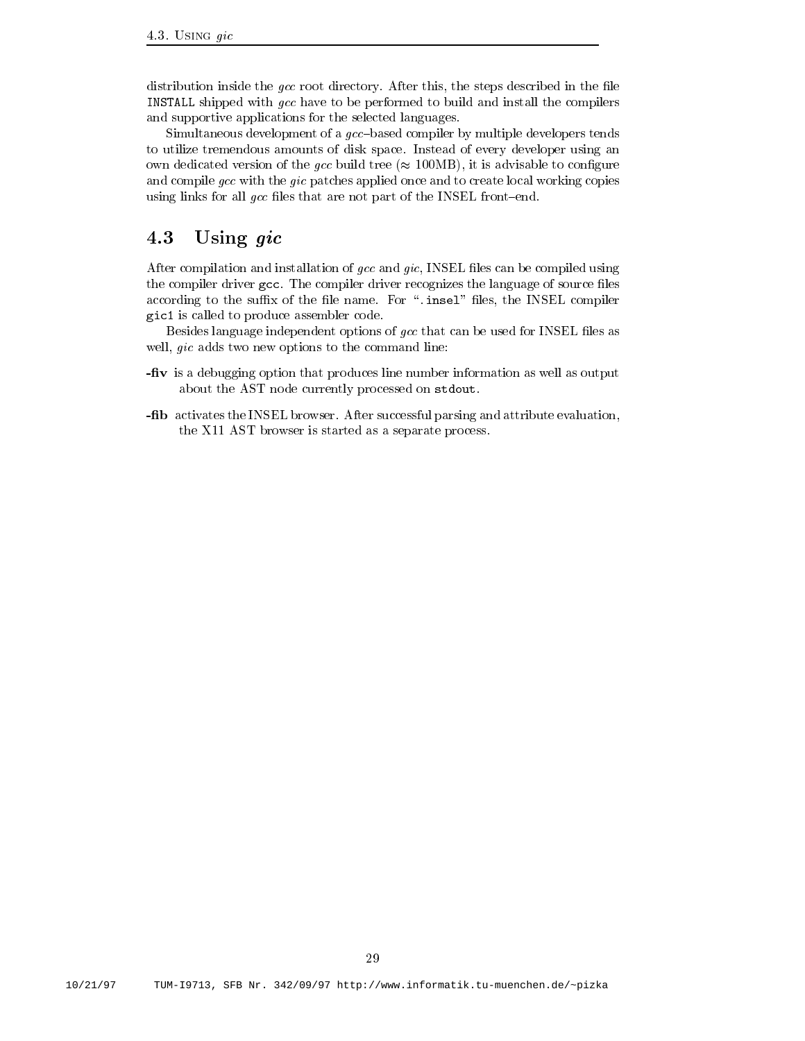distribution inside the *gcc* root directory. After this, the steps described in the file `INSTALL` shipped with *gcc* have to be performed to build and install the compilers and supportive applications for the selected languages.

Simultaneous development of a *gcc*–based compiler by multiple developers tends to utilize tremendous amounts of disk space. Instead of every developer using an own dedicated version of the *gcc* build tree ($\approx$ 100MB), it is advisable to configure and compile *gcc* with the *gic* patches applied once and to create local working copies using links for all *gcc* files that are not part of the INSEL front–end.

## 4.3 Using *gic*

After compilation and installation of *gcc* and *gic*, INSEL files can be compiled using the compiler driver `gcc`. The compiler driver recognizes the language of source files according to the suffix of the file name. For "`.insel`" files, the INSEL compiler `gic1` is called to produce assembler code.

Besides language independent options of *gcc* that can be used for INSEL files as well, *gic* adds two new options to the command line:

- **-fiv** is a debugging option that produces line number information as well as output about the AST node currently processed on `stdout`.
- **-fib** activates the INSEL browser. After successful parsing and attribute evaluation, the X11 AST browser is started as a separate process.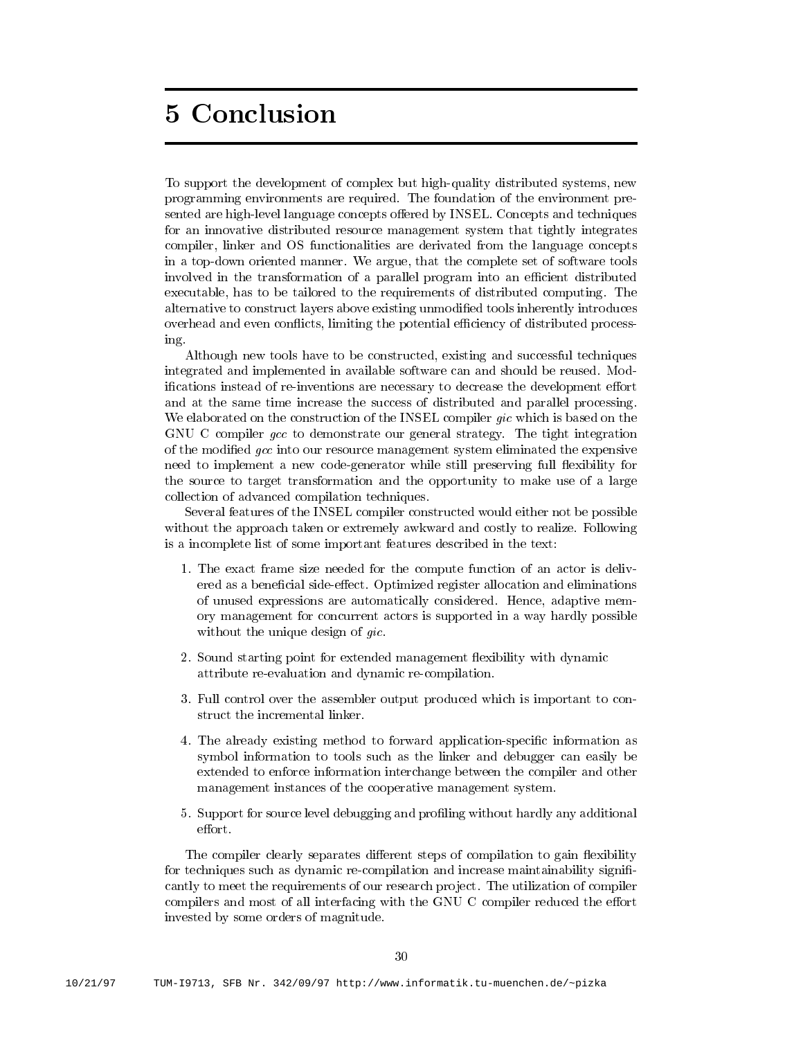# 5 Conclusion

To support the development of complex but high-quality distributed systems, new programming environments are required. The foundation of the environment presented are high-level language concepts offered by INSEL. Concepts and techniques for an innovative distributed resource management system that tightly integrates compiler, linker and OS functionalities are derivated from the language concepts in a top-down oriented manner. We argue, that the complete set of software tools involved in the transformation of a parallel program into an efficient distributed executable, has to be tailored to the requirements of distributed computing. The alternative to construct layers above existing unmodified tools inherently introduces overhead and even conflicts, limiting the potential efficiency of distributed processing.

Although new tools have to be constructed, existing and successful techniques integrated and implemented in available software can and should be reused. Modifications instead of re-inventions are necessary to decrease the development effort and at the same time increase the success of distributed and parallel processing. We elaborated on the construction of the INSEL compiler *gic* which is based on the GNU C compiler *gcc* to demonstrate our general strategy. The tight integration of the modified *gcc* into our resource management system eliminated the expensive need to implement a new code-generator while still preserving full flexibility for the source to target transformation and the opportunity to make use of a large collection of advanced compilation techniques.

Several features of the INSEL compiler constructed would either not be possible without the approach taken or extremely awkward and costly to realize. Following is a incomplete list of some important features described in the text:

1. The exact frame size needed for the compute function of an actor is delivered as a beneficial side-effect. Optimized register allocation and eliminations of unused expressions are automatically considered. Hence, adaptive memory management for concurrent actors is supported in a way hardly possible without the unique design of *gic*.

2. Sound starting point for extended management flexibility with dynamic attribute re-evaluation and dynamic re-compilation.

3. Full control over the assembler output produced which is important to construct the incremental linker.

4. The already existing method to forward application-specific information as symbol information to tools such as the linker and debugger can easily be extended to enforce information interchange between the compiler and other management instances of the cooperative management system.

5. Support for source level debugging and profiling without hardly any additional effort.

The compiler clearly separates different steps of compilation to gain flexibility for techniques such as dynamic re-compilation and increase maintainability significantly to meet the requirements of our research project. The utilization of compiler compilers and most of all interfacing with the GNU C compiler reduced the effort invested by some orders of magnitude.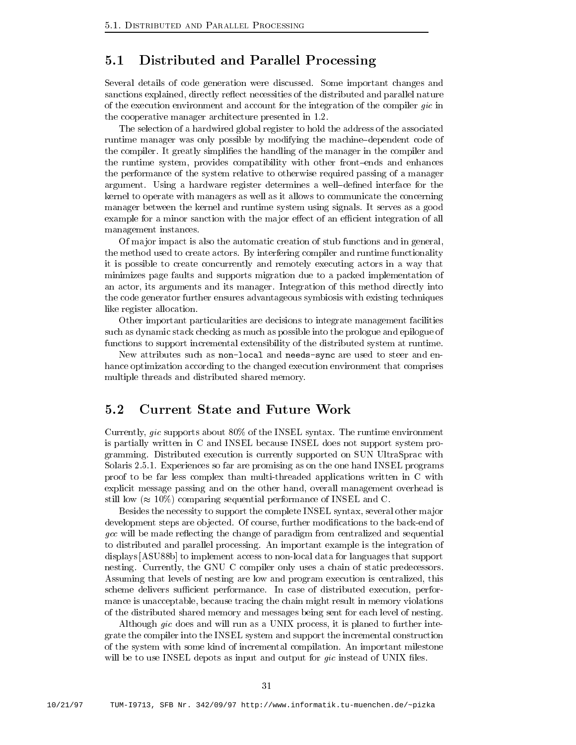## 5.1 Distributed and Parallel Processing

Several details of code generation were discussed. Some important changes and sanctions explained, directly reflect necessities of the distributed and parallel nature of the execution environment and account for the integration of the compiler *gic* in the cooperative manager architecture presented in 1.2.

The selection of a hardwired global register to hold the address of the associated runtime manager was only possible by modifying the machine–dependent code of the compiler. It greatly simplifies the handling of the manager in the compiler and the runtime system, provides compatibility with other front–ends and enhances the performance of the system relative to otherwise required passing of a manager argument. Using a hardware register determines a well–defined interface for the kernel to operate with managers as well as it allows to communicate the concerning manager between the kernel and runtime system using signals. It serves as a good example for a minor sanction with the major effect of an efficient integration of all management instances.

Of major impact is also the automatic creation of stub functions and in general, the method used to create actors. By interfering compiler and runtime functionality it is possible to create concurrently and remotely executing actors in a way that minimizes page faults and supports migration due to a packed implementation of an actor, its arguments and its manager. Integration of this method directly into the code generator further ensures advantageous symbiosis with existing techniques like register allocation.

Other important particularities are decisions to integrate management facilities such as dynamic stack checking as much as possible into the prologue and epilogue of functions to support incremental extensibility of the distributed system at runtime.

New attributes such as `non-local` and `needs-sync` are used to steer and enhance optimization according to the changed execution environment that comprises multiple threads and distributed shared memory.

## 5.2 Current State and Future Work

Currently, *gic* supports about 80% of the INSEL syntax. The runtime environment is partially written in C and INSEL because INSEL does not support system programming. Distributed execution is currently supported on SUN UltraSprac with Solaris 2.5.1. Experiences so far are promising as on the one hand INSEL programs proof to be far less complex than multi-threaded applications written in C with explicit message passing and on the other hand, overall management overhead is still low ($\approx 10\%$) comparing sequential performance of INSEL and C.

Besides the necessity to support the complete INSEL syntax, several other major development steps are objected. Of course, further modifications to the back-end of *gcc* will be made reflecting the change of paradigm from centralized and sequential to distributed and parallel processing. An important example is the integration of displays [ASU88b] to implement access to non-local data for languages that support nesting. Currently, the GNU C compiler only uses a chain of static predecessors. Assuming that levels of nesting are low and program execution is centralized, this scheme delivers sufficient performance. In case of distributed execution, performance is unacceptable, because tracing the chain might result in memory violations of the distributed shared memory and messages being sent for each level of nesting.

Although *gic* does and will run as a UNIX process, it is planed to further integrate the compiler into the INSEL system and support the incremental construction of the system with some kind of incremental compilation. An important milestone will be to use INSEL depots as input and output for *gic* instead of UNIX files.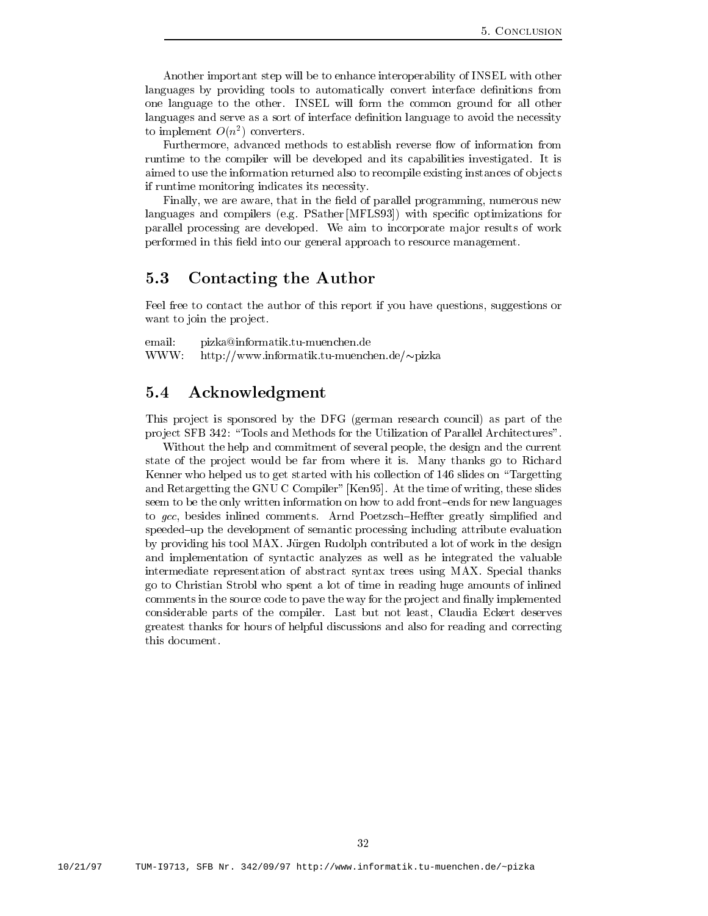Another important step will be to enhance interoperability of INSEL with other languages by providing tools to automatically convert interface definitions from one language to the other. INSEL will form the common ground for all other languages and serve as a sort of interface definition language to avoid the necessity to implement $O(n^2)$ converters.

Furthermore, advanced methods to establish reverse flow of information from runtime to the compiler will be developed and its capabilities investigated. It is aimed to use the information returned also to recompile existing instances of objects if runtime monitoring indicates its necessity.

Finally, we are aware, that in the field of parallel programming, numerous new languages and compilers (e.g. PSather [MFLS93]) with specific optimizations for parallel processing are developed. We aim to incorporate major results of work performed in this field into our general approach to resource management.

## 5.3 Contacting the Author

Feel free to contact the author of this report if you have questions, suggestions or want to join the project.

email: pizka@informatik.tu-muenchen.de
WWW: http://www.informatik.tu-muenchen.de/~pizka

## 5.4 Acknowledgment

This project is sponsored by the DFG (german research council) as part of the project SFB 342: "Tools and Methods for the Utilization of Parallel Architectures".

Without the help and commitment of several people, the design and the current state of the project would be far from where it is. Many thanks go to Richard Kenner who helped us to get started with his collection of 146 slides on "Targetting and Retargetting the GNU C Compiler" [Ken95]. At the time of writing, these slides seem to be the only written information on how to add front–ends for new languages to *gcc*, besides inlined comments. Arnd Poetzsch–Heffter greatly simplified and speeded–up the development of semantic processing including attribute evaluation by providing his tool MAX. Jürgen Rudolph contributed a lot of work in the design and implementation of syntactic analyzes as well as he integrated the valuable intermediate representation of abstract syntax trees using MAX. Special thanks go to Christian Strobl who spent a lot of time in reading huge amounts of inlined comments in the source code to pave the way for the project and finally implemented considerable parts of the compiler. Last but not least, Claudia Eckert deserves greatest thanks for hours of helpful discussions and also for reading and correcting this document.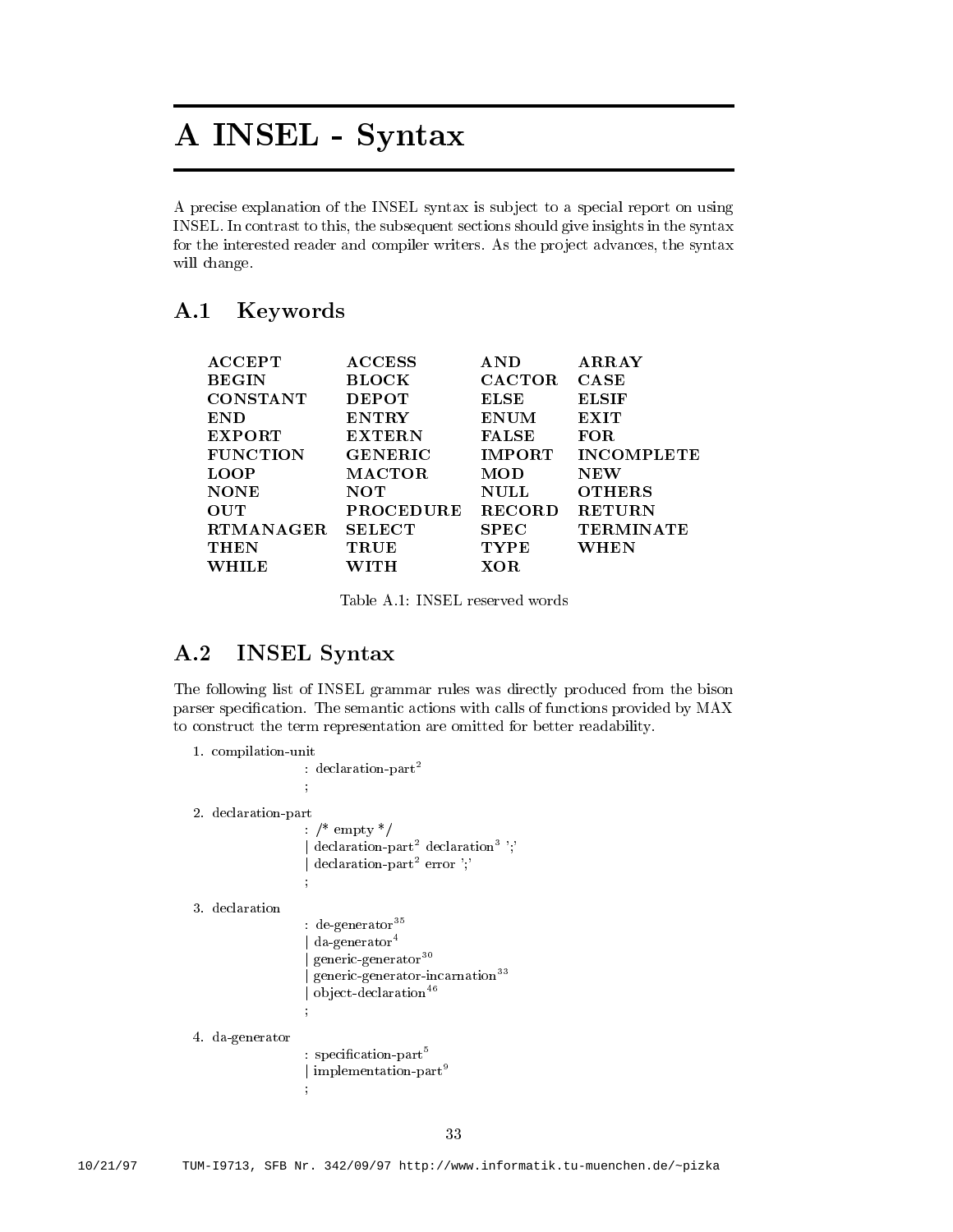# A INSEL - Syntax

A precise explanation of the INSEL syntax is subject to a special report on using INSEL. In contrast to this, the subsequent sections should give insights in the syntax for the interested reader and compiler writers. As the project advances, the syntax will change.

## A.1 Keywords

| | | | |
|---|---|---|---|
| **ACCEPT** | **ACCESS** | **AND** | **ARRAY** |
| **BEGIN** | **BLOCK** | **CACTOR** | **CASE** |
| **CONSTANT** | **DEPOT** | **ELSE** | **ELSIF** |
| **END** | **ENTRY** | **ENUM** | **EXIT** |
| **EXPORT** | **EXTERN** | **FALSE** | **FOR** |
| **FUNCTION** | **GENERIC** | **IMPORT** | **INCOMPLETE** |
| **LOOP** | **MACTOR** | **MOD** | **NEW** |
| **NONE** | **NOT** | **NULL** | **OTHERS** |
| **OUT** | **PROCEDURE** | **RECORD** | **RETURN** |
| **RTMANAGER** | **SELECT** | **SPEC** | **TERMINATE** |
| **THEN** | **TRUE** | **TYPE** | **WHEN** |
| **WHILE** | **WITH** | **XOR** | |

Table A.1: INSEL reserved words

## A.2 INSEL Syntax

The following list of INSEL grammar rules was directly produced from the bison parser specification. The semantic actions with calls of functions provided by MAX to construct the term representation are omitted for better readability.

```
1. compilation-unit
        : declaration-part[2]
        ;

2. declaration-part
        : /* empty */
        | declaration-part[2] declaration[3] ';'
        | declaration-part[2] error ';'
        ;

3. declaration
        : de-generator[35]
        | da-generator[4]
        | generic-generator[30]
        | generic-generator-incarnation[33]
        | object-declaration[46]
        ;

4. da-generator
        : specification-part[5]
        | implementation-part[9]
        ;
```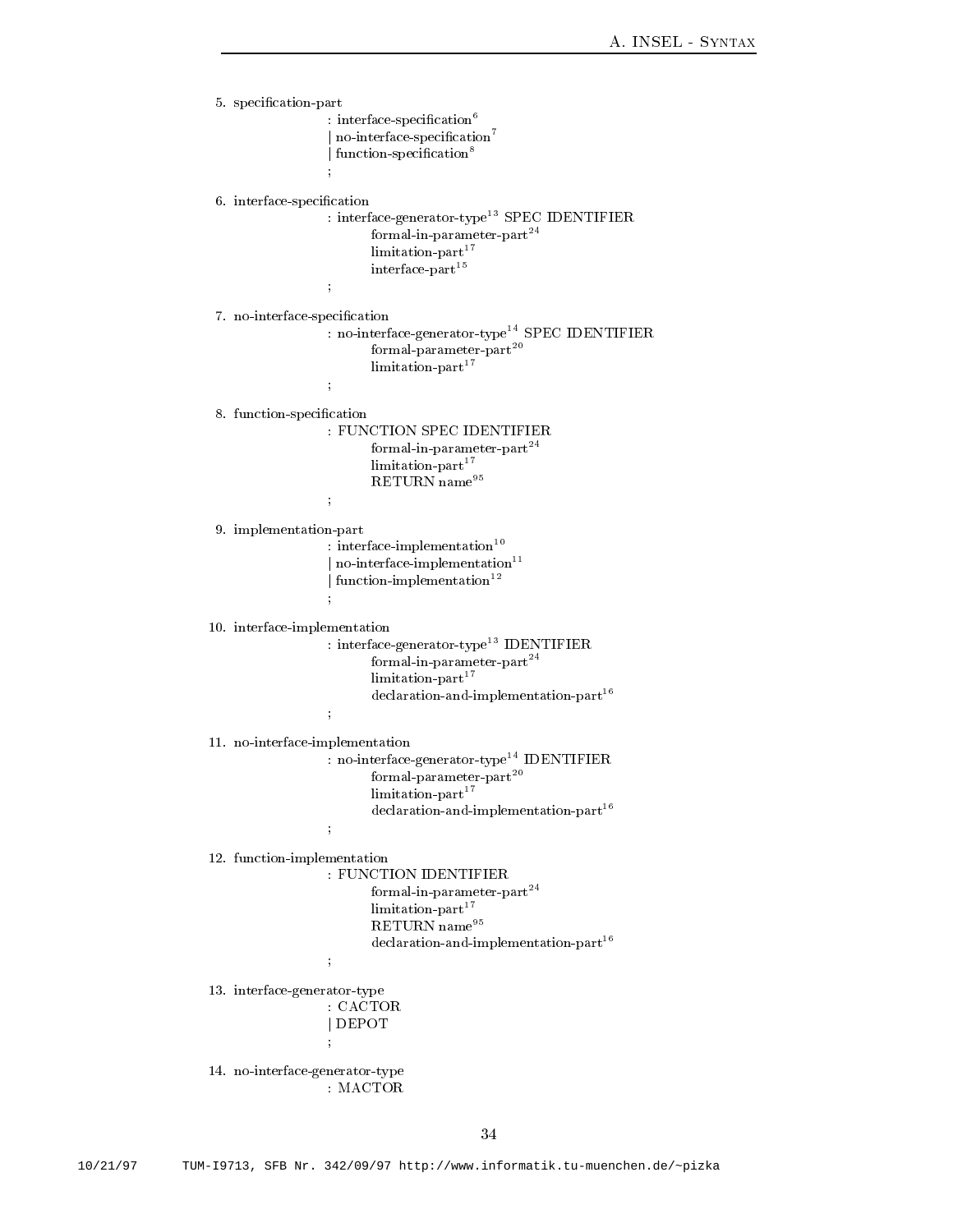5. specification-part

```
: interface-specification[6]
| no-interface-specification[7]
| function-specification[8]
;
```

6. interface-specification

```
: interface-generator-type[13] SPEC IDENTIFIER
        formal-in-parameter-part[24]
        limitation-part[17]
        interface-part[15]
;
```

7. no-interface-specification

```
: no-interface-generator-type[14] SPEC IDENTIFIER
        formal-parameter-part[20]
        limitation-part[17]
;
```

8. function-specification

```
: FUNCTION SPEC IDENTIFIER
        formal-in-parameter-part[24]
        limitation-part[17]
        RETURN name[95]
;
```

9. implementation-part

```
: interface-implementation[10]
| no-interface-implementation[11]
| function-implementation[12]
;
```

10. interface-implementation

```
: interface-generator-type[13] IDENTIFIER
        formal-in-parameter-part[24]
        limitation-part[17]
        declaration-and-implementation-part[16]
;
```

11. no-interface-implementation

```
: no-interface-generator-type[14] IDENTIFIER
        formal-parameter-part[20]
        limitation-part[17]
        declaration-and-implementation-part[16]
;
```

12. function-implementation

```
: FUNCTION IDENTIFIER
        formal-in-parameter-part[24]
        limitation-part[17]
        RETURN name[95]
        declaration-and-implementation-part[16]
;
```

13. interface-generator-type

```
: CACTOR
| DEPOT
;
```

14. no-interface-generator-type

```
: MACTOR
```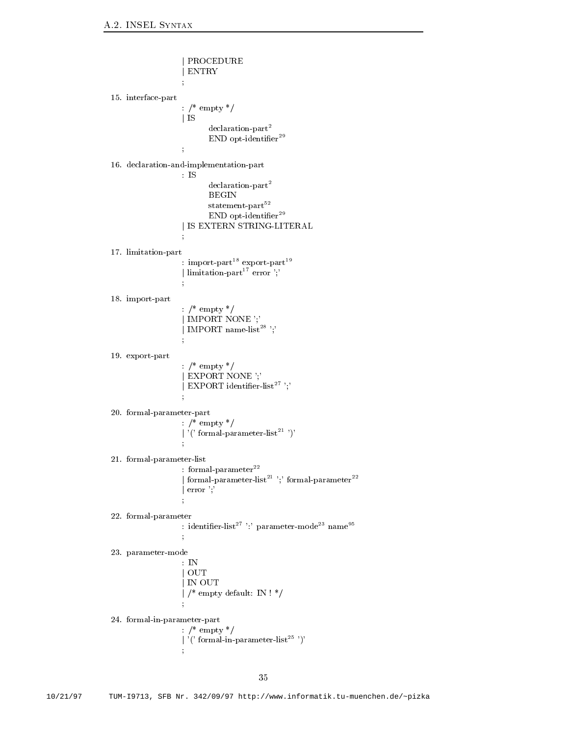```
                | PROCEDURE
                | ENTRY
                ;

15. interface-part
                : /* empty */
                | IS
                        declaration-part^2
                        END opt-identifier^29
                ;

16. declaration-and-implementation-part
                : IS
                        declaration-part^2
                        BEGIN
                        statement-part^52
                        END opt-identifier^29
                | IS EXTERN STRING-LITERAL
                ;

17. limitation-part
                : import-part^18 export-part^19
                | limitation-part^17 error ';'
                ;

18. import-part
                : /* empty */
                | IMPORT NONE ';'
                | IMPORT name-list^28 ';'
                ;

19. export-part
                : /* empty */
                | EXPORT NONE ';'
                | EXPORT identifier-list^27 ';'
                ;

20. formal-parameter-part
                : /* empty */
                | '(' formal-parameter-list^21 ')'
                ;

21. formal-parameter-list
                : formal-parameter^22
                | formal-parameter-list^21 ';' formal-parameter^22
                | error ';'
                ;

22. formal-parameter
                : identifier-list^27 ':' parameter-mode^23 name^95
                ;

23. parameter-mode
                : IN
                | OUT
                | IN OUT
                | /* empty default: IN ! */
                ;

24. formal-in-parameter-part
                : /* empty */
                | '(' formal-in-parameter-list^25 ')'
                ;
```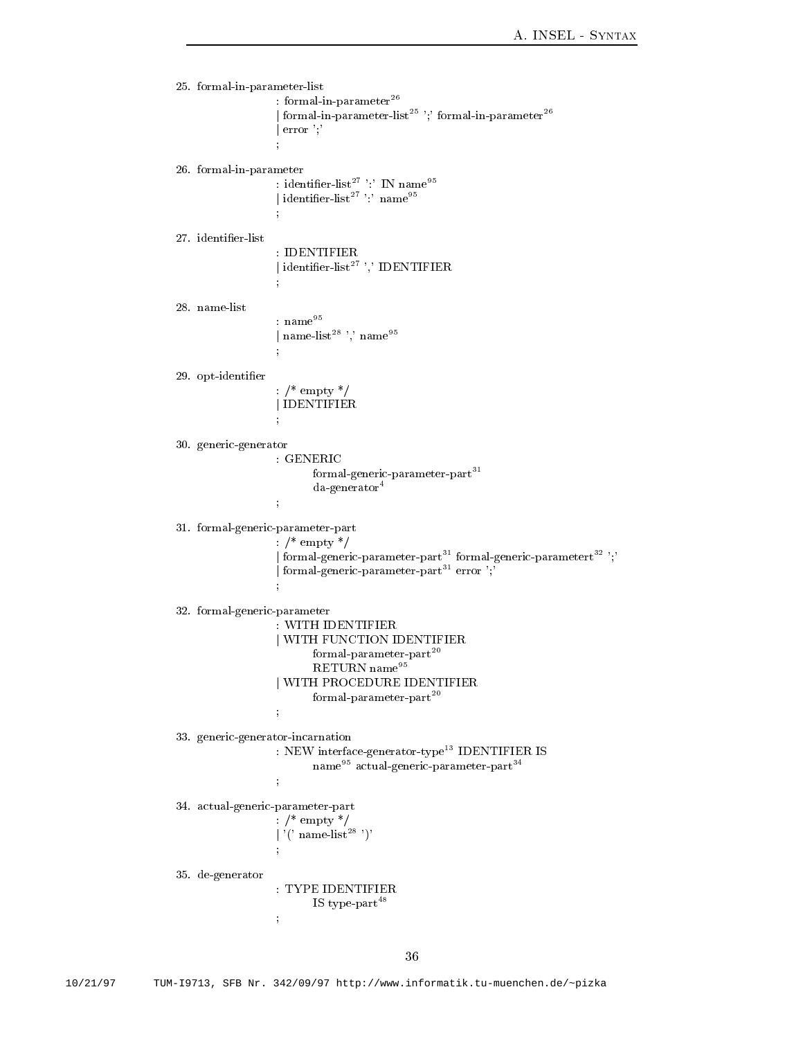25. formal-in-parameter-list

```
: formal-in-parameter[26]
| formal-in-parameter-list[25] ';' formal-in-parameter[26]
| error ';'
;
```

26. formal-in-parameter

```
: identifier-list[27] ':' IN name[95]
| identifier-list[27] ':' name[95]
;
```

27. identifier-list

```
: IDENTIFIER
| identifier-list[27] ',' IDENTIFIER
;
```

28. name-list

```
: name[95]
| name-list[28] ',' name[95]
;
```

29. opt-identifier

```
: /* empty */
| IDENTIFIER
;
```

30. generic-generator

```
: GENERIC
      formal-generic-parameter-part[31]
      da-generator[4]
;
```

31. formal-generic-parameter-part

```
: /* empty */
| formal-generic-parameter-part[31] formal-generic-parametert[32] ';'
| formal-generic-parameter-part[31] error ';'
;
```

32. formal-generic-parameter

```
: WITH IDENTIFIER
| WITH FUNCTION IDENTIFIER
      formal-parameter-part[20]
      RETURN name[95]
| WITH PROCEDURE IDENTIFIER
      formal-parameter-part[20]
;
```

33. generic-generator-incarnation

```
: NEW interface-generator-type[13] IDENTIFIER IS
      name[95] actual-generic-parameter-part[34]
;
```

34. actual-generic-parameter-part

```
: /* empty */
| '(' name-list[28] ')'
;
```

35. de-generator

```
: TYPE IDENTIFIER
      IS type-part[48]
;
```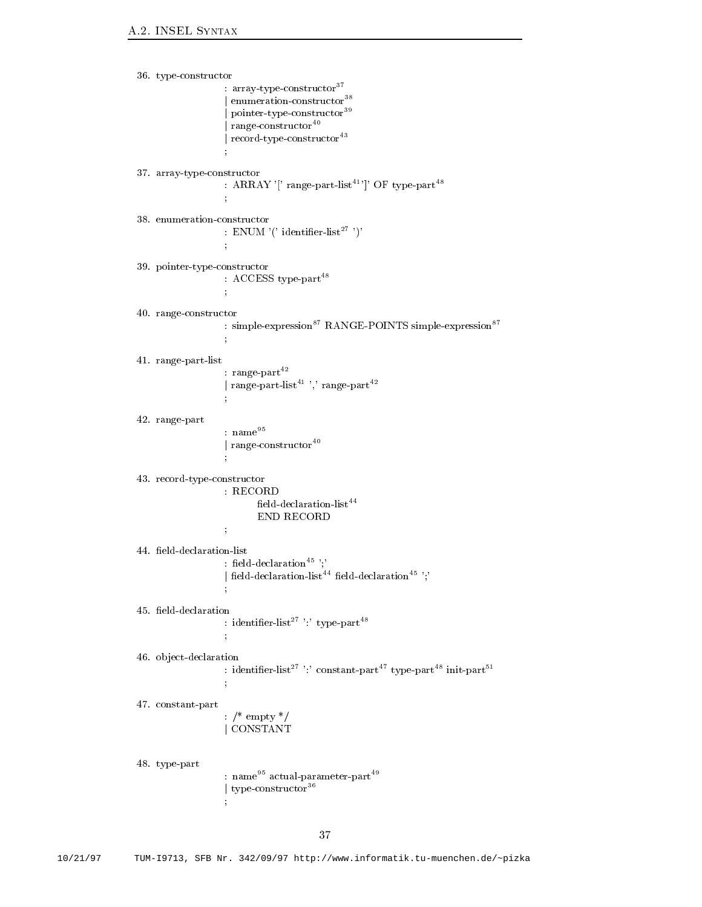36. type-constructor

    : array-type-constructor[37]
    | enumeration-constructor[38]
    | pointer-type-constructor[39]
    | range-constructor[40]
    | record-type-constructor[43]
    ;

37. array-type-constructor

    : ARRAY '[' range-part-list[41] ']' OF type-part[48]
    ;

38. enumeration-constructor

    : ENUM '(' identifier-list[27] ')'
    ;

39. pointer-type-constructor

    : ACCESS type-part[48]
    ;

40. range-constructor

    : simple-expression[87] RANGE-POINTS simple-expression[87]
    ;

41. range-part-list

    : range-part[42]
    | range-part-list[41] ',' range-part[42]
    ;

42. range-part

    : name[95]
    | range-constructor[40]
    ;

43. record-type-constructor

    : RECORD
        field-declaration-list[44]
        END RECORD
    ;

44. field-declaration-list

    : field-declaration[45] ';'
    | field-declaration-list[44] field-declaration[45] ';'
    ;

45. field-declaration

    : identifier-list[27] ':' type-part[48]
    ;

46. object-declaration

    : identifier-list[27] ':' constant-part[47] type-part[48] init-part[51]
    ;

47. constant-part

    : /* empty */
    | CONSTANT

48. type-part

    : name[95] actual-parameter-part[49]
    | type-constructor[36]
    ;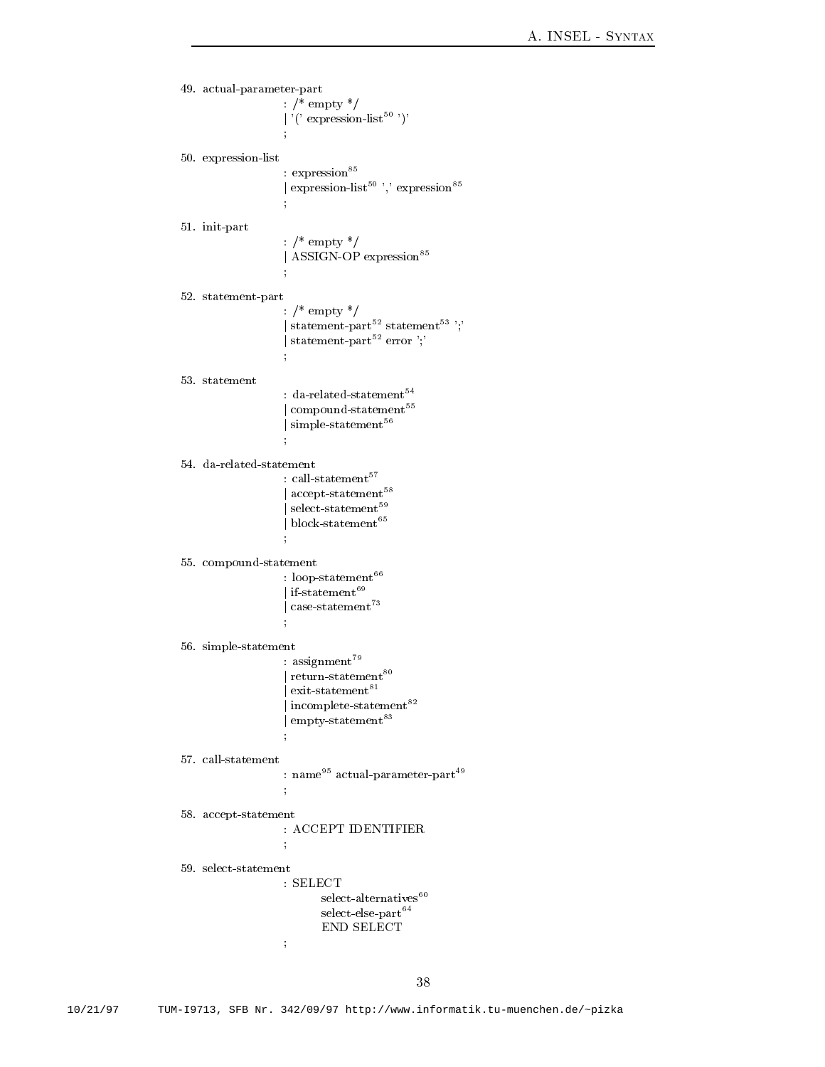49. actual-parameter-part
```
                    : /* empty */
                    | '(' expression-list^50 ')'
                    ;
```

50. expression-list
```
                    : expression^85
                    | expression-list^50 ',' expression^85
                    ;
```

51. init-part
```
                    : /* empty */
                    | ASSIGN-OP expression^85
                    ;
```

52. statement-part
```
                    : /* empty */
                    | statement-part^52 statement^53 ';'
                    | statement-part^52 error ';'
                    ;
```

53. statement
```
                    : da-related-statement^54
                    | compound-statement^55
                    | simple-statement^56
                    ;
```

54. da-related-statement
```
                    : call-statement^57
                    | accept-statement^58
                    | select-statement^59
                    | block-statement^65
                    ;
```

55. compound-statement
```
                    : loop-statement^66
                    | if-statement^69
                    | case-statement^73
                    ;
```

56. simple-statement
```
                    : assignment^79
                    | return-statement^80
                    | exit-statement^81
                    | incomplete-statement^82
                    | empty-statement^83
                    ;
```

57. call-statement
```
                    : name^95 actual-parameter-part^49
                    ;
```

58. accept-statement
```
                    : ACCEPT IDENTIFIER
                    ;
```

59. select-statement
```
                    : SELECT
                          select-alternatives^60
                          select-else-part^64
                          END SELECT
                    ;
```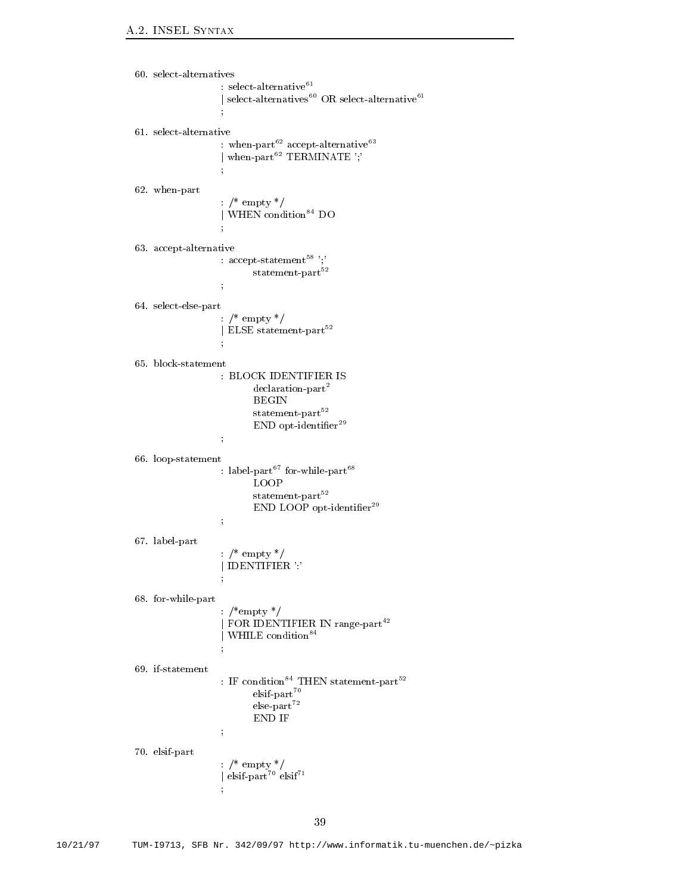60. select-alternatives

```
        : select-alternative[61]
        | select-alternatives[60] OR select-alternative[61]
        ;
```

61. select-alternative

```
        : when-part[62] accept-alternative[63]
        | when-part[62] TERMINATE ';'
        ;
```

62. when-part

```
        : /* empty */
        | WHEN condition[84] DO
        ;
```

63. accept-alternative

```
        : accept-statement[58] ';'
              statement-part[52]
        ;
```

64. select-else-part

```
        : /* empty */
        | ELSE statement-part[52]
        ;
```

65. block-statement

```
        : BLOCK IDENTIFIER IS
              declaration-part[2]
              BEGIN
              statement-part[52]
              END opt-identifier[29]
        ;
```

66. loop-statement

```
        : label-part[67] for-while-part[68]
              LOOP
              statement-part[52]
              END LOOP opt-identifier[29]
        ;
```

67. label-part

```
        : /* empty */
        | IDENTIFIER ':'
        ;
```

68. for-while-part

```
        : /*empty */
        | FOR IDENTIFIER IN range-part[42]
        | WHILE condition[84]
        ;
```

69. if-statement

```
        : IF condition[84] THEN statement-part[52]
              elsif-part[70]
              else-part[72]
              END IF
        ;
```

70. elsif-part

```
        : /* empty */
        | elsif-part[70] elsif[71]
        ;
```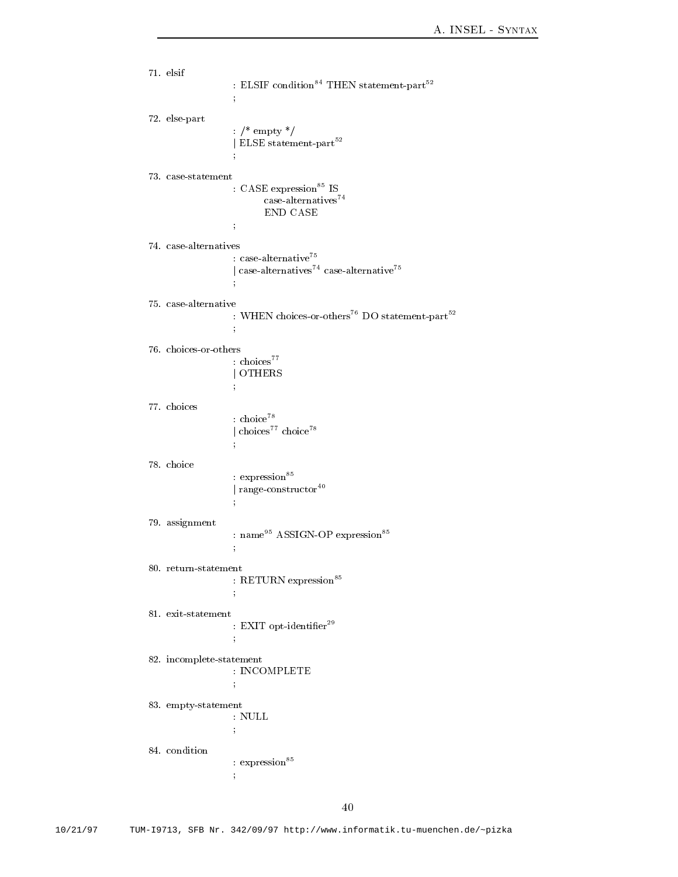71. elsif
    : ELSIF condition[84] THEN statement-part[52]
    ;

72. else-part
    : /* empty */
    | ELSE statement-part[52]
    ;

73. case-statement
    : CASE expression[85] IS
        case-alternatives[74]
        END CASE
    ;

74. case-alternatives
    : case-alternative[75]
    | case-alternatives[74] case-alternative[75]
    ;

75. case-alternative
    : WHEN choices-or-others[76] DO statement-part[52]
    ;

76. choices-or-others
    : choices[77]
    | OTHERS
    ;

77. choices
    : choice[78]
    | choices[77] choice[78]
    ;

78. choice
    : expression[85]
    | range-constructor[40]
    ;

79. assignment
    : name[95] ASSIGN-OP expression[85]
    ;

80. return-statement
    : RETURN expression[85]
    ;

81. exit-statement
    : EXIT opt-identifier[29]
    ;

82. incomplete-statement
    : INCOMPLETE
    ;

83. empty-statement
    : NULL
    ;

84. condition
    : expression[85]
    ;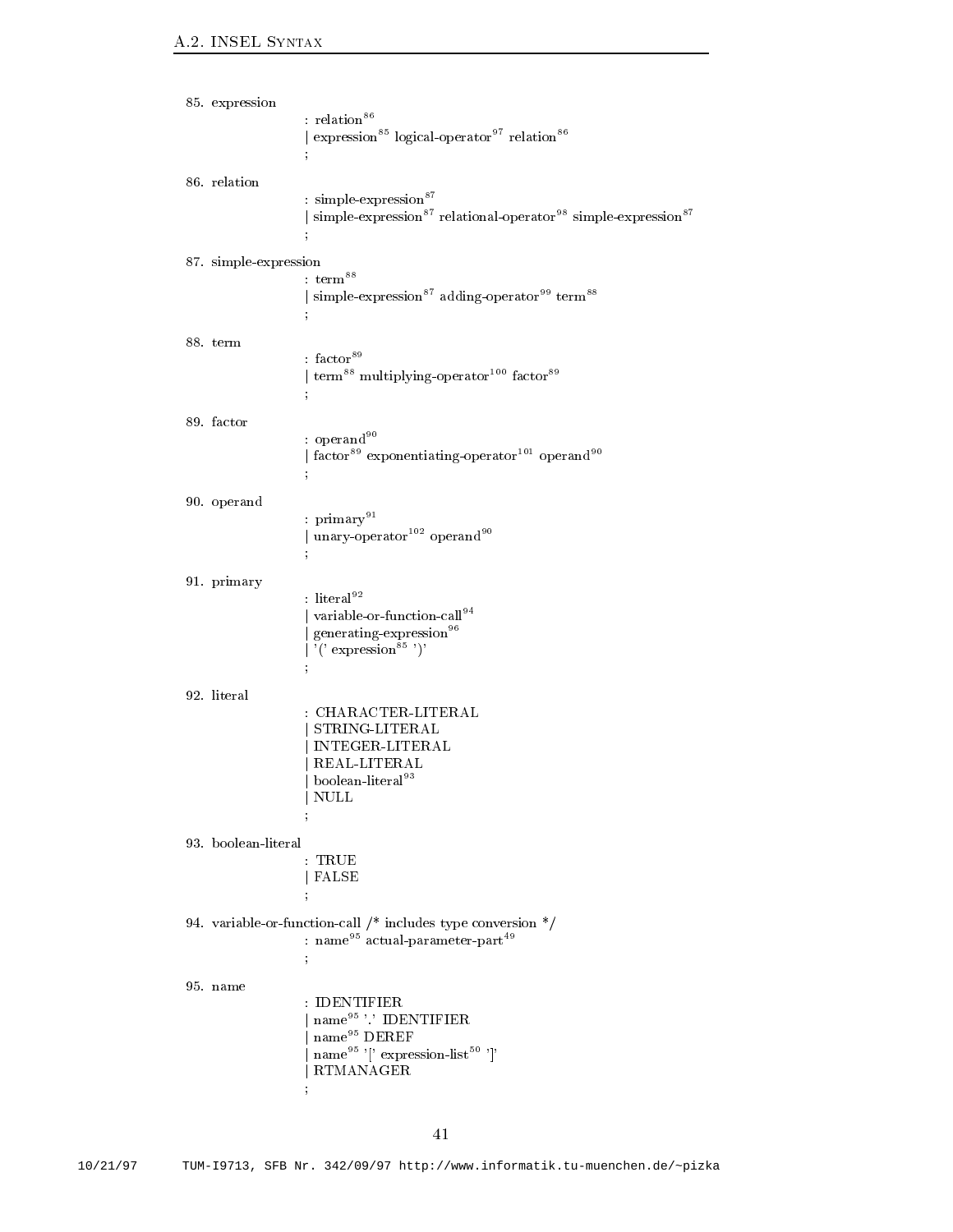```
85. expression
        : relation[86]
        | expression[85] logical-operator[97] relation[86]
        ;

86. relation
        : simple-expression[87]
        | simple-expression[87] relational-operator[98] simple-expression[87]
        ;

87. simple-expression
        : term[88]
        | simple-expression[87] adding-operator[99] term[88]
        ;

88. term
        : factor[89]
        | term[88] multiplying-operator[100] factor[89]
        ;

89. factor
        : operand[90]
        | factor[89] exponentiating-operator[101] operand[90]
        ;

90. operand
        : primary[91]
        | unary-operator[102] operand[90]
        ;

91. primary
        : literal[92]
        | variable-or-function-call[94]
        | generating-expression[96]
        | '(' expression[85] ')'
        ;

92. literal
        : CHARACTER-LITERAL
        | STRING-LITERAL
        | INTEGER-LITERAL
        | REAL-LITERAL
        | boolean-literal[93]
        | NULL
        ;

93. boolean-literal
        : TRUE
        | FALSE
        ;

94. variable-or-function-call /* includes type conversion */
        : name[95] actual-parameter-part[49]
        ;

95. name
        : IDENTIFIER
        | name[95] '.' IDENTIFIER
        | name[95] DEREF
        | name[95] '[' expression-list[50] ']'
        | RTMANAGER
        ;
```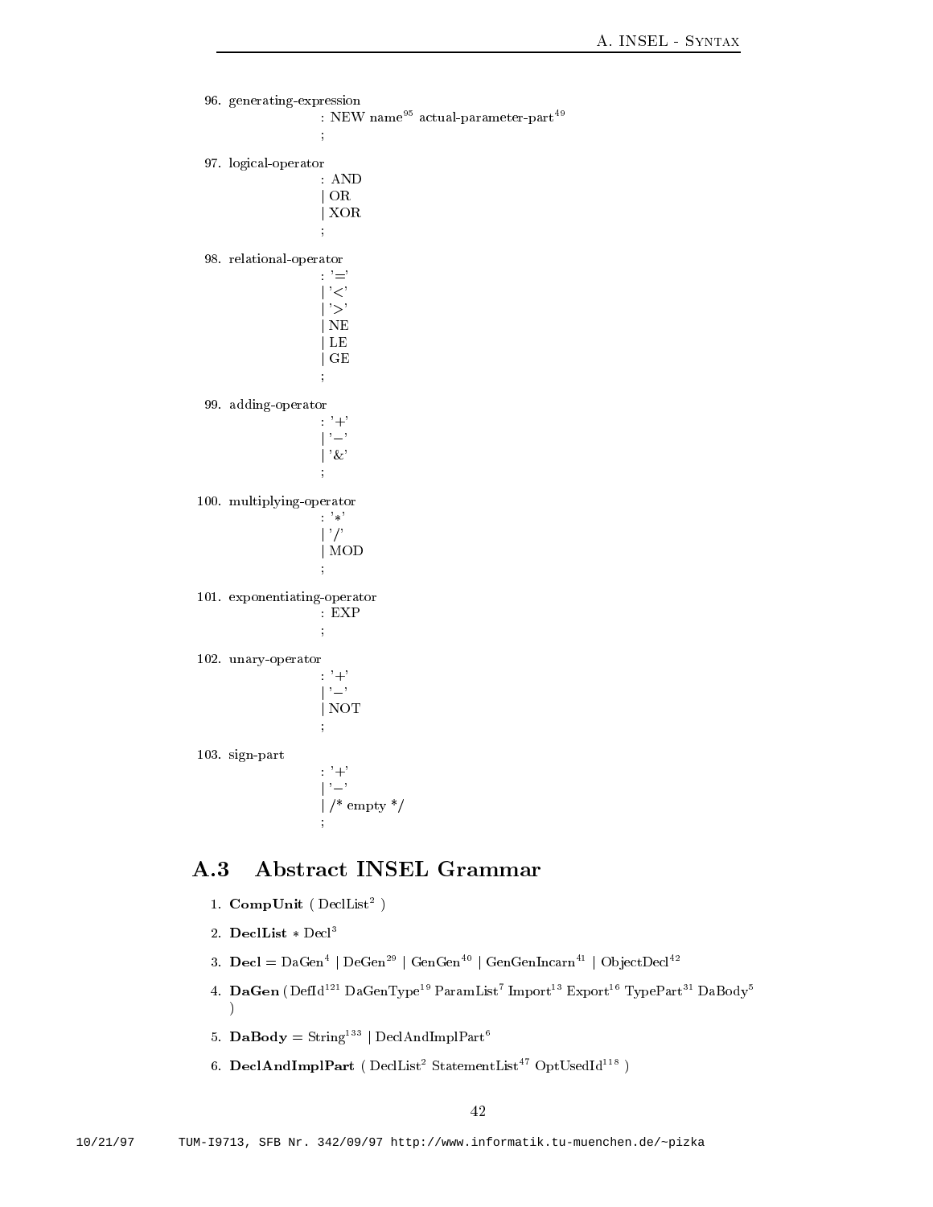96. generating-expression

    : NEW name[95] actual-parameter-part[49]

    ;

97. logical-operator

    : AND

    | OR

    | XOR

    ;

98. relational-operator

    : '='

    | '<'

    | '>'

    | NE

    | LE

    | GE

    ;

99. adding-operator

    : '+'

    | '−'

    | '&'

    ;

100. multiplying-operator

    : '*'

    | '/'

    | MOD

    ;

101. exponentiating-operator

    : EXP

    ;

102. unary-operator

    : '+'

    | '−'

    | NOT

    ;

103. sign-part

    : '+'

    | '−'

    | /* empty */

    ;

## A.3 Abstract INSEL Grammar

1. **CompUnit** ( DeclList[2] )

2. **DeclList** * Decl[3]

3. **Decl** = DaGen[4] | DeGen[29] | GenGen[40] | GenGenIncarn[41] | ObjectDecl[42]

4. **DaGen** ( DefId[121] DaGenType[19] ParamList[7] Import[13] Export[16] TypePart[31] DaBody[5] )

5. **DaBody** = String[133] | DeclAndImplPart[6]

6. **DeclAndImplPart** ( DeclList[2] StatementList[47] OptUsedId[118] )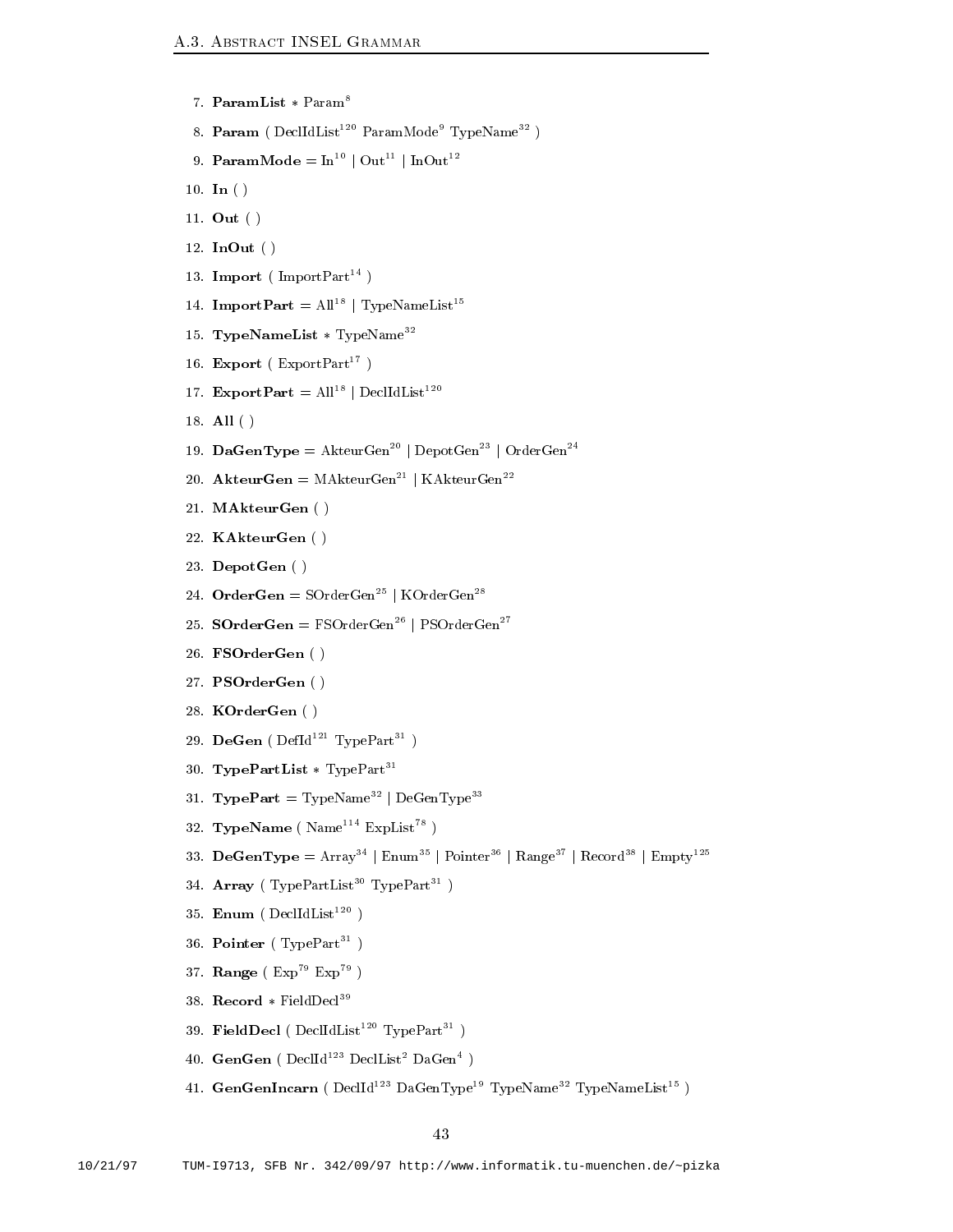7. **ParamList** * Param[8]
8. **Param** ( DeclIdList[120] ParamMode[9] TypeName[32] )
9. **ParamMode** = In[10] | Out[11] | InOut[12]
10. **In** ( )
11. **Out** ( )
12. **InOut** ( )
13. **Import** ( ImportPart[14] )
14. **ImportPart** = All[18] | TypeNameList[15]
15. **TypeNameList** * TypeName[32]
16. **Export** ( ExportPart[17] )
17. **ExportPart** = All[18] | DeclIdList[120]
18. **All** ( )
19. **DaGenType** = AkteurGen[20] | DepotGen[23] | OrderGen[24]
20. **AkteurGen** = MAkteurGen[21] | KAkteurGen[22]
21. **MAkteurGen** ( )
22. **KAkteurGen** ( )
23. **DepotGen** ( )
24. **OrderGen** = SOrderGen[25] | KOrderGen[28]
25. **SOrderGen** = FSOrderGen[26] | PSOrderGen[27]
26. **FSOrderGen** ( )
27. **PSOrderGen** ( )
28. **KOrderGen** ( )
29. **DeGen** ( DefId[121] TypePart[31] )
30. **TypePartList** * TypePart[31]
31. **TypePart** = TypeName[32] | DeGenType[33]
32. **TypeName** ( Name[114] ExpList[78] )
33. **DeGenType** = Array[34] | Enum[35] | Pointer[36] | Range[37] | Record[38] | Empty[125]
34. **Array** ( TypePartList[30] TypePart[31] )
35. **Enum** ( DeclIdList[120] )
36. **Pointer** ( TypePart[31] )
37. **Range** ( Exp[79] Exp[79] )
38. **Record** * FieldDecl[39]
39. **FieldDecl** ( DeclIdList[120] TypePart[31] )
40. **GenGen** ( DeclId[123] DeclList[2] DaGen[4] )
41. **GenGenIncarn** ( DeclId[123] DaGenType[19] TypeName[32] TypeNameList[15] )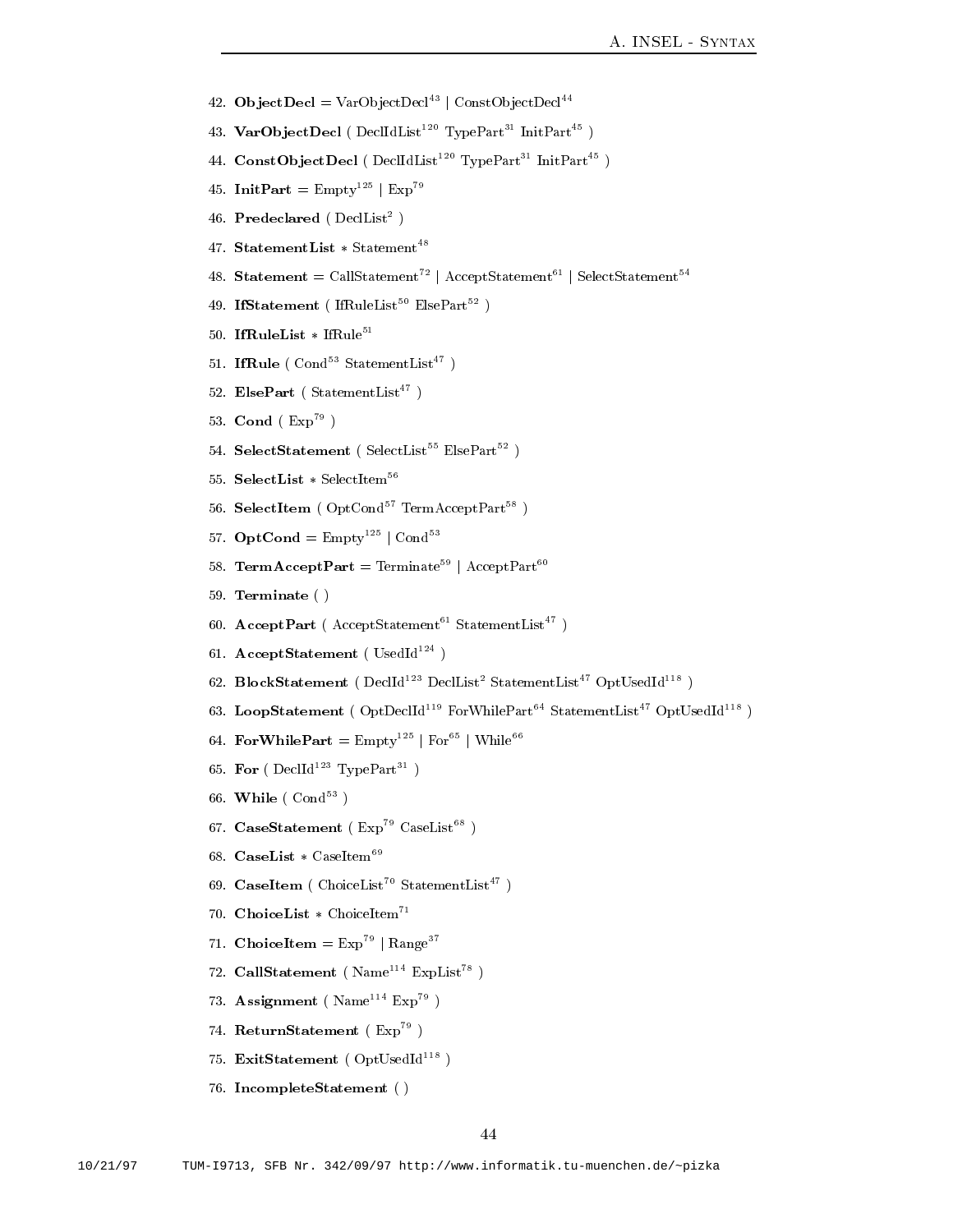42. **ObjectDecl** = VarObjectDecl[43] | ConstObjectDecl[44]
43. **VarObjectDecl** ( DeclIdList[120] TypePart[31] InitPart[45] )
44. **ConstObjectDecl** ( DeclIdList[120] TypePart[31] InitPart[45] )
45. **InitPart** = Empty[125] | Exp[79]
46. **Predeclared** ( DeclList[2] )
47. **StatementList** * Statement[48]
48. **Statement** = CallStatement[72] | AcceptStatement[61] | SelectStatement[54]
49. **IfStatement** ( IfRuleList[50] ElsePart[52] )
50. **IfRuleList** * IfRule[51]
51. **IfRule** ( Cond[53] StatementList[47] )
52. **ElsePart** ( StatementList[47] )
53. **Cond** ( Exp[79] )
54. **SelectStatement** ( SelectList[55] ElsePart[52] )
55. **SelectList** * SelectItem[56]
56. **SelectItem** ( OptCond[57] TermAcceptPart[58] )
57. **OptCond** = Empty[125] | Cond[53]
58. **TermAcceptPart** = Terminate[59] | AcceptPart[60]
59. **Terminate** ( )
60. **AcceptPart** ( AcceptStatement[61] StatementList[47] )
61. **AcceptStatement** ( UsedId[124] )
62. **BlockStatement** ( DeclId[123] DeclList[2] StatementList[47] OptUsedId[118] )
63. **LoopStatement** ( OptDeclId[119] ForWhilePart[64] StatementList[47] OptUsedId[118] )
64. **ForWhilePart** = Empty[125] | For[65] | While[66]
65. **For** ( DeclId[123] TypePart[31] )
66. **While** ( Cond[53] )
67. **CaseStatement** ( Exp[79] CaseList[68] )
68. **CaseList** * CaseItem[69]
69. **CaseItem** ( ChoiceList[70] StatementList[47] )
70. **ChoiceList** * ChoiceItem[71]
71. **ChoiceItem** = Exp[79] | Range[37]
72. **CallStatement** ( Name[114] ExpList[78] )
73. **Assignment** ( Name[114] Exp[79] )
74. **ReturnStatement** ( Exp[79] )
75. **ExitStatement** ( OptUsedId[118] )
76. **IncompleteStatement** ( )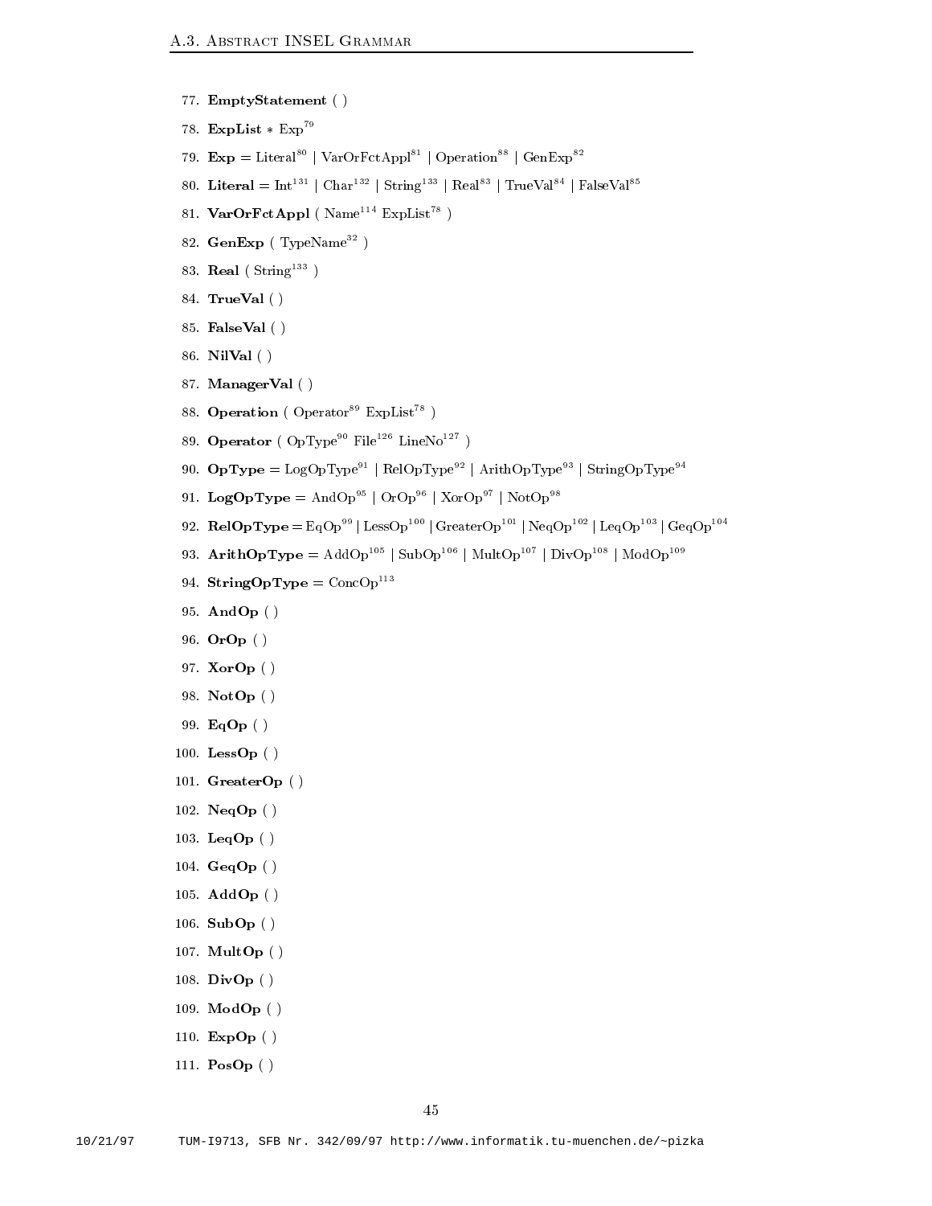77. **EmptyStatement** ( )
78. **ExpList** * Exp[79]
79. **Exp** = Literal[80] | VarOrFctAppl[81] | Operation[88] | GenExp[82]
80. **Literal** = Int[131] | Char[132] | String[133] | Real[83] | TrueVal[84] | FalseVal[85]
81. **VarOrFctAppl** ( Name[114] ExpList[78] )
82. **GenExp** ( TypeName[32] )
83. **Real** ( String[133] )
84. **TrueVal** ( )
85. **FalseVal** ( )
86. **NilVal** ( )
87. **ManagerVal** ( )
88. **Operation** ( Operator[89] ExpList[78] )
89. **Operator** ( OpType[90] File[126] LineNo[127] )
90. **OpType** = LogOpType[91] | RelOpType[92] | ArithOpType[93] | StringOpType[94]
91. **LogOpType** = AndOp[95] | OrOp[96] | XorOp[97] | NotOp[98]
92. **RelOpType** = EqOp[99] | LessOp[100] | GreaterOp[101] | NeqOp[102] | LeqOp[103] | GeqOp[104]
93. **ArithOpType** = AddOp[105] | SubOp[106] | MultOp[107] | DivOp[108] | ModOp[109]
94. **StringOpType** = ConcOp[113]
95. **AndOp** ( )
96. **OrOp** ( )
97. **XorOp** ( )
98. **NotOp** ( )
99. **EqOp** ( )
100. **LessOp** ( )
101. **GreaterOp** ( )
102. **NeqOp** ( )
103. **LeqOp** ( )
104. **GeqOp** ( )
105. **AddOp** ( )
106. **SubOp** ( )
107. **MultOp** ( )
108. **DivOp** ( )
109. **ModOp** ( )
110. **ExpOp** ( )
111. **PosOp** ( )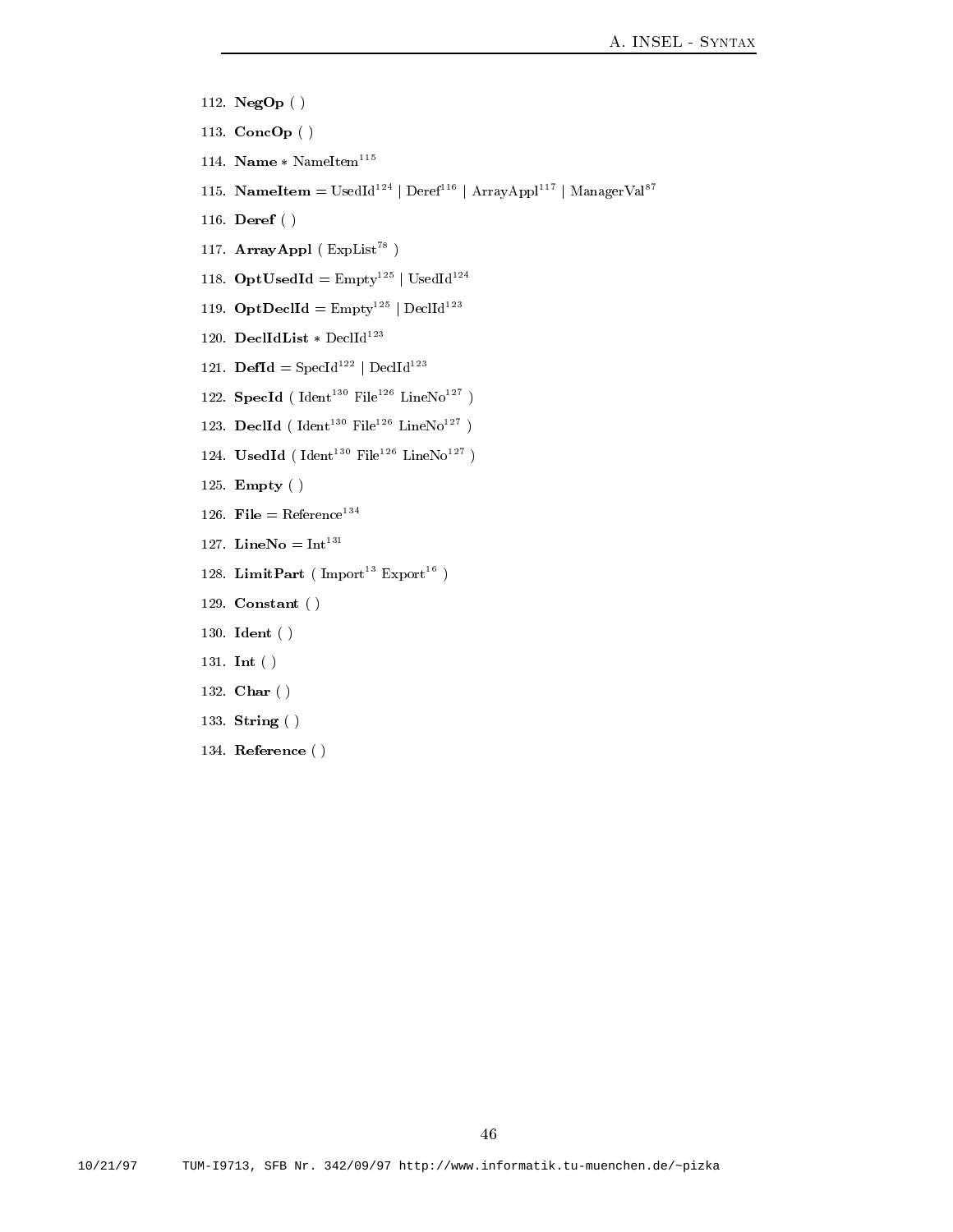112. **NegOp** ( )

113. **ConcOp** ( )

114. **Name** * NameItem[115]

115. **NameItem** = UsedId[124] | Deref[116] | ArrayAppl[117] | ManagerVal[87]

116. **Deref** ( )

117. **ArrayAppl** ( ExpList[78] )

118. **OptUsedId** = Empty[125] | UsedId[124]

119. **OptDeclId** = Empty[125] | DeclId[123]

120. **DeclIdList** * DeclId[123]

121. **DefId** = SpecId[122] | DeclId[123]

122. **SpecId** ( Ident[130] File[126] LineNo[127] )

123. **DeclId** ( Ident[130] File[126] LineNo[127] )

124. **UsedId** ( Ident[130] File[126] LineNo[127] )

125. **Empty** ( )

126. **File** = Reference[134]

127. **LineNo** = Int[131]

128. **LimitPart** ( Import[13] Export[16] )

129. **Constant** ( )

130. **Ident** ( )

131. **Int** ( )

132. **Char** ( )

133. **String** ( )

134. **Reference** ( )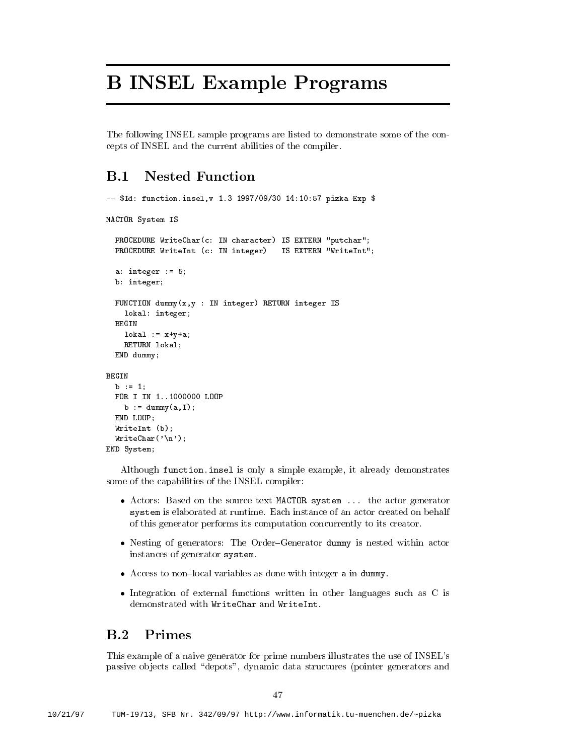# B INSEL Example Programs

The following INSEL sample programs are listed to demonstrate some of the concepts of INSEL and the current abilities of the compiler.

## B.1 Nested Function

```
-- $Id: function.insel,v 1.3 1997/09/30 14:10:57 pizka Exp $

MACTOR System IS

  PROCEDURE WriteChar(c: IN character) IS EXTERN "putchar";
  PROCEDURE WriteInt (c: IN integer)   IS EXTERN "WriteInt";

  a: integer := 5;
  b: integer;

  FUNCTION dummy(x,y : IN integer) RETURN integer IS
    lokal: integer;
  BEGIN
    lokal := x+y+a;
    RETURN lokal;
  END dummy;

BEGIN
  b := 1;
  FOR I IN 1..1000000 LOOP
    b := dummy(a,I);
  END LOOP;
  WriteInt (b);
  WriteChar('\n');
END System;
```

Although `function.insel` is only a simple example, it already demonstrates some of the capabilities of the INSEL compiler:

- Actors: Based on the source text `MACTOR system ...` the actor generator `system` is elaborated at runtime. Each instance of an actor created on behalf of this generator performs its computation concurrently to its creator.
- Nesting of generators: The Order–Generator `dummy` is nested within actor instances of generator `system`.
- Access to non–local variables as done with integer `a` in `dummy`.
- Integration of external functions written in other languages such as C is demonstrated with `WriteChar` and `WriteInt`.

## B.2 Primes

This example of a naive generator for prime numbers illustrates the use of INSEL's passive objects called "depots", dynamic data structures (pointer generators and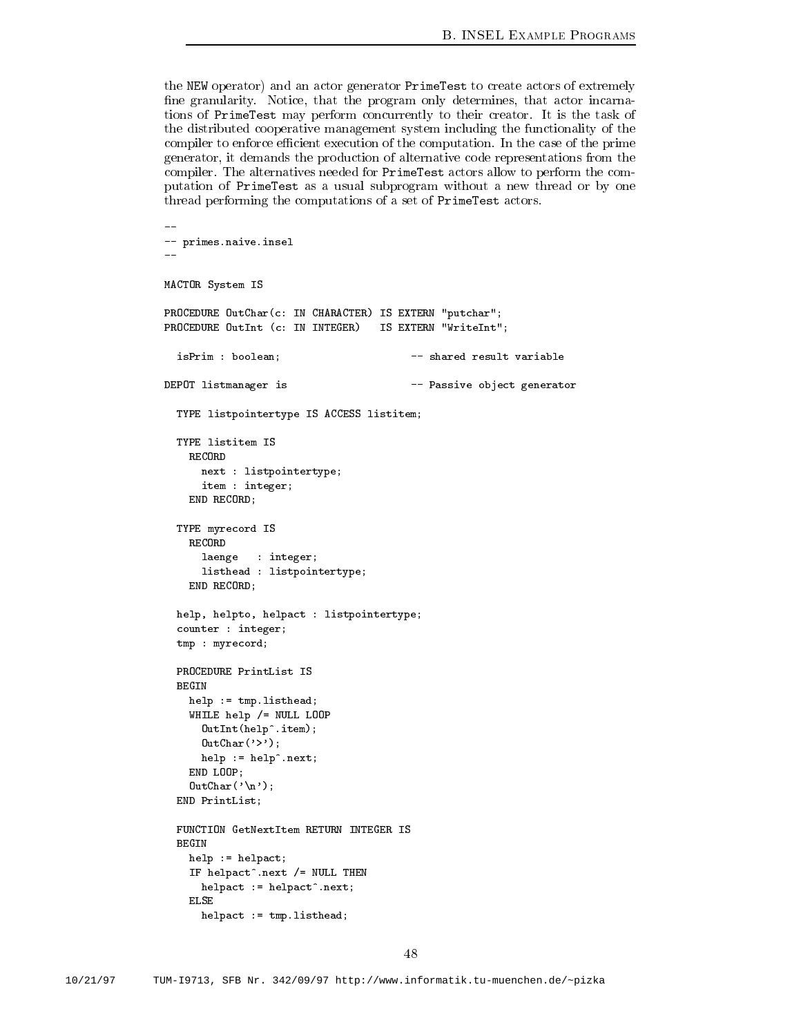the NEW operator) and an actor generator PrimeTest to create actors of extremely fine granularity. Notice, that the program only determines, that actor incarnations of PrimeTest may perform concurrently to their creator. It is the task of the distributed cooperative management system including the functionality of the compiler to enforce efficient execution of the computation. In the case of the prime generator, it demands the production of alternative code representations from the compiler. The alternatives needed for PrimeTest actors allow to perform the computation of PrimeTest as a usual subprogram without a new thread or by one thread performing the computations of a set of PrimeTest actors.

```
--
-- primes.naive.insel
--

MACTOR System IS

PROCEDURE OutChar(c: IN CHARACTER) IS EXTERN "putchar";
PROCEDURE OutInt (c: IN INTEGER)   IS EXTERN "WriteInt";

  isPrim : boolean;                    -- shared result variable

DEPOT listmanager is                   -- Passive object generator

  TYPE listpointertype IS ACCESS listitem;

  TYPE listitem IS
    RECORD
      next : listpointertype;
      item : integer;
    END RECORD;

  TYPE myrecord IS
    RECORD
      laenge   : integer;
      listhead : listpointertype;
    END RECORD;

  help, helpto, helpact : listpointertype;
  counter : integer;
  tmp : myrecord;

  PROCEDURE PrintList IS
  BEGIN
    help := tmp.listhead;
    WHILE help /= NULL LOOP
      OutInt(help^.item);
      OutChar('>');
      help := help^.next;
    END LOOP;
    OutChar('\n');
  END PrintList;

  FUNCTION GetNextItem RETURN INTEGER IS
  BEGIN
    help := helpact;
    IF helpact^.next /= NULL THEN
      helpact := helpact^.next;
    ELSE
      helpact := tmp.listhead;
```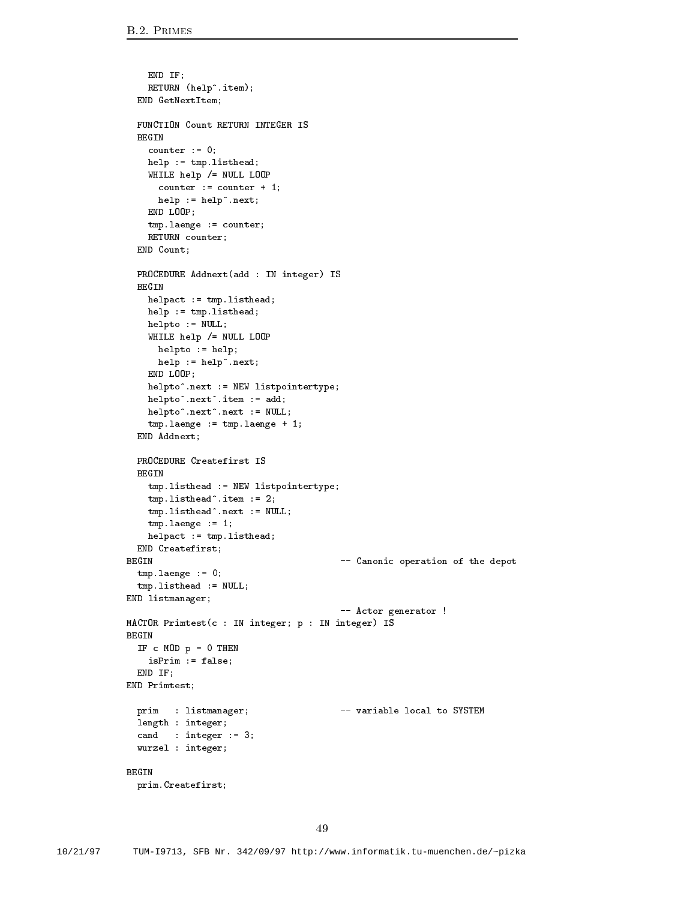```
    END IF;
    RETURN (help^.item);
  END GetNextItem;

  FUNCTION Count RETURN INTEGER IS
  BEGIN
    counter := 0;
    help := tmp.listhead;
    WHILE help /= NULL LOOP
      counter := counter + 1;
      help := help^.next;
    END LOOP;
    tmp.laenge := counter;
    RETURN counter;
  END Count;

  PROCEDURE Addnext(add : IN integer) IS
  BEGIN
    helpact := tmp.listhead;
    help := tmp.listhead;
    helpto := NULL;
    WHILE help /= NULL LOOP
      helpto := help;
      help := help^.next;
    END LOOP;
    helpto^.next := NEW listpointertype;
    helpto^.next^.item := add;
    helpto^.next^.next := NULL;
    tmp.laenge := tmp.laenge + 1;
  END Addnext;

  PROCEDURE Createfirst IS
  BEGIN
    tmp.listhead := NEW listpointertype;
    tmp.listhead^.item := 2;
    tmp.listhead^.next := NULL;
    tmp.laenge := 1;
    helpact := tmp.listhead;
  END Createfirst;
BEGIN                                  -- Canonic operation of the depot
  tmp.laenge := 0;
  tmp.listhead := NULL;
END listmanager;
                                       -- Actor generator !
MACTOR Primtest(c : IN integer; p : IN integer) IS
BEGIN
  IF c MOD p = 0 THEN
    isPrim := false;
  END IF;
END Primtest;

  prim   : listmanager;                -- variable local to SYSTEM
  length : integer;
  cand   : integer := 3;
  wurzel : integer;

BEGIN
  prim.Createfirst;
```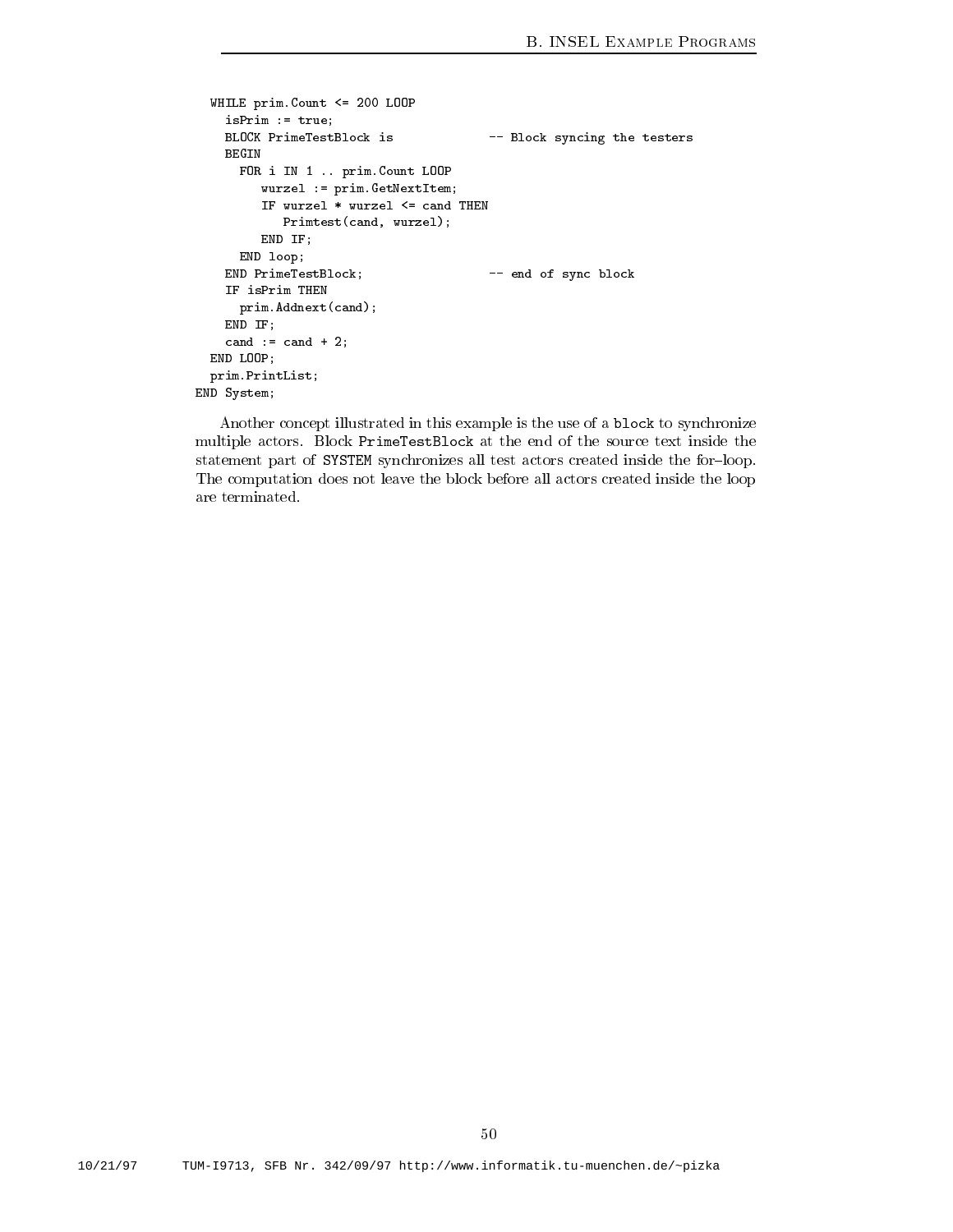```
  WHILE prim.Count <= 200 LOOP
    isPrim := true;
    BLOCK PrimeTestBlock is              -- Block syncing the testers
    BEGIN
      FOR i IN 1 .. prim.Count LOOP
         wurzel := prim.GetNextItem;
         IF wurzel * wurzel <= cand THEN
            Primtest(cand, wurzel);
         END IF;
      END loop;
    END PrimeTestBlock;                  -- end of sync block
    IF isPrim THEN
      prim.Addnext(cand);
    END IF;
    cand := cand + 2;
  END LOOP;
  prim.PrintList;
END System;
```

Another concept illustrated in this example is the use of a `block` to synchronize multiple actors. Block `PrimeTestBlock` at the end of the source text inside the statement part of `SYSTEM` synchronizes all test actors created inside the for–loop. The computation does not leave the block before all actors created inside the loop are terminated.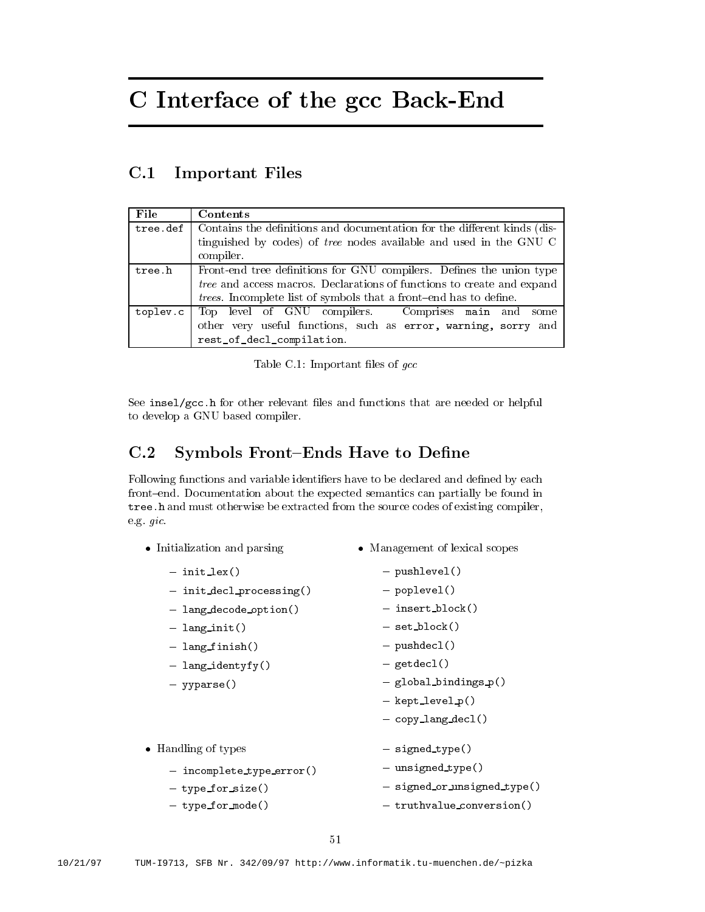# C Interface of the gcc Back-End

## C.1 Important Files

| File | Contents |
|---|---|
| `tree.def` | Contains the definitions and documentation for the different kinds (distinguished by codes) of *tree* nodes available and used in the GNU C compiler. |
| `tree.h` | Front-end tree definitions for GNU compilers. Defines the union type *tree* and access macros. Declarations of functions to create and expand *trees*. Incomplete list of symbols that a front–end has to define. |
| `toplev.c` | Top level of GNU compilers. Comprises `main` and some other very useful functions, such as `error`, `warning`, `sorry` and `rest_of_decl_compilation`. |

Table C.1: Important files of *gcc*

See `insel/gcc.h` for other relevant files and functions that are needed or helpful to develop a GNU based compiler.

## C.2 Symbols Front–Ends Have to Define

Following functions and variable identifiers have to be declared and defined by each front–end. Documentation about the expected semantics can partially be found in `tree.h` and must otherwise be extracted from the source codes of existing compiler, e.g. *gic*.

- Initialization and parsing
  - `init_lex()`
  - `init_decl_processing()`
  - `lang_decode_option()`
  - `lang_init()`
  - `lang_finish()`
  - `lang_identyfy()`
  - `yyparse()`
- Handling of types
  - `incomplete_type_error()`
  - `type_for_size()`
  - `type_for_mode()`
  - `signed_type()`
  - `unsigned_type()`
  - `signed_or_unsigned_type()`
  - `truthvalue_conversion()`
- Management of lexical scopes
  - `pushlevel()`
  - `poplevel()`
  - `insert_block()`
  - `set_block()`
  - `pushdecl()`
  - `getdecl()`
  - `global_bindings_p()`
  - `kept_level_p()`
  - `copy_lang_decl()`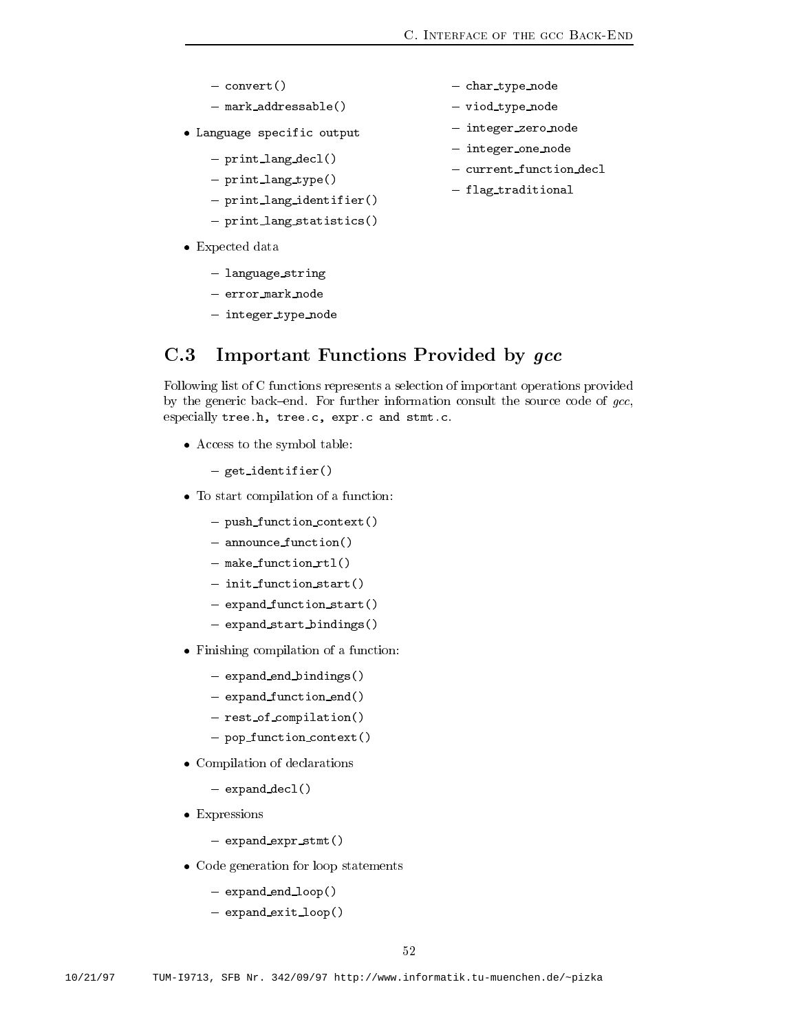- convert()
  - mark_addressable()
- Language specific output
  - print_lang_decl()
  - print_lang_type()
  - print_lang_identifier()
  - print_lang_statistics()
- Expected data
  - language_string
  - error_mark_node
  - integer_type_node
  - char_type_node
  - viod_type_node
  - integer_zero_node
  - integer_one_node
  - current_function_decl
  - flag_traditional

## C.3 Important Functions Provided by *gcc*

Following list of C functions represents a selection of important operations provided by the generic back–end. For further information consult the source code of *gcc*, especially tree.h, tree.c, expr.c and stmt.c.

- Access to the symbol table:
  - get_identifier()
- To start compilation of a function:
  - push_function_context()
  - announce_function()
  - make_function_rtl()
  - init_function_start()
  - expand_function_start()
  - expand_start_bindings()
- Finishing compilation of a function:
  - expand_end_bindings()
  - expand_function_end()
  - rest_of_compilation()
  - pop_function_context()
- Compilation of declarations
  - expand_decl()
- Expressions
  - expand_expr_stmt()
- Code generation for loop statements
  - expand_end_loop()
  - expand_exit_loop()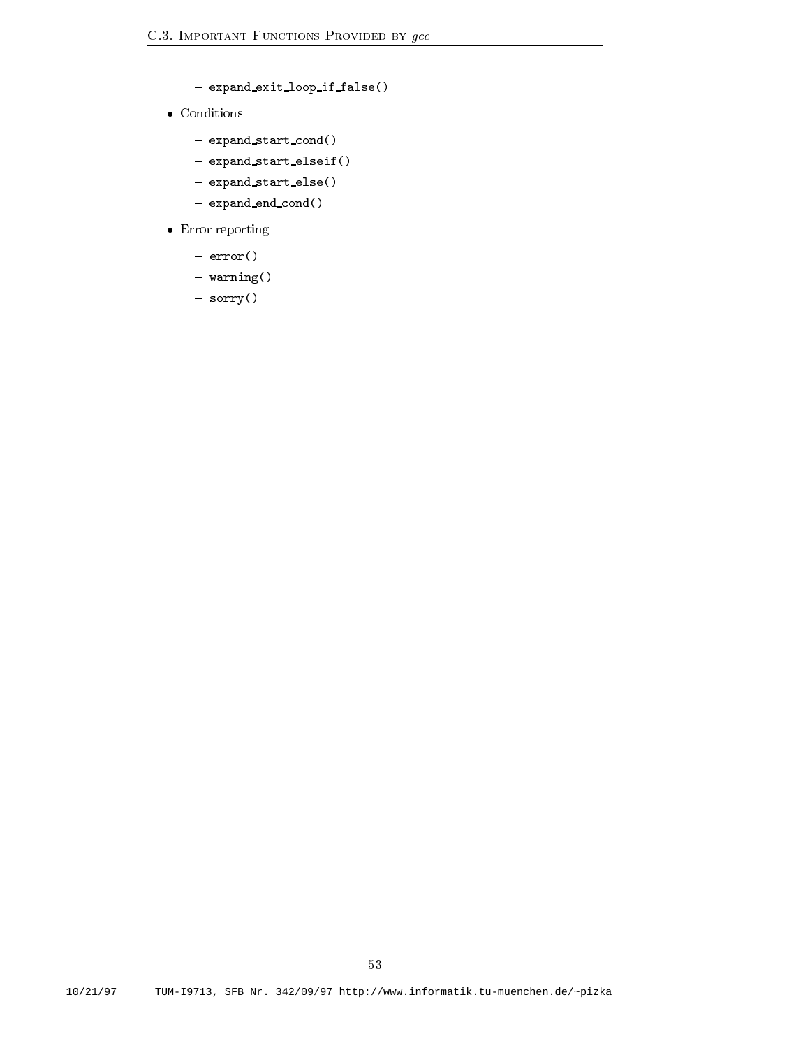- `expand_exit_loop_if_false()`

- Conditions
  - `expand_start_cond()`
  - `expand_start_elseif()`
  - `expand_start_else()`
  - `expand_end_cond()`

- Error reporting
  - `error()`
  - `warning()`
  - `sorry()`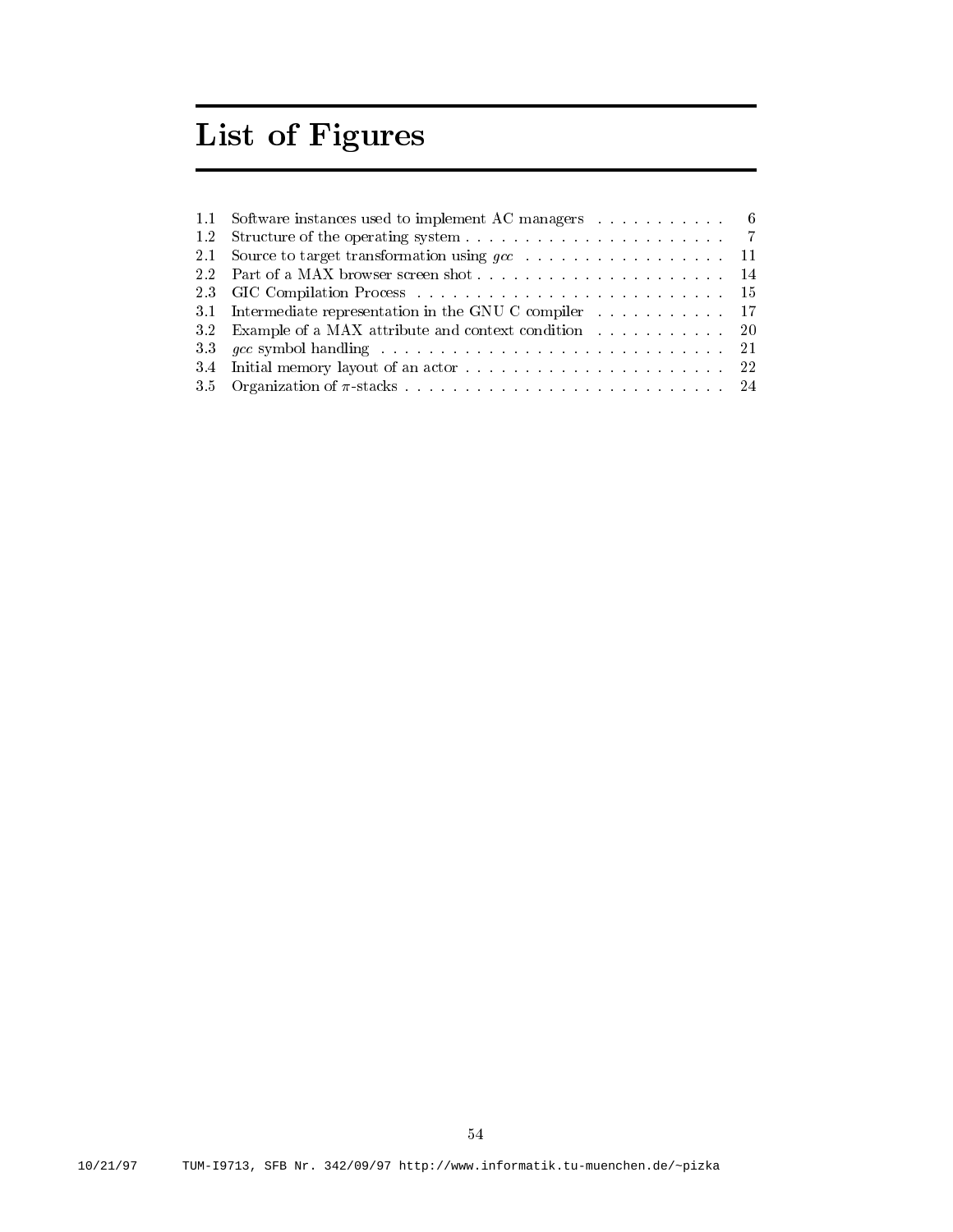# List of Figures

| | | |
|---|---|---|
| 1.1 | Software instances used to implement AC managers | 6 |
| 1.2 | Structure of the operating system | 7 |
| 2.1 | Source to target transformation using *gcc* | 11 |
| 2.2 | Part of a MAX browser screen shot | 14 |
| 2.3 | GIC Compilation Process | 15 |
| 3.1 | Intermediate representation in the GNU C compiler | 17 |
| 3.2 | Example of a MAX attribute and context condition | 20 |
| 3.3 | *gcc* symbol handling | 21 |
| 3.4 | Initial memory layout of an actor | 22 |
| 3.5 | Organization of $\pi$-stacks | 24 |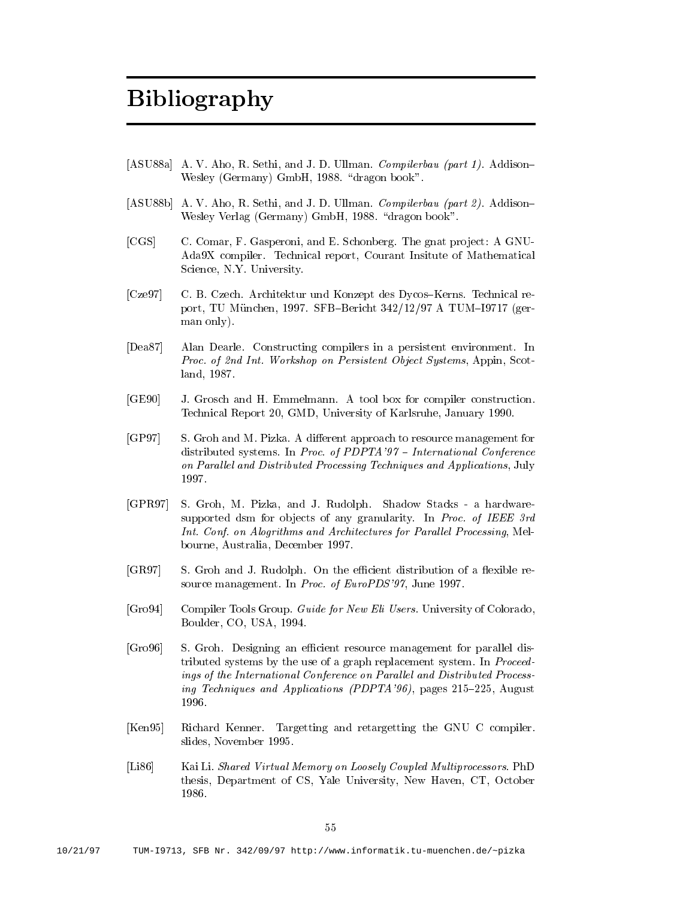# Bibliography

[ASU88a] A. V. Aho, R. Sethi, and J. D. Ullman. *Compilerbau (part 1)*. Addison–Wesley (Germany) GmbH, 1988. "dragon book".

[ASU88b] A. V. Aho, R. Sethi, and J. D. Ullman. *Compilerbau (part 2)*. Addison–Wesley Verlag (Germany) GmbH, 1988. "dragon book".

[CGS] C. Comar, F. Gasperoni, and E. Schonberg. The gnat project: A GNU-Ada9X compiler. Technical report, Courant Insitute of Mathematical Science, N.Y. University.

[Cze97] C. B. Czech. Architektur und Konzept des Dycos–Kerns. Technical report, TU München, 1997. SFB–Bericht 342/12/97 A TUM–I9717 (german only).

[Dea87] Alan Dearle. Constructing compilers in a persistent environment. In *Proc. of 2nd Int. Workshop on Persistent Object Systems*, Appin, Scotland, 1987.

[GE90] J. Grosch and H. Emmelmann. A tool box for compiler construction. Technical Report 20, GMD, University of Karlsruhe, January 1990.

[GP97] S. Groh and M. Pizka. A different approach to resource management for distributed systems. In *Proc. of PDPTA'97 – International Conference on Parallel and Distributed Processing Techniques and Applications*, July 1997.

[GPR97] S. Groh, M. Pizka, and J. Rudolph. Shadow Stacks - a hardware-supported dsm for objects of any granularity. In *Proc. of IEEE 3rd Int. Conf. on Alogrithms and Architectures for Parallel Processing*, Melbourne, Australia, December 1997.

[GR97] S. Groh and J. Rudolph. On the efficient distribution of a flexible resource management. In *Proc. of EuroPDS'97*, June 1997.

[Gro94] Compiler Tools Group. *Guide for New Eli Users*. University of Colorado, Boulder, CO, USA, 1994.

[Gro96] S. Groh. Designing an efficient resource management for parallel distributed systems by the use of a graph replacement system. In *Proceedings of the International Conference on Parallel and Distributed Processing Techniques and Applications (PDPTA'96)*, pages 215–225, August 1996.

[Ken95] Richard Kenner. Targetting and retargetting the GNU C compiler. slides, November 1995.

[Li86] Kai Li. *Shared Virtual Memory on Loosely Coupled Multiprocessors*. PhD thesis, Department of CS, Yale University, New Haven, CT, October 1986.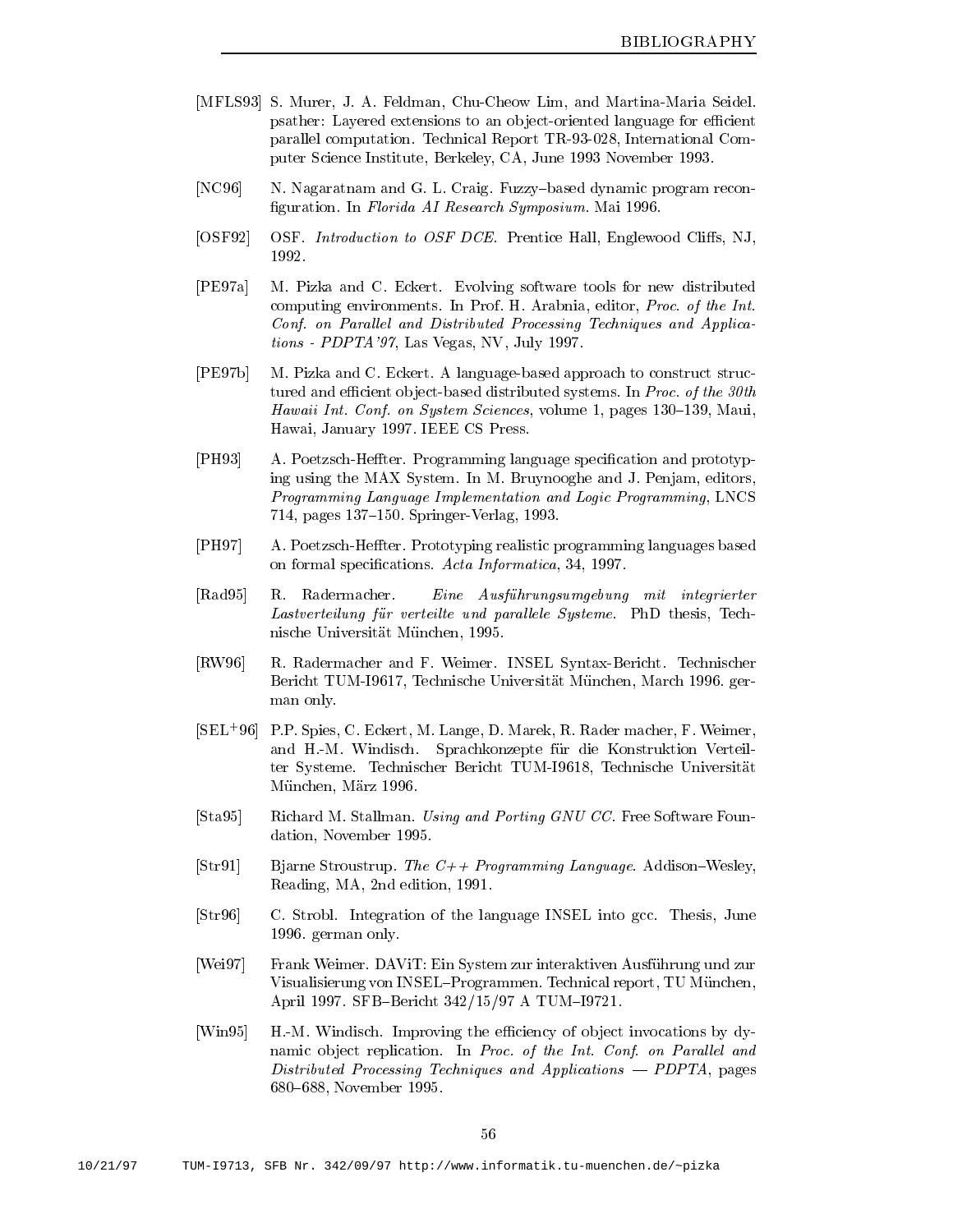[MFLS93] S. Murer, J. A. Feldman, Chu-Cheow Lim, and Martina-Maria Seidel. psather: Layered extensions to an object-oriented language for efficient parallel computation. Technical Report TR-93-028, International Computer Science Institute, Berkeley, CA, June 1993 November 1993.

[NC96] N. Nagaratnam and G. L. Craig. Fuzzy–based dynamic program reconfiguration. In *Florida AI Research Symposium*. Mai 1996.

[OSF92] OSF. *Introduction to OSF DCE*. Prentice Hall, Englewood Cliffs, NJ, 1992.

[PE97a] M. Pizka and C. Eckert. Evolving software tools for new distributed computing environments. In Prof. H. Arabnia, editor, *Proc. of the Int. Conf. on Parallel and Distributed Processing Techniques and Applications - PDPTA'97*, Las Vegas, NV, July 1997.

[PE97b] M. Pizka and C. Eckert. A language-based approach to construct structured and efficient object-based distributed systems. In *Proc. of the 30th Hawaii Int. Conf. on System Sciences*, volume 1, pages 130–139, Maui, Hawai, January 1997. IEEE CS Press.

[PH93] A. Poetzsch-Heffter. Programming language specification and prototyping using the MAX System. In M. Bruynooghe and J. Penjam, editors, *Programming Language Implementation and Logic Programming*, LNCS 714, pages 137–150. Springer-Verlag, 1993.

[PH97] A. Poetzsch-Heffter. Prototyping realistic programming languages based on formal specifications. *Acta Informatica*, 34, 1997.

[Rad95] R. Radermacher. *Eine Ausführungsumgebung mit integrierter Lastverteilung für verteilte und parallele Systeme*. PhD thesis, Technische Universität München, 1995.

[RW96] R. Radermacher and F. Weimer. INSEL Syntax-Bericht. Technischer Bericht TUM-I9617, Technische Universität München, March 1996. german only.

[SEL+96] P.P. Spies, C. Eckert, M. Lange, D. Marek, R. Rader macher, F. Weimer, and H.-M. Windisch. Sprachkonzepte für die Konstruktion Verteilter Systeme. Technischer Bericht TUM-I9618, Technische Universität München, März 1996.

[Sta95] Richard M. Stallman. *Using and Porting GNU CC*. Free Software Foundation, November 1995.

[Str91] Bjarne Stroustrup. *The C++ Programming Language*. Addison–Wesley, Reading, MA, 2nd edition, 1991.

[Str96] C. Strobl. Integration of the language INSEL into gcc. Thesis, June 1996. german only.

[Wei97] Frank Weimer. DAViT: Ein System zur interaktiven Ausführung und zur Visualisierung von INSEL–Programmen. Technical report, TU München, April 1997. SFB–Bericht 342/15/97 A TUM–I9721.

[Win95] H.-M. Windisch. Improving the efficiency of object invocations by dynamic object replication. In *Proc. of the Int. Conf. on Parallel and Distributed Processing Techniques and Applications — PDPTA*, pages 680–688, November 1995.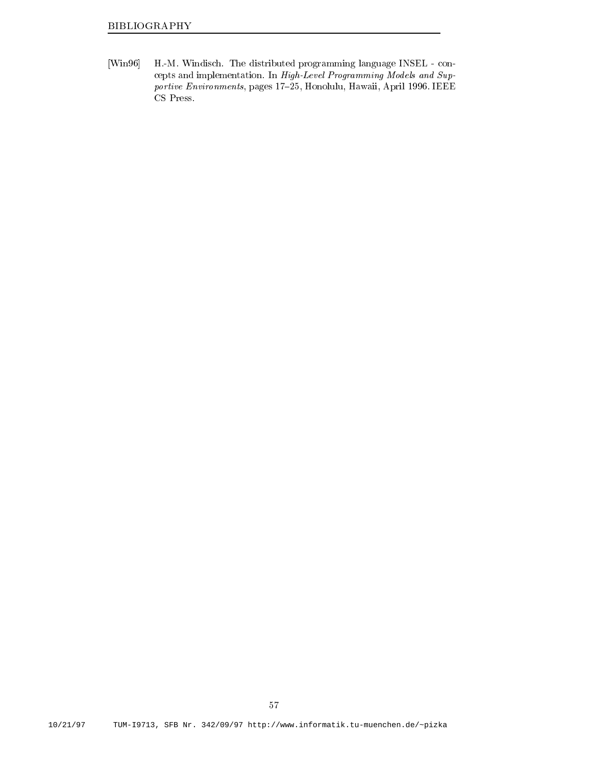[Win96] H.-M. Windisch. The distributed programming language INSEL - concepts and implementation. In *High-Level Programming Models and Supportive Environments*, pages 17–25, Honolulu, Hawaii, April 1996. IEEE CS Press.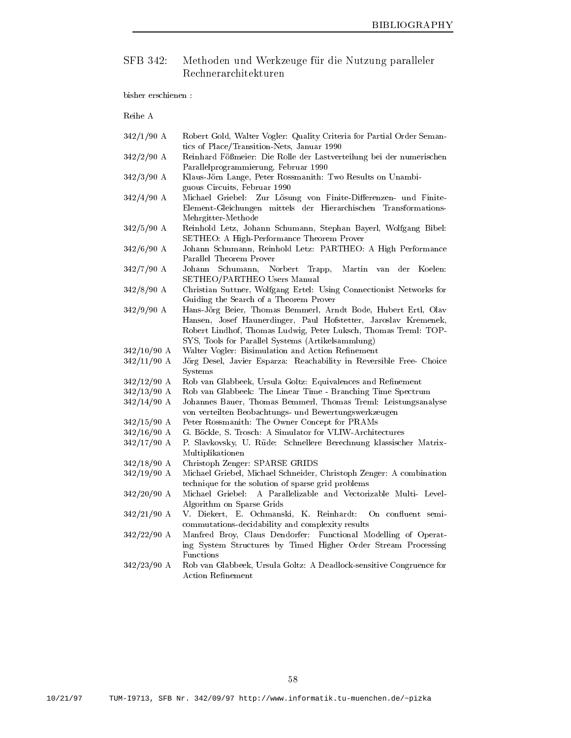## SFB 342: Methoden und Werkzeuge für die Nutzung paralleler Rechnerarchitekturen

bisher erschienen :

Reihe A

| | |
|---|---|
| 342/1/90 A | Robert Gold, Walter Vogler: Quality Criteria for Partial Order Semantics of Place/Transition-Nets, Januar 1990 |
| 342/2/90 A | Reinhard Fößmeier: Die Rolle der Lastverteilung bei der numerischen Parallelprogrammierung, Februar 1990 |
| 342/3/90 A | Klaus-Jörn Lange, Peter Rossmanith: Two Results on Unambiguous Circuits, Februar 1990 |
| 342/4/90 A | Michael Griebel: Zur Lösung von Finite-Differenzen- und Finite-Element-Gleichungen mittels der Hierarchischen Transformations-Mehrgitter-Methode |
| 342/5/90 A | Reinhold Letz, Johann Schumann, Stephan Bayerl, Wolfgang Bibel: SETHEO: A High-Performance Theorem Prover |
| 342/6/90 A | Johann Schumann, Reinhold Letz: PARTHEO: A High Performance Parallel Theorem Prover |
| 342/7/90 A | Johann Schumann, Norbert Trapp, Martin van der Koelen: SETHEO/PARTHEO Users Manual |
| 342/8/90 A | Christian Suttner, Wolfgang Ertel: Using Connectionist Networks for Guiding the Search of a Theorem Prover |
| 342/9/90 A | Hans-Jörg Beier, Thomas Bemmerl, Arndt Bode, Hubert Ertl, Olav Hansen, Josef Haunerdinger, Paul Hofstetter, Jaroslav Kremenek, Robert Lindhof, Thomas Ludwig, Peter Luksch, Thomas Treml: TOPSYS, Tools for Parallel Systems (Artikelsammlung) |
| 342/10/90 A | Walter Vogler: Bisimulation and Action Refinement |
| 342/11/90 A | Jörg Desel, Javier Esparza: Reachability in Reversible Free- Choice Systems |
| 342/12/90 A | Rob van Glabbeek, Ursula Goltz: Equivalences and Refinement |
| 342/13/90 A | Rob van Glabbeek: The Linear Time - Branching Time Spectrum |
| 342/14/90 A | Johannes Bauer, Thomas Bemmerl, Thomas Treml: Leistungsanalyse von verteilten Beobachtungs- und Bewertungswerkzeugen |
| 342/15/90 A | Peter Rossmanith: The Owner Concept for PRAMs |
| 342/16/90 A | G. Böckle, S. Trosch: A Simulator for VLIW-Architectures |
| 342/17/90 A | P. Slavkovsky, U. Rüde: Schnellere Berechnung klassischer Matrix-Multiplikationen |
| 342/18/90 A | Christoph Zenger: SPARSE GRIDS |
| 342/19/90 A | Michael Griebel, Michael Schneider, Christoph Zenger: A combination technique for the solution of sparse grid problems |
| 342/20/90 A | Michael Griebel: A Parallelizable and Vectorizable Multi- Level-Algorithm on Sparse Grids |
| 342/21/90 A | V. Diekert, E. Ochmanski, K. Reinhardt: On confluent semi-commutations-decidability and complexity results |
| 342/22/90 A | Manfred Broy, Claus Dendorfer: Functional Modelling of Operating System Structures by Timed Higher Order Stream Processing Functions |
| 342/23/90 A | Rob van Glabbeek, Ursula Goltz: A Deadlock-sensitive Congruence for Action Refinement |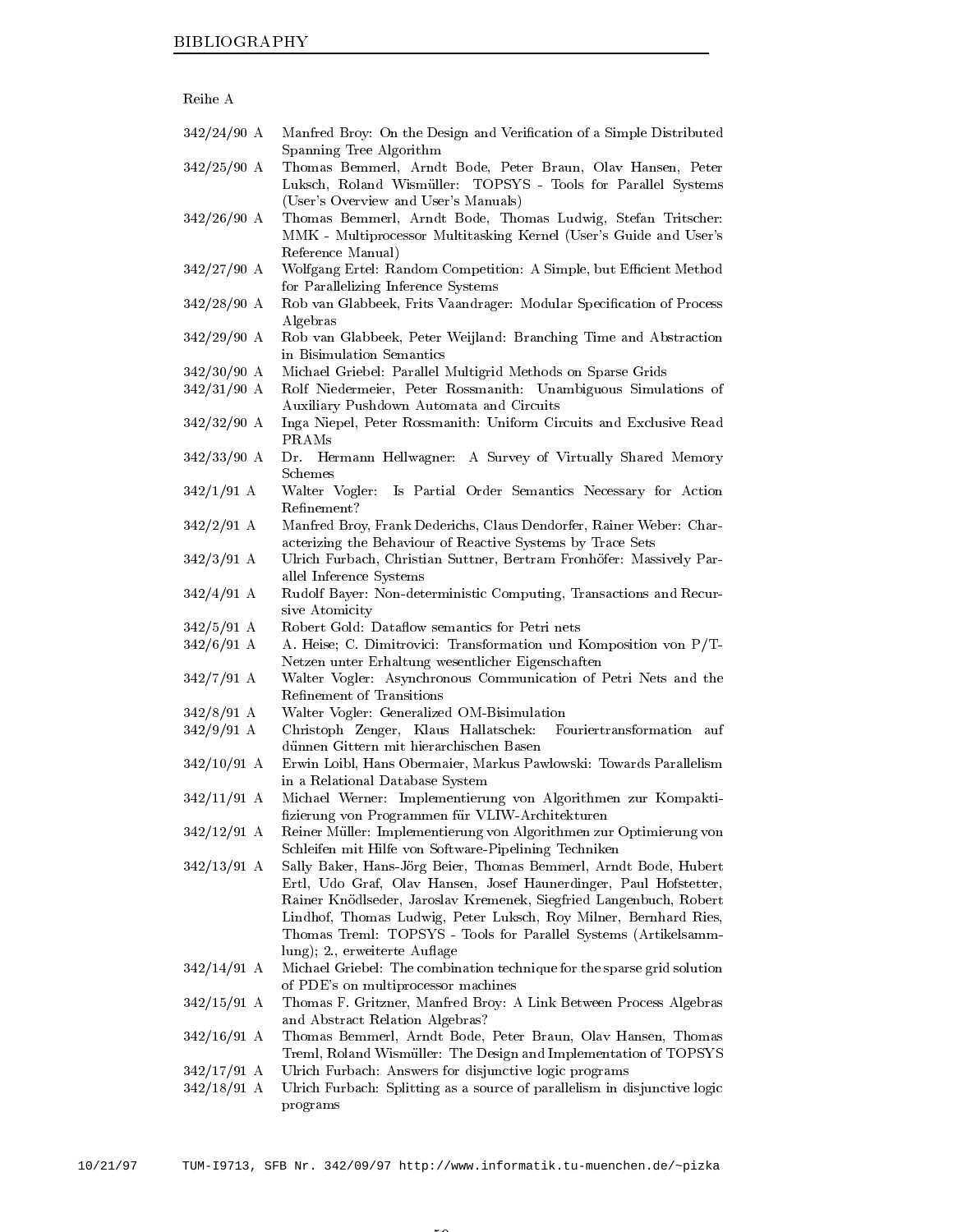Reihe A

| | |
|---|---|
| 342/24/90 A | Manfred Broy: On the Design and Verification of a Simple Distributed Spanning Tree Algorithm |
| 342/25/90 A | Thomas Bemmerl, Arndt Bode, Peter Braun, Olav Hansen, Peter Luksch, Roland Wismüller: TOPSYS - Tools for Parallel Systems (User's Overview and User's Manuals) |
| 342/26/90 A | Thomas Bemmerl, Arndt Bode, Thomas Ludwig, Stefan Tritscher: MMK - Multiprocessor Multitasking Kernel (User's Guide and User's Reference Manual) |
| 342/27/90 A | Wolfgang Ertel: Random Competition: A Simple, but Efficient Method for Parallelizing Inference Systems |
| 342/28/90 A | Rob van Glabbeek, Frits Vaandrager: Modular Specification of Process Algebras |
| 342/29/90 A | Rob van Glabbeek, Peter Weijland: Branching Time and Abstraction in Bisimulation Semantics |
| 342/30/90 A | Michael Griebel: Parallel Multigrid Methods on Sparse Grids |
| 342/31/90 A | Rolf Niedermeier, Peter Rossmanith: Unambiguous Simulations of Auxiliary Pushdown Automata and Circuits |
| 342/32/90 A | Inga Niepel, Peter Rossmanith: Uniform Circuits and Exclusive Read PRAMs |
| 342/33/90 A | Dr. Hermann Hellwagner: A Survey of Virtually Shared Memory Schemes |
| 342/1/91 A | Walter Vogler: Is Partial Order Semantics Necessary for Action Refinement? |
| 342/2/91 A | Manfred Broy, Frank Dederichs, Claus Dendorfer, Rainer Weber: Characterizing the Behaviour of Reactive Systems by Trace Sets |
| 342/3/91 A | Ulrich Furbach, Christian Suttner, Bertram Fronhöfer: Massively Parallel Inference Systems |
| 342/4/91 A | Rudolf Bayer: Non-deterministic Computing, Transactions and Recursive Atomicity |
| 342/5/91 A | Robert Gold: Dataflow semantics for Petri nets |
| 342/6/91 A | A. Heise; C. Dimitrovici: Transformation und Komposition von P/T-Netzen unter Erhaltung wesentlicher Eigenschaften |
| 342/7/91 A | Walter Vogler: Asynchronous Communication of Petri Nets and the Refinement of Transitions |
| 342/8/91 A | Walter Vogler: Generalized OM-Bisimulation |
| 342/9/91 A | Christoph Zenger, Klaus Hallatschek: Fouriertransformation auf dünnen Gittern mit hierarchischen Basen |
| 342/10/91 A | Erwin Loibl, Hans Obermaier, Markus Pawlowski: Towards Parallelism in a Relational Database System |
| 342/11/91 A | Michael Werner: Implementierung von Algorithmen zur Kompaktifizierung von Programmen für VLIW-Architekturen |
| 342/12/91 A | Reiner Müller: Implementierung von Algorithmen zur Optimierung von Schleifen mit Hilfe von Software-Pipelining Techniken |
| 342/13/91 A | Sally Baker, Hans-Jörg Beier, Thomas Bemmerl, Arndt Bode, Hubert Ertl, Udo Graf, Olav Hansen, Josef Haunerdinger, Paul Hofstetter, Rainer Knödlseder, Jaroslav Kremenek, Siegfried Langenbuch, Robert Lindhof, Thomas Ludwig, Peter Luksch, Roy Milner, Bernhard Ries, Thomas Treml: TOPSYS - Tools for Parallel Systems (Artikelsammlung); 2., erweiterte Auflage |
| 342/14/91 A | Michael Griebel: The combination technique for the sparse grid solution of PDE's on multiprocessor machines |
| 342/15/91 A | Thomas F. Gritzner, Manfred Broy: A Link Between Process Algebras and Abstract Relation Algebras? |
| 342/16/91 A | Thomas Bemmerl, Arndt Bode, Peter Braun, Olav Hansen, Thomas Treml, Roland Wismüller: The Design and Implementation of TOPSYS |
| 342/17/91 A | Ulrich Furbach: Answers for disjunctive logic programs |
| 342/18/91 A | Ulrich Furbach: Splitting as a source of parallelism in disjunctive logic programs |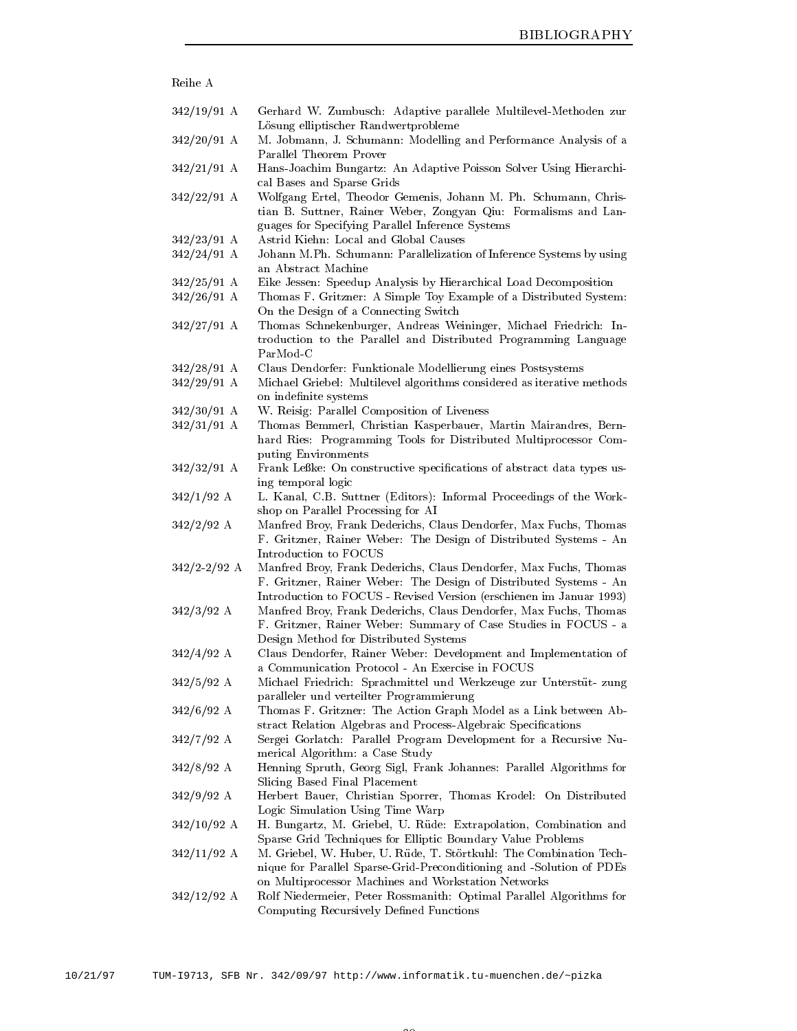Reihe A

| | |
|---|---|
| 342/19/91 A | Gerhard W. Zumbusch: Adaptive parallele Multilevel-Methoden zur Lösung elliptischer Randwertprobleme |
| 342/20/91 A | M. Jobmann, J. Schumann: Modelling and Performance Analysis of a Parallel Theorem Prover |
| 342/21/91 A | Hans-Joachim Bungartz: An Adaptive Poisson Solver Using Hierarchical Bases and Sparse Grids |
| 342/22/91 A | Wolfgang Ertel, Theodor Gemenis, Johann M. Ph. Schumann, Christian B. Suttner, Rainer Weber, Zongyan Qiu: Formalisms and Languages for Specifying Parallel Inference Systems |
| 342/23/91 A | Astrid Kiehn: Local and Global Causes |
| 342/24/91 A | Johann M.Ph. Schumann: Parallelization of Inference Systems by using an Abstract Machine |
| 342/25/91 A | Eike Jessen: Speedup Analysis by Hierarchical Load Decomposition |
| 342/26/91 A | Thomas F. Gritzner: A Simple Toy Example of a Distributed System: On the Design of a Connecting Switch |
| 342/27/91 A | Thomas Schnekenburger, Andreas Weininger, Michael Friedrich: Introduction to the Parallel and Distributed Programming Language ParMod-C |
| 342/28/91 A | Claus Dendorfer: Funktionale Modellierung eines Postsystems |
| 342/29/91 A | Michael Griebel: Multilevel algorithms considered as iterative methods on indefinite systems |
| 342/30/91 A | W. Reisig: Parallel Composition of Liveness |
| 342/31/91 A | Thomas Bemmerl, Christian Kasperbauer, Martin Mairandres, Bernhard Ries: Programming Tools for Distributed Multiprocessor Computing Environments |
| 342/32/91 A | Frank Leßke: On constructive specifications of abstract data types using temporal logic |
| 342/1/92 A | L. Kanal, C.B. Suttner (Editors): Informal Proceedings of the Workshop on Parallel Processing for AI |
| 342/2/92 A | Manfred Broy, Frank Dederichs, Claus Dendorfer, Max Fuchs, Thomas F. Gritzner, Rainer Weber: The Design of Distributed Systems - An Introduction to FOCUS |
| 342/2-2/92 A | Manfred Broy, Frank Dederichs, Claus Dendorfer, Max Fuchs, Thomas F. Gritzner, Rainer Weber: The Design of Distributed Systems - An Introduction to FOCUS - Revised Version (erschienen im Januar 1993) |
| 342/3/92 A | Manfred Broy, Frank Dederichs, Claus Dendorfer, Max Fuchs, Thomas F. Gritzner, Rainer Weber: Summary of Case Studies in FOCUS - a Design Method for Distributed Systems |
| 342/4/92 A | Claus Dendorfer, Rainer Weber: Development and Implementation of a Communication Protocol - An Exercise in FOCUS |
| 342/5/92 A | Michael Friedrich: Sprachmittel und Werkzeuge zur Unterstüt- zung paralleler und verteilter Programmierung |
| 342/6/92 A | Thomas F. Gritzner: The Action Graph Model as a Link between Abstract Relation Algebras and Process-Algebraic Specifications |
| 342/7/92 A | Sergei Gorlatch: Parallel Program Development for a Recursive Numerical Algorithm: a Case Study |
| 342/8/92 A | Henning Spruth, Georg Sigl, Frank Johannes: Parallel Algorithms for Slicing Based Final Placement |
| 342/9/92 A | Herbert Bauer, Christian Sporrer, Thomas Krodel: On Distributed Logic Simulation Using Time Warp |
| 342/10/92 A | H. Bungartz, M. Griebel, U. Rüde: Extrapolation, Combination and Sparse Grid Techniques for Elliptic Boundary Value Problems |
| 342/11/92 A | M. Griebel, W. Huber, U. Rüde, T. Störtkuhl: The Combination Technique for Parallel Sparse-Grid-Preconditioning and -Solution of PDEs on Multiprocessor Machines and Workstation Networks |
| 342/12/92 A | Rolf Niedermeier, Peter Rossmanith: Optimal Parallel Algorithms for Computing Recursively Defined Functions |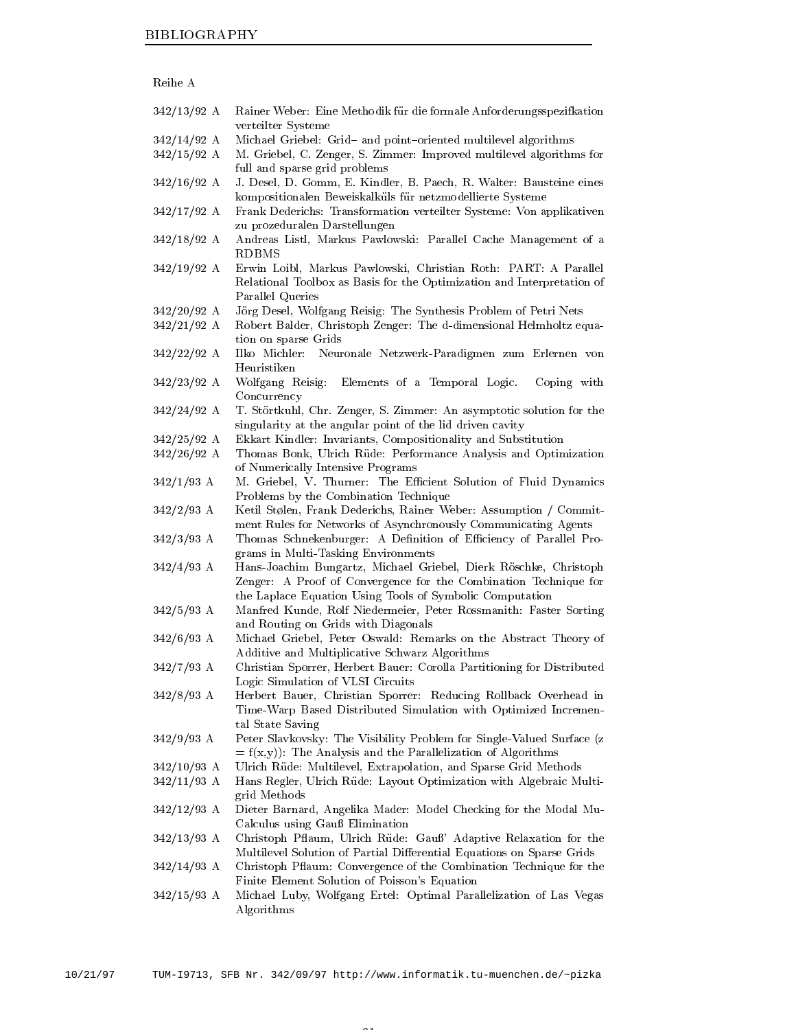Reihe A

| | |
|---|---|
| 342/13/92 A | Rainer Weber: Eine Methodik für die formale Anforderungsspezifkation verteilter Systeme |
| 342/14/92 A | Michael Griebel: Grid– and point–oriented multilevel algorithms |
| 342/15/92 A | M. Griebel, C. Zenger, S. Zimmer: Improved multilevel algorithms for full and sparse grid problems |
| 342/16/92 A | J. Desel, D. Gomm, E. Kindler, B. Paech, R. Walter: Bausteine eines kompositionalen Beweiskalküls für netzmodellierte Systeme |
| 342/17/92 A | Frank Dederichs: Transformation verteilter Systeme: Von applikativen zu prozeduralen Darstellungen |
| 342/18/92 A | Andreas Listl, Markus Pawlowski: Parallel Cache Management of a RDBMS |
| 342/19/92 A | Erwin Loibl, Markus Pawlowski, Christian Roth: PART: A Parallel Relational Toolbox as Basis for the Optimization and Interpretation of Parallel Queries |
| 342/20/92 A | Jörg Desel, Wolfgang Reisig: The Synthesis Problem of Petri Nets |
| 342/21/92 A | Robert Balder, Christoph Zenger: The d-dimensional Helmholtz equation on sparse Grids |
| 342/22/92 A | Ilko Michler: Neuronale Netzwerk-Paradigmen zum Erlernen von Heuristiken |
| 342/23/92 A | Wolfgang Reisig: Elements of a Temporal Logic. Coping with Concurrency |
| 342/24/92 A | T. Störtkuhl, Chr. Zenger, S. Zimmer: An asymptotic solution for the singularity at the angular point of the lid driven cavity |
| 342/25/92 A | Ekkart Kindler: Invariants, Compositionality and Substitution |
| 342/26/92 A | Thomas Bonk, Ulrich Rüde: Performance Analysis and Optimization of Numerically Intensive Programs |
| 342/1/93 A | M. Griebel, V. Thurner: The Efficient Solution of Fluid Dynamics Problems by the Combination Technique |
| 342/2/93 A | Ketil Stølen, Frank Dederichs, Rainer Weber: Assumption / Commitment Rules for Networks of Asynchronously Communicating Agents |
| 342/3/93 A | Thomas Schnekenburger: A Definition of Efficiency of Parallel Programs in Multi-Tasking Environments |
| 342/4/93 A | Hans-Joachim Bungartz, Michael Griebel, Dierk Röschke, Christoph Zenger: A Proof of Convergence for the Combination Technique for the Laplace Equation Using Tools of Symbolic Computation |
| 342/5/93 A | Manfred Kunde, Rolf Niedermeier, Peter Rossmanith: Faster Sorting and Routing on Grids with Diagonals |
| 342/6/93 A | Michael Griebel, Peter Oswald: Remarks on the Abstract Theory of Additive and Multiplicative Schwarz Algorithms |
| 342/7/93 A | Christian Sporrer, Herbert Bauer: Corolla Partitioning for Distributed Logic Simulation of VLSI Circuits |
| 342/8/93 A | Herbert Bauer, Christian Sporrer: Reducing Rollback Overhead in Time-Warp Based Distributed Simulation with Optimized Incremental State Saving |
| 342/9/93 A | Peter Slavkovsky: The Visibility Problem for Single-Valued Surface ($z = f(x,y)$): The Analysis and the Parallelization of Algorithms |
| 342/10/93 A | Ulrich Rüde: Multilevel, Extrapolation, and Sparse Grid Methods |
| 342/11/93 A | Hans Regler, Ulrich Rüde: Layout Optimization with Algebraic Multigrid Methods |
| 342/12/93 A | Dieter Barnard, Angelika Mader: Model Checking for the Modal Mu-Calculus using Gauß Elimination |
| 342/13/93 A | Christoph Pflaum, Ulrich Rüde: Gauß' Adaptive Relaxation for the Multilevel Solution of Partial Differential Equations on Sparse Grids |
| 342/14/93 A | Christoph Pflaum: Convergence of the Combination Technique for the Finite Element Solution of Poisson's Equation |
| 342/15/93 A | Michael Luby, Wolfgang Ertel: Optimal Parallelization of Las Vegas Algorithms |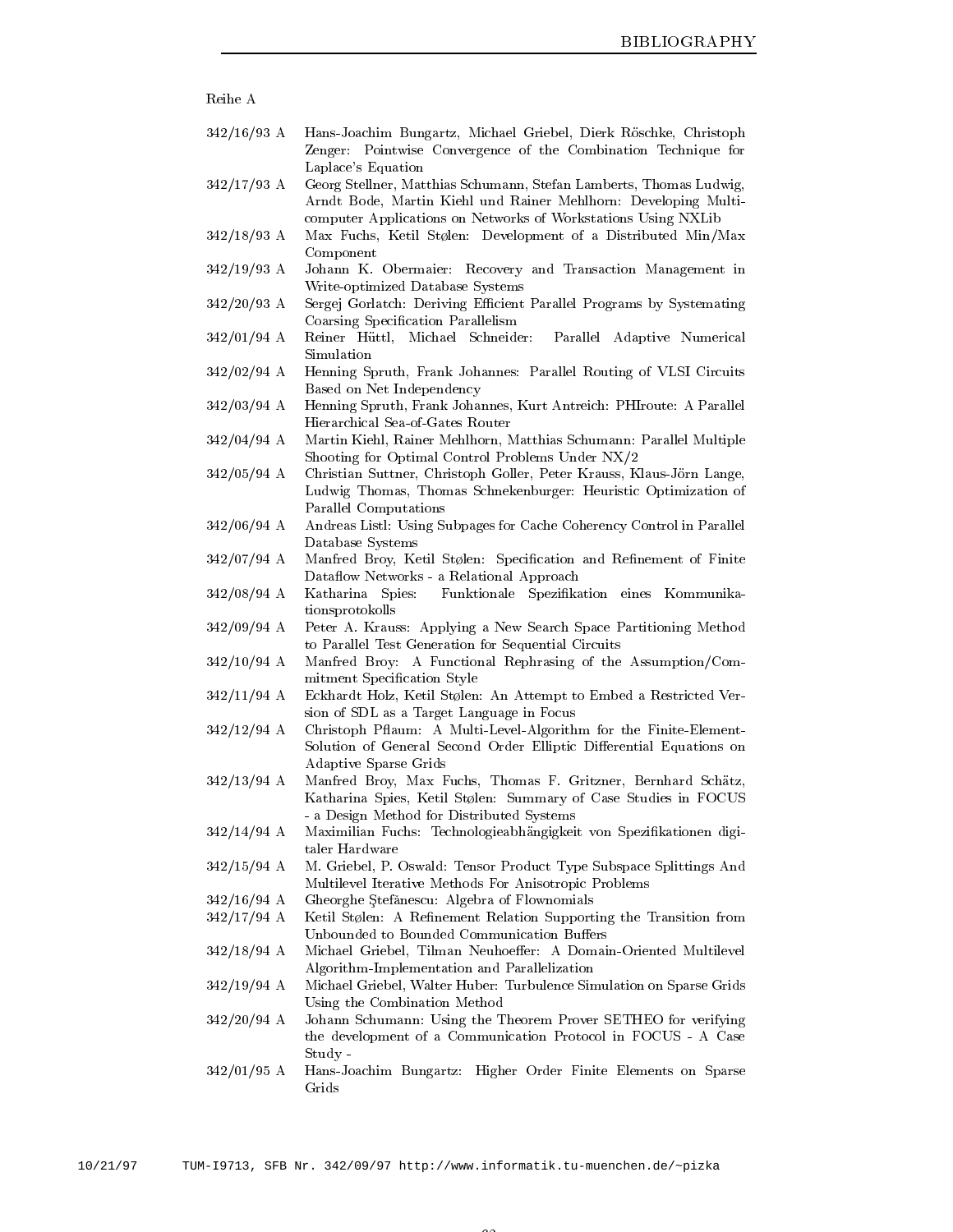Reihe A

| | |
|---|---|
| 342/16/93 A | Hans-Joachim Bungartz, Michael Griebel, Dierk Röschke, Christoph Zenger: Pointwise Convergence of the Combination Technique for Laplace's Equation |
| 342/17/93 A | Georg Stellner, Matthias Schumann, Stefan Lamberts, Thomas Ludwig, Arndt Bode, Martin Kiehl und Rainer Mehlhorn: Developing Multicomputer Applications on Networks of Workstations Using NXLib |
| 342/18/93 A | Max Fuchs, Ketil Stølen: Development of a Distributed Min/Max Component |
| 342/19/93 A | Johann K. Obermaier: Recovery and Transaction Management in Write-optimized Database Systems |
| 342/20/93 A | Sergej Gorlatch: Deriving Efficient Parallel Programs by Systemating Coarsing Specification Parallelism |
| 342/01/94 A | Reiner Hüttl, Michael Schneider: Parallel Adaptive Numerical Simulation |
| 342/02/94 A | Henning Spruth, Frank Johannes: Parallel Routing of VLSI Circuits Based on Net Independency |
| 342/03/94 A | Henning Spruth, Frank Johannes, Kurt Antreich: PHIroute: A Parallel Hierarchical Sea-of-Gates Router |
| 342/04/94 A | Martin Kiehl, Rainer Mehlhorn, Matthias Schumann: Parallel Multiple Shooting for Optimal Control Problems Under NX/2 |
| 342/05/94 A | Christian Suttner, Christoph Goller, Peter Krauss, Klaus-Jörn Lange, Ludwig Thomas, Thomas Schnekenburger: Heuristic Optimization of Parallel Computations |
| 342/06/94 A | Andreas Listl: Using Subpages for Cache Coherency Control in Parallel Database Systems |
| 342/07/94 A | Manfred Broy, Ketil Stølen: Specification and Refinement of Finite Dataflow Networks - a Relational Approach |
| 342/08/94 A | Katharina Spies: Funktionale Spezifikation eines Kommunikationsprotokolls |
| 342/09/94 A | Peter A. Krauss: Applying a New Search Space Partitioning Method to Parallel Test Generation for Sequential Circuits |
| 342/10/94 A | Manfred Broy: A Functional Rephrasing of the Assumption/Commitment Specification Style |
| 342/11/94 A | Eckhardt Holz, Ketil Stølen: An Attempt to Embed a Restricted Version of SDL as a Target Language in Focus |
| 342/12/94 A | Christoph Pflaum: A Multi-Level-Algorithm for the Finite-Element-Solution of General Second Order Elliptic Differential Equations on Adaptive Sparse Grids |
| 342/13/94 A | Manfred Broy, Max Fuchs, Thomas F. Gritzner, Bernhard Schätz, Katharina Spies, Ketil Stølen: Summary of Case Studies in FOCUS - a Design Method for Distributed Systems |
| 342/14/94 A | Maximilian Fuchs: Technologieabhängigkeit von Spezifikationen digitaler Hardware |
| 342/15/94 A | M. Griebel, P. Oswald: Tensor Product Type Subspace Splittings And Multilevel Iterative Methods For Anisotropic Problems |
| 342/16/94 A | Gheorghe Ştefănescu: Algebra of Flownomials |
| 342/17/94 A | Ketil Stølen: A Refinement Relation Supporting the Transition from Unbounded to Bounded Communication Buffers |
| 342/18/94 A | Michael Griebel, Tilman Neuhoeffer: A Domain-Oriented Multilevel Algorithm-Implementation and Parallelization |
| 342/19/94 A | Michael Griebel, Walter Huber: Turbulence Simulation on Sparse Grids Using the Combination Method |
| 342/20/94 A | Johann Schumann: Using the Theorem Prover SETHEO for verifying the development of a Communication Protocol in FOCUS - A Case Study - |
| 342/01/95 A | Hans-Joachim Bungartz: Higher Order Finite Elements on Sparse Grids |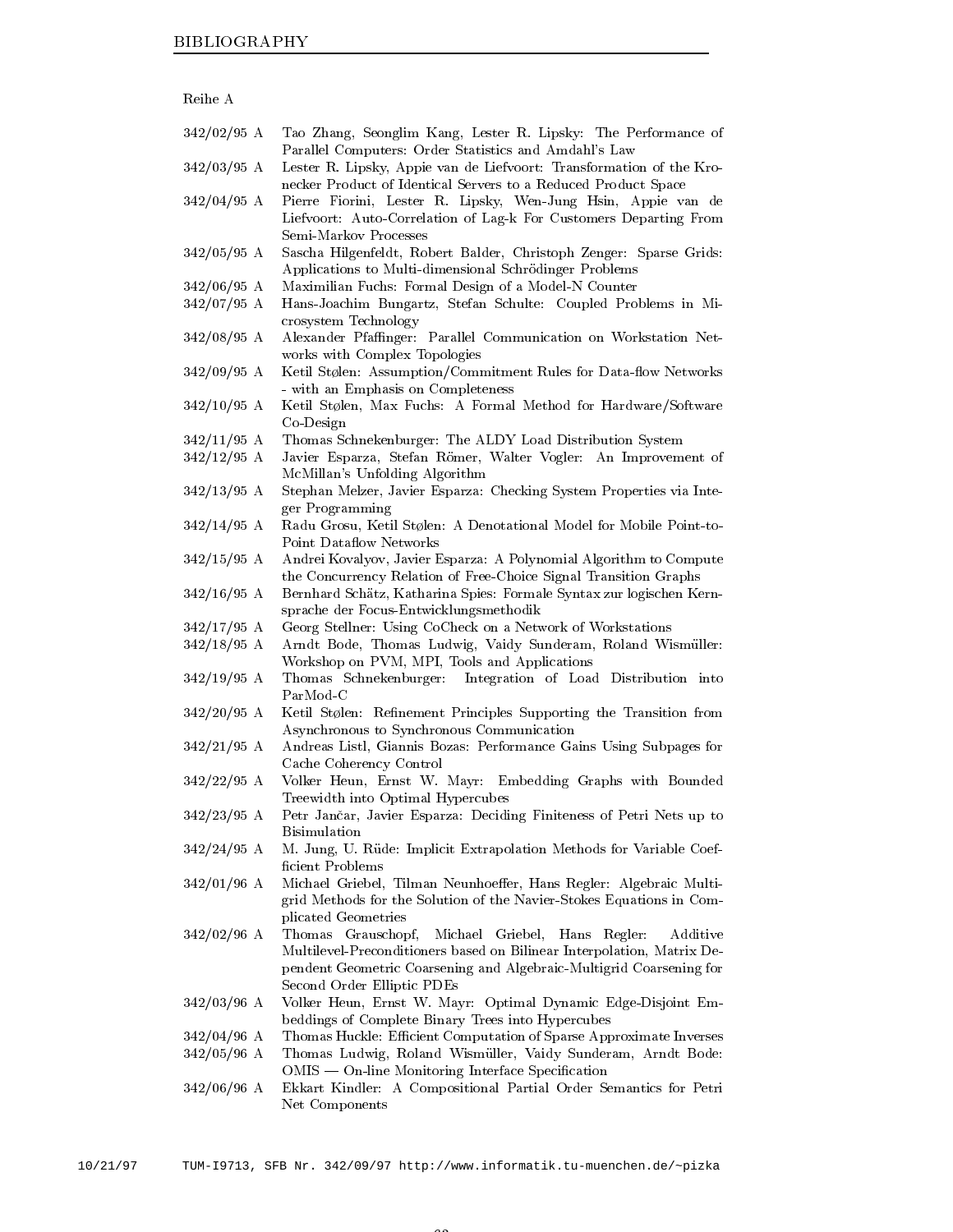Reihe A

| | |
|---|---|
| 342/02/95 A | Tao Zhang, Seonglim Kang, Lester R. Lipsky: The Performance of Parallel Computers: Order Statistics and Amdahl's Law |
| 342/03/95 A | Lester R. Lipsky, Appie van de Liefvoort: Transformation of the Kronecker Product of Identical Servers to a Reduced Product Space |
| 342/04/95 A | Pierre Fiorini, Lester R. Lipsky, Wen-Jung Hsin, Appie van de Liefvoort: Auto-Correlation of Lag-k For Customers Departing From Semi-Markov Processes |
| 342/05/95 A | Sascha Hilgenfeldt, Robert Balder, Christoph Zenger: Sparse Grids: Applications to Multi-dimensional Schrödinger Problems |
| 342/06/95 A | Maximilian Fuchs: Formal Design of a Model-N Counter |
| 342/07/95 A | Hans-Joachim Bungartz, Stefan Schulte: Coupled Problems in Microsystem Technology |
| 342/08/95 A | Alexander Pfaffinger: Parallel Communication on Workstation Networks with Complex Topologies |
| 342/09/95 A | Ketil Stølen: Assumption/Commitment Rules for Data-flow Networks - with an Emphasis on Completeness |
| 342/10/95 A | Ketil Stølen, Max Fuchs: A Formal Method for Hardware/Software Co-Design |
| 342/11/95 A | Thomas Schnekenburger: The ALDY Load Distribution System |
| 342/12/95 A | Javier Esparza, Stefan Römer, Walter Vogler: An Improvement of McMillan's Unfolding Algorithm |
| 342/13/95 A | Stephan Melzer, Javier Esparza: Checking System Properties via Integer Programming |
| 342/14/95 A | Radu Grosu, Ketil Stølen: A Denotational Model for Mobile Point-to-Point Dataflow Networks |
| 342/15/95 A | Andrei Kovalyov, Javier Esparza: A Polynomial Algorithm to Compute the Concurrency Relation of Free-Choice Signal Transition Graphs |
| 342/16/95 A | Bernhard Schätz, Katharina Spies: Formale Syntax zur logischen Kernsprache der Focus-Entwicklungsmethodik |
| 342/17/95 A | Georg Stellner: Using CoCheck on a Network of Workstations |
| 342/18/95 A | Arndt Bode, Thomas Ludwig, Vaidy Sunderam, Roland Wismüller: Workshop on PVM, MPI, Tools and Applications |
| 342/19/95 A | Thomas Schnekenburger: Integration of Load Distribution into ParMod-C |
| 342/20/95 A | Ketil Stølen: Refinement Principles Supporting the Transition from Asynchronous to Synchronous Communication |
| 342/21/95 A | Andreas Listl, Giannis Bozas: Performance Gains Using Subpages for Cache Coherency Control |
| 342/22/95 A | Volker Heun, Ernst W. Mayr: Embedding Graphs with Bounded Treewidth into Optimal Hypercubes |
| 342/23/95 A | Petr Jančar, Javier Esparza: Deciding Finiteness of Petri Nets up to Bisimulation |
| 342/24/95 A | M. Jung, U. Rüde: Implicit Extrapolation Methods for Variable Coefficient Problems |
| 342/01/96 A | Michael Griebel, Tilman Neunhoeffer, Hans Regler: Algebraic Multigrid Methods for the Solution of the Navier-Stokes Equations in Complicated Geometries |
| 342/02/96 A | Thomas Grauschopf, Michael Griebel, Hans Regler: Additive Multilevel-Preconditioners based on Bilinear Interpolation, Matrix Dependent Geometric Coarsening and Algebraic-Multigrid Coarsening for Second Order Elliptic PDEs |
| 342/03/96 A | Volker Heun, Ernst W. Mayr: Optimal Dynamic Edge-Disjoint Embeddings of Complete Binary Trees into Hypercubes |
| 342/04/96 A | Thomas Huckle: Efficient Computation of Sparse Approximate Inverses |
| 342/05/96 A | Thomas Ludwig, Roland Wismüller, Vaidy Sunderam, Arndt Bode: OMIS — On-line Monitoring Interface Specification |
| 342/06/96 A | Ekkart Kindler: A Compositional Partial Order Semantics for Petri Net Components |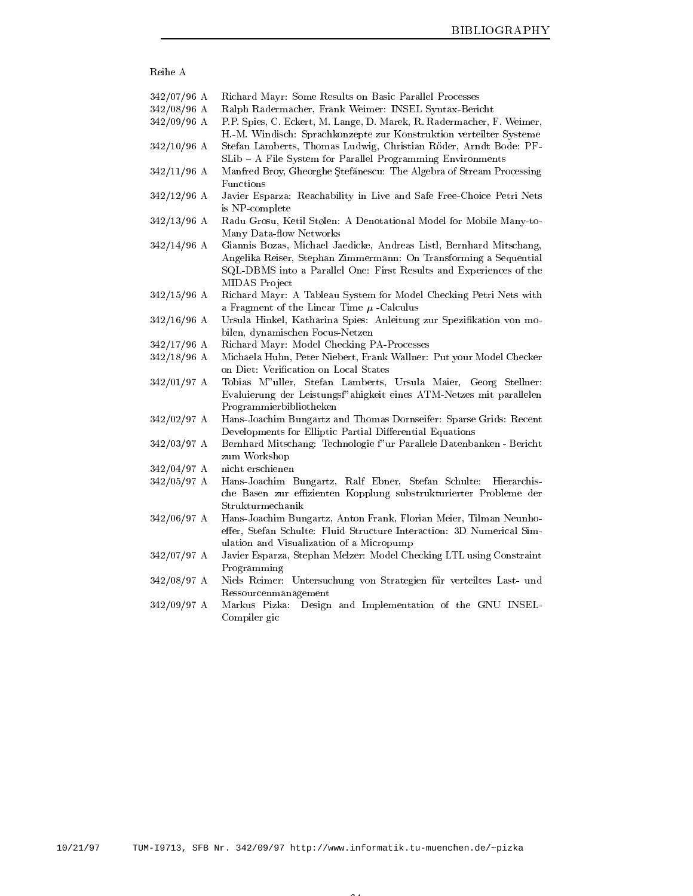Reihe A

| | |
|---|---|
| 342/07/96 A | Richard Mayr: Some Results on Basic Parallel Processes |
| 342/08/96 A | Ralph Radermacher, Frank Weimer: INSEL Syntax-Bericht |
| 342/09/96 A | P.P. Spies, C. Eckert, M. Lange, D. Marek, R. Radermacher, F. Weimer, H.-M. Windisch: Sprachkonzepte zur Konstruktion verteilter Systeme |
| 342/10/96 A | Stefan Lamberts, Thomas Ludwig, Christian Röder, Arndt Bode: PFSLib – A File System for Parallel Programming Environments |
| 342/11/96 A | Manfred Broy, Gheorghe Ştefănescu: The Algebra of Stream Processing Functions |
| 342/12/96 A | Javier Esparza: Reachability in Live and Safe Free-Choice Petri Nets is NP-complete |
| 342/13/96 A | Radu Grosu, Ketil Stølen: A Denotational Model for Mobile Many-to-Many Data-flow Networks |
| 342/14/96 A | Giannis Bozas, Michael Jaedicke, Andreas Listl, Bernhard Mitschang, Angelika Reiser, Stephan Zimmermann: On Transforming a Sequential SQL-DBMS into a Parallel One: First Results and Experiences of the MIDAS Project |
| 342/15/96 A | Richard Mayr: A Tableau System for Model Checking Petri Nets with a Fragment of the Linear Time $\mu$ -Calculus |
| 342/16/96 A | Ursula Hinkel, Katharina Spies: Anleitung zur Spezifikation von mobilen, dynamischen Focus-Netzen |
| 342/17/96 A | Richard Mayr: Model Checking PA-Processes |
| 342/18/96 A | Michaela Huhn, Peter Niebert, Frank Wallner: Put your Model Checker on Diet: Verification on Local States |
| 342/01/97 A | Tobias M"uller, Stefan Lamberts, Ursula Maier, Georg Stellner: Evaluierung der Leistungsf"ahigkeit eines ATM-Netzes mit parallelen Programmierbibliotheken |
| 342/02/97 A | Hans-Joachim Bungartz and Thomas Dornseifer: Sparse Grids: Recent Developments for Elliptic Partial Differential Equations |
| 342/03/97 A | Bernhard Mitschang: Technologie f"ur Parallele Datenbanken - Bericht zum Workshop |
| 342/04/97 A | nicht erschienen |
| 342/05/97 A | Hans-Joachim Bungartz, Ralf Ebner, Stefan Schulte: Hierarchische Basen zur effizienten Kopplung substrukturierter Probleme der Strukturmechanik |
| 342/06/97 A | Hans-Joachim Bungartz, Anton Frank, Florian Meier, Tilman Neunhoeffer, Stefan Schulte: Fluid Structure Interaction: 3D Numerical Simulation and Visualization of a Micropump |
| 342/07/97 A | Javier Esparza, Stephan Melzer: Model Checking LTL using Constraint Programming |
| 342/08/97 A | Niels Reimer: Untersuchung von Strategien für verteiltes Last- und Ressourcenmanagement |
| 342/09/97 A | Markus Pizka: Design and Implementation of the GNU INSEL-Compiler gic |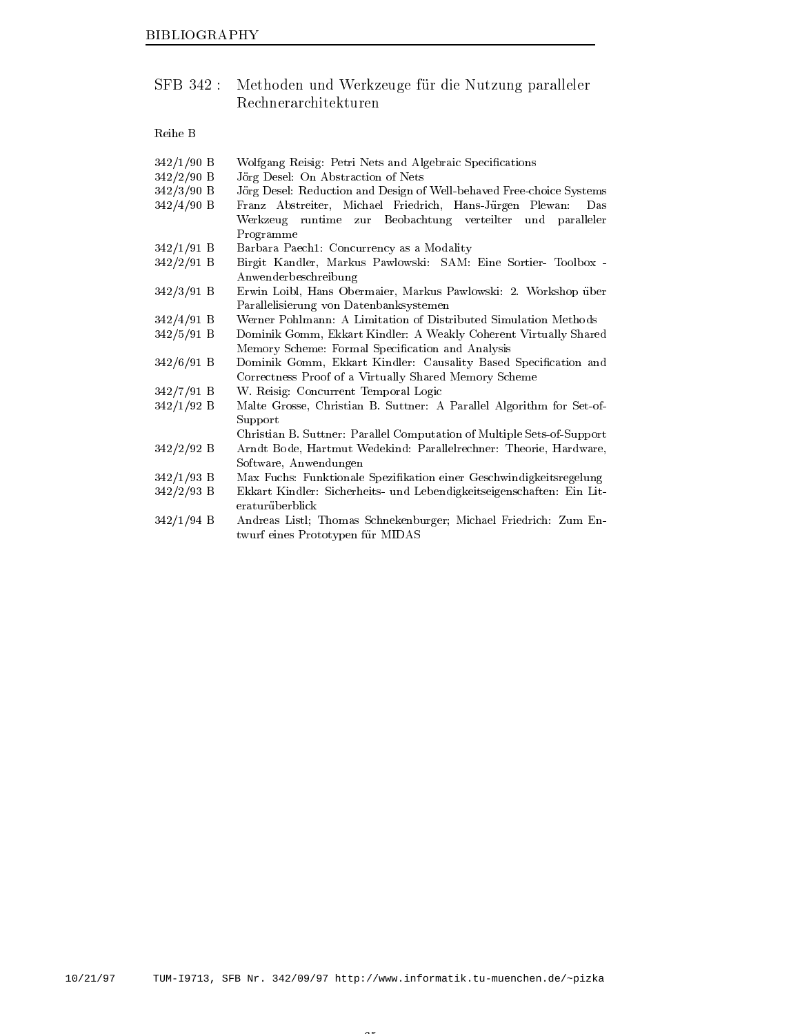## SFB 342 : Methoden und Werkzeuge für die Nutzung paralleler Rechnerarchitekturen

Reihe B

| | |
|---|---|
| 342/1/90 B | Wolfgang Reisig: Petri Nets and Algebraic Specifications |
| 342/2/90 B | Jörg Desel: On Abstraction of Nets |
| 342/3/90 B | Jörg Desel: Reduction and Design of Well-behaved Free-choice Systems |
| 342/4/90 B | Franz Abstreiter, Michael Friedrich, Hans-Jürgen Plewan: Das Werkzeug runtime zur Beobachtung verteilter und paralleler Programme |
| 342/1/91 B | Barbara Paech1: Concurrency as a Modality |
| 342/2/91 B | Birgit Kandler, Markus Pawlowski: SAM: Eine Sortier- Toolbox - Anwenderbeschreibung |
| 342/3/91 B | Erwin Loibl, Hans Obermaier, Markus Pawlowski: 2. Workshop über Parallelisierung von Datenbanksystemen |
| 342/4/91 B | Werner Pohlmann: A Limitation of Distributed Simulation Methods |
| 342/5/91 B | Dominik Gomm, Ekkart Kindler: A Weakly Coherent Virtually Shared Memory Scheme: Formal Specification and Analysis |
| 342/6/91 B | Dominik Gomm, Ekkart Kindler: Causality Based Specification and Correctness Proof of a Virtually Shared Memory Scheme |
| 342/7/91 B | W. Reisig: Concurrent Temporal Logic |
| 342/1/92 B | Malte Grosse, Christian B. Suttner: A Parallel Algorithm for Set-of-Support<br>Christian B. Suttner: Parallel Computation of Multiple Sets-of-Support |
| 342/2/92 B | Arndt Bode, Hartmut Wedekind: Parallelrechner: Theorie, Hardware, Software, Anwendungen |
| 342/1/93 B | Max Fuchs: Funktionale Spezifikation einer Geschwindigkeitsregelung |
| 342/2/93 B | Ekkart Kindler: Sicherheits- und Lebendigkeitseigenschaften: Ein Literaturüberblick |
| 342/1/94 B | Andreas Listl; Thomas Schnekenburger; Michael Friedrich: Zum Entwurf eines Prototypen für MIDAS |